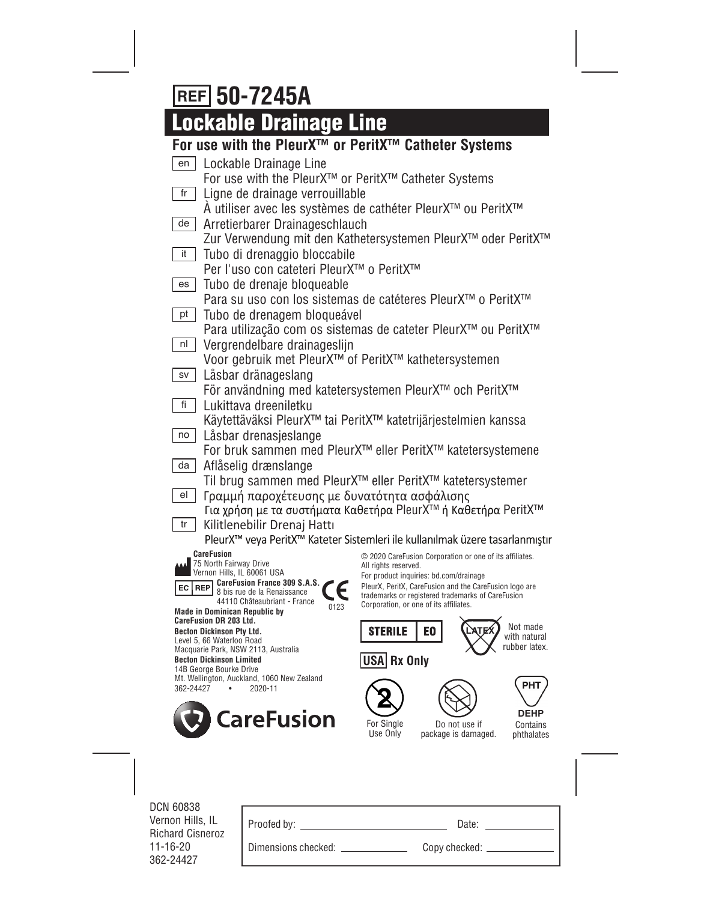# REF 50-7245A

# Lockable Drainage Line

## For use with the PleurX™ or PeritX™ Catheter Systems

en Lockable Drainage Line
For use with the PleurX™ or PeritX™ Catheter Systems

fr Ligne de drainage verrouillable
À utiliser avec les systèmes de cathéter PleurX™ ou PeritX™

de Arretierbarer Drainageschlauch
Zur Verwendung mit den Kathetersystemen PleurX™ oder PeritX™

it Tubo di drenaggio bloccabile
Per l'uso con cateteri PleurX™ o PeritX™

es Tubo de drenaje bloqueable
Para su uso con los sistemas de catéteres PleurX™ o PeritX™

pt Tubo de drenagem bloqueável
Para utilização com os sistemas de cateter PleurX™ ou PeritX™

nl Vergrendelbare drainageslijn
Voor gebruik met PleurX™ of PeritX™ kathetersystemen

sv Låsbar dränageslang
För användning med katetersystemen PleurX™ och PeritX™

fi Lukittava dreeniletku
Käytettäväksi PleurX™ tai PeritX™ katetrijärjestelmien kanssa

no Låsbar drenasjeslange
For bruk sammen med PleurX™ eller PeritX™ katetersystemene

da Aflåselig drænslange
Til brug sammen med PleurX™ eller PeritX™ katetersystemer

el Γραμμή παροχέτευσης με δυνατότητα ασφάλισης
Για χρήση με τα συστήματα Καθετήρα PleurX™ ή Καθετήρα PeritX™

tr Kilitlenebilir Drenaj Hattı
PleurX™ veya PeritX™ Kateter Sistemleri ile kullanılmak üzere tasarlanmıştır

**CareFusion**
75 North Fairway Drive
Vernon Hills, IL 60061 USA

EC REP **CareFusion France 309 S.A.S.**
8 bis rue de la Renaissance
44110 Châteaubriant - France

CE 0123

**Made in Dominican Republic by**
**CareFusion DR 203 Ltd.**

**Becton Dickinson Pty Ltd.**
Level 5, 66 Waterloo Road
Macquarie Park, NSW 2113, Australia

**Becton Dickinson Limited**
14B George Bourke Drive
Mt. Wellington, Auckland, 1060 New Zealand

362-24427 • 2020-11

CareFusion

© 2020 CareFusion Corporation or one of its affiliates. All rights reserved.
For product inquiries: bd.com/drainage
PleurX, PeritX, CareFusion and the CareFusion logo are trademarks or registered trademarks of CareFusion Corporation, or one of its affiliates.

STERILE EO

LATEX Not made with natural rubber latex.

USA Rx Only

For Single Use Only

Do not use if package is damaged.

PHT DEHP Contains phthalates

DCN 60838
Vernon Hills, IL
Richard Cisneroz
11-16-20
362-24427

| Proofed by: | Date: |
|---|---|
| Dimensions checked: | Copy checked: |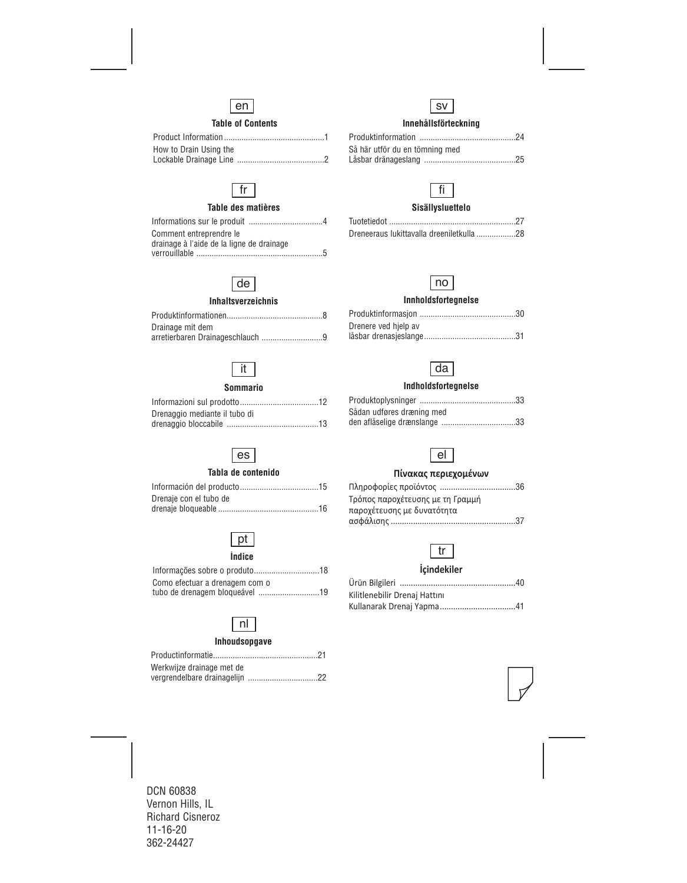en

## Table of Contents

Product Information ............................................1
How to Drain Using the Lockable Drainage Line ........................................2

fr

## Table des matières

Informations sur le produit ..................................4
Comment entreprendre le drainage à l'aide de la ligne de drainage verrouillable ..........................................................5

de

## Inhaltsverzeichnis

Produktinformationen...........................................8
Drainage mit dem arretierbaren Drainageschlauch ............................9

it

## Sommario

Informazioni sul prodotto....................................12
Drenaggio mediante il tubo di drenaggio bloccabile ..........................................13

es

## Tabla de contenido

Información del producto....................................15
Drenaje con el tubo de drenaje bloqueable ..............................................16

pt

## Índice

Informações sobre o produto..............................18
Como efectuar a drenagem com o tubo de drenagem bloqueável ............................19

nl

## Inhoudsopgave

Productinformatie...............................................21
Werkwijze drainage met de vergrendelbare drainagelijn ................................22

sv

## Innehållsförteckning

Produktinformation ............................................24
Så här utför du en tömning med Låsbar dränageslang ..........................................25

fi

## Sisällysluettelo

Tuotetiedot ..........................................................27
Dreneeraus lukittavalla dreeniletkulla ..................28

no

## Innholdsfortegnelse

Produktinformasjon ............................................30
Drenere ved hjelp av låsbar drenasjeslange..........................................31

da

## Indholdsfortegnelse

Produktoplysninger ............................................33
Sådan udføres dræning med den aflåselige drænslange ..................................33

el

## Πίνακας περιεχομένων

Πληροφορίες προϊόντος ..................................36
Τρόπος παροχέτευσης με τη Γραμμή παροχέτευσης με δυνατότητα ασφάλισης .........................................................37

tr

## İçindekiler

Ürün Bilgileri ....................................................40
Kilitlenebilir Drenaj Hattını Kullanarak Drenaj Yapma..................................41

DCN 60838
Vernon Hills, IL
Richard Cisneroz
11-16-20
362-24427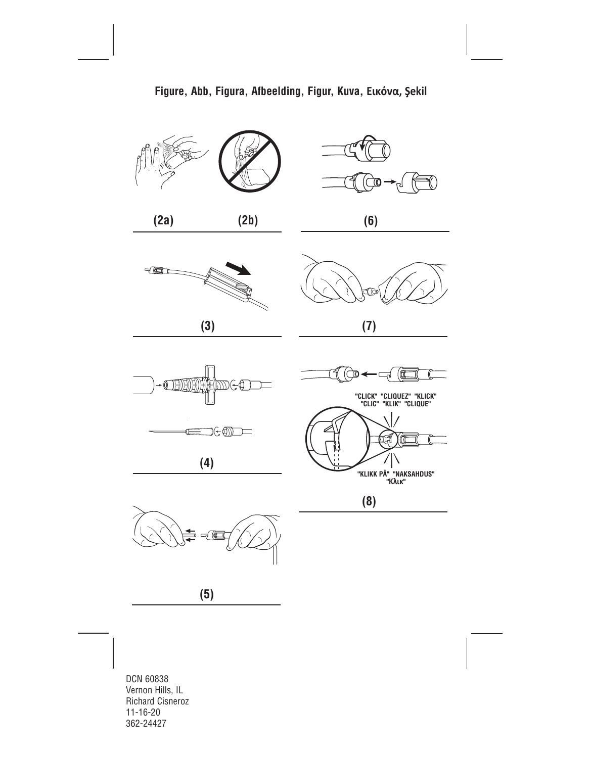**Figure, Abb, Figura, Afbeelding, Figur, Kuva, Εικόνα, Şekil**

(2a) (2b)

(6)

(3)

(7)

"CLICK" "CLIQUEZ" "KLICK" "CLIC" "KLIK" "CLIQUE"

"KLIKK PÅ" "NAKSAHDUS" "Κλικ"

(4)

(8)

(5)

DCN 60838
Vernon Hills, IL
Richard Cisneroz
11-16-20
362-24427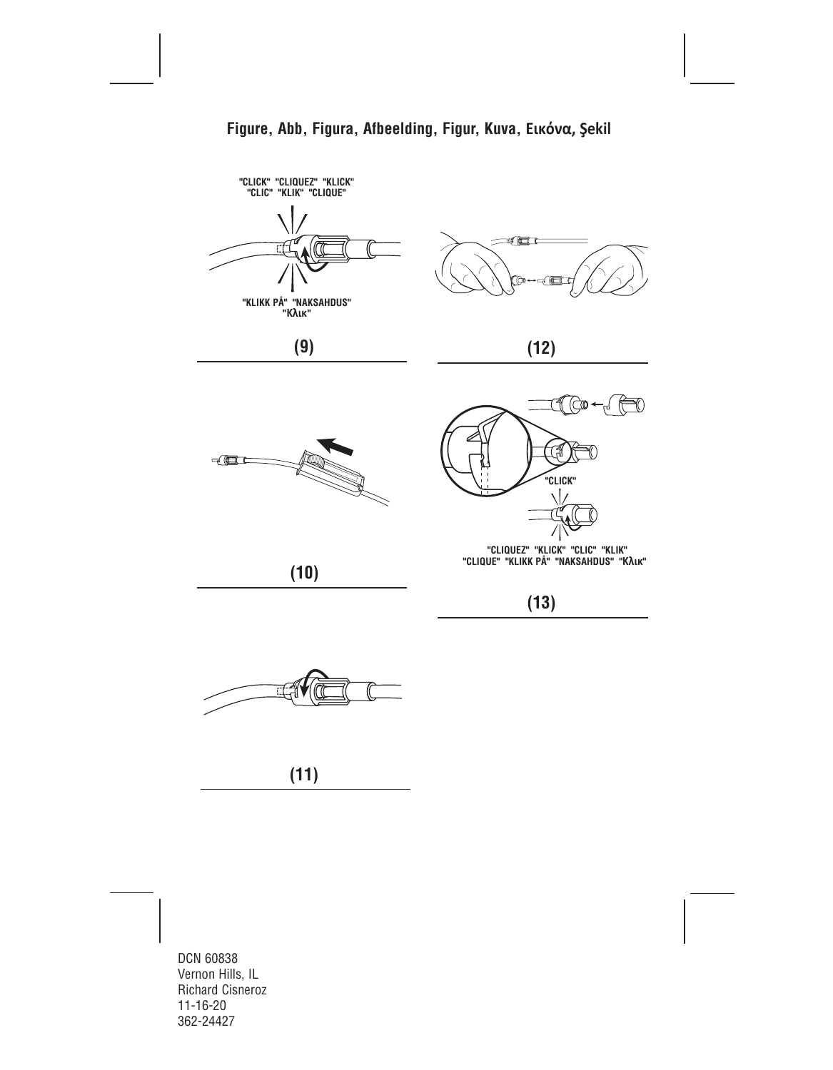**Figure, Abb, Figura, Afbeelding, Figur, Kuva, Εικόνα, Şekil**

"CLICK" "CLIQUEZ" "KLICK" "CLIC" "KLIK" "CLIQUE"

"KLIKK PÅ" "NAKSAHDUS" "Κλικ"

**(9)**

**(12)**

**(10)**

"CLICK"

"CLIQUEZ" "KLICK" "CLIC" "KLIK" "CLIQUE" "KLIKK PÅ" "NAKSAHDUS" "Κλικ"

**(13)**

**(11)**

DCN 60838
Vernon Hills, IL
Richard Cisneroz
11-16-20
362-24427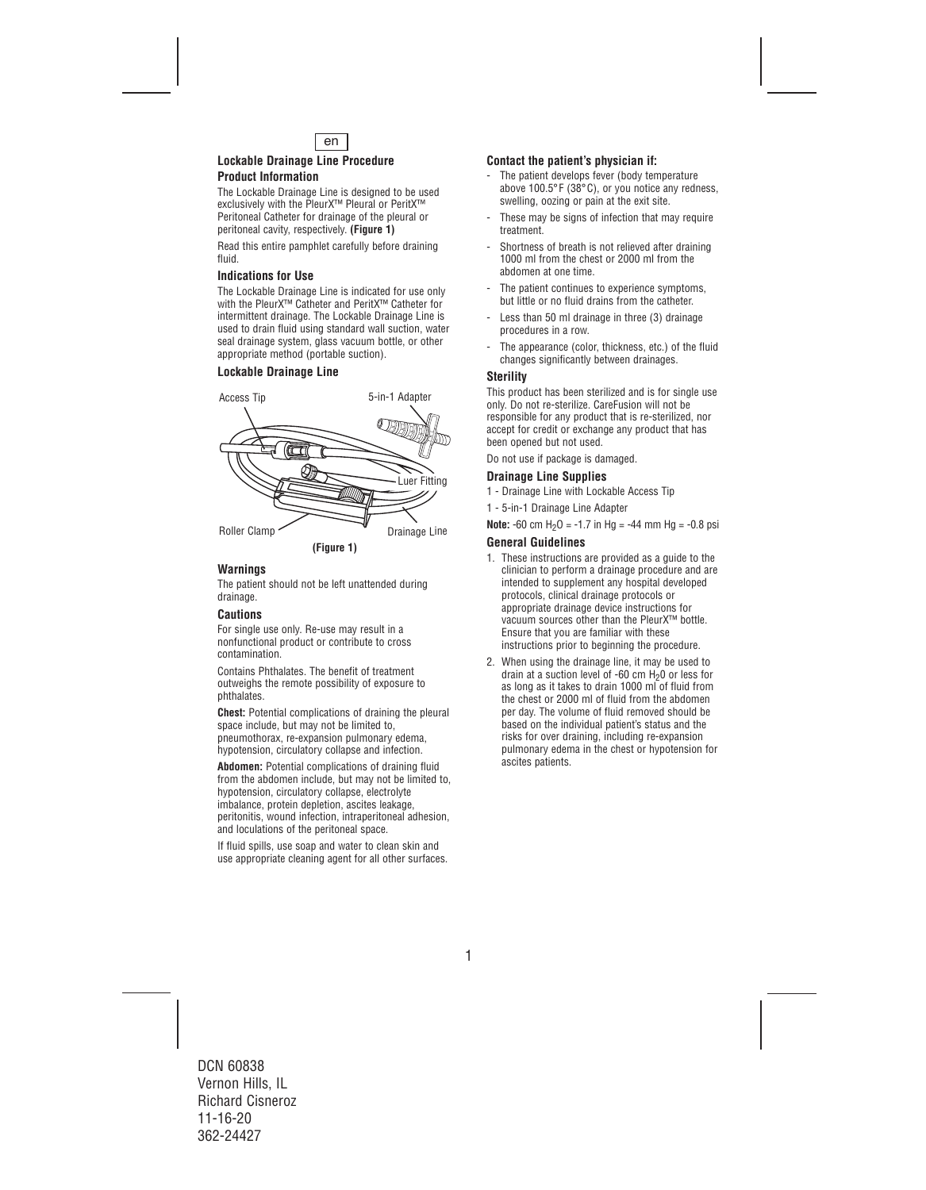en

### Lockable Drainage Line Procedure

### Product Information

The Lockable Drainage Line is designed to be used exclusively with the PleurX™ Pleural or PeritX™ Peritoneal Catheter for drainage of the pleural or peritoneal cavity, respectively. **(Figure 1)**

Read this entire pamphlet carefully before draining fluid.

### Indications for Use

The Lockable Drainage Line is indicated for use only with the PleurX™ Catheter and PeritX™ Catheter for intermittent drainage. The Lockable Drainage Line is used to drain fluid using standard wall suction, water seal drainage system, glass vacuum bottle, or other appropriate method (portable suction).

### Lockable Drainage Line

Access Tip

5-in-1 Adapter

Luer Fitting

Roller Clamp

Drainage Line

**(Figure 1)**

### Warnings

The patient should not be left unattended during drainage.

### Cautions

For single use only. Re-use may result in a nonfunctional product or contribute to cross contamination.

Contains Phthalates. The benefit of treatment outweighs the remote possibility of exposure to phthalates.

**Chest:** Potential complications of draining the pleural space include, but may not be limited to, pneumothorax, re-expansion pulmonary edema, hypotension, circulatory collapse and infection.

**Abdomen:** Potential complications of draining fluid from the abdomen include, but may not be limited to, hypotension, circulatory collapse, electrolyte imbalance, protein depletion, ascites leakage, peritonitis, wound infection, intraperitoneal adhesion, and loculations of the peritoneal space.

If fluid spills, use soap and water to clean skin and use appropriate cleaning agent for all other surfaces.

### Contact the patient's physician if:

- The patient develops fever (body temperature above 100.5°F (38°C), or you notice any redness, swelling, oozing or pain at the exit site.
- These may be signs of infection that may require treatment.
- Shortness of breath is not relieved after draining 1000 ml from the chest or 2000 ml from the abdomen at one time.
- The patient continues to experience symptoms, but little or no fluid drains from the catheter.
- Less than 50 ml drainage in three (3) drainage procedures in a row.
- The appearance (color, thickness, etc.) of the fluid changes significantly between drainages.

### Sterility

This product has been sterilized and is for single use only. Do not re-sterilize. CareFusion will not be responsible for any product that is re-sterilized, nor accept for credit or exchange any product that has been opened but not used.

Do not use if package is damaged.

### Drainage Line Supplies

1 - Drainage Line with Lockable Access Tip

1 - 5-in-1 Drainage Line Adapter

**Note:** -60 cm $H_2O$ = -1.7 in Hg = -44 mm Hg = -0.8 psi

### General Guidelines

1. These instructions are provided as a guide to the clinician to perform a drainage procedure and are intended to supplement any hospital developed protocols, clinical drainage protocols or appropriate drainage device instructions for vacuum sources other than the PleurX™ bottle. Ensure that you are familiar with these instructions prior to beginning the procedure.
2. When using the drainage line, it may be used to drain at a suction level of -60 cm $H_20$ or less for as long as it takes to drain 1000 ml of fluid from the chest or 2000 ml of fluid from the abdomen per day. The volume of fluid removed should be based on the individual patient's status and the risks for over draining, including re-expansion pulmonary edema in the chest or hypotension for ascites patients.

DCN 60838
Vernon Hills, IL
Richard Cisneroz
11-16-20
362-24427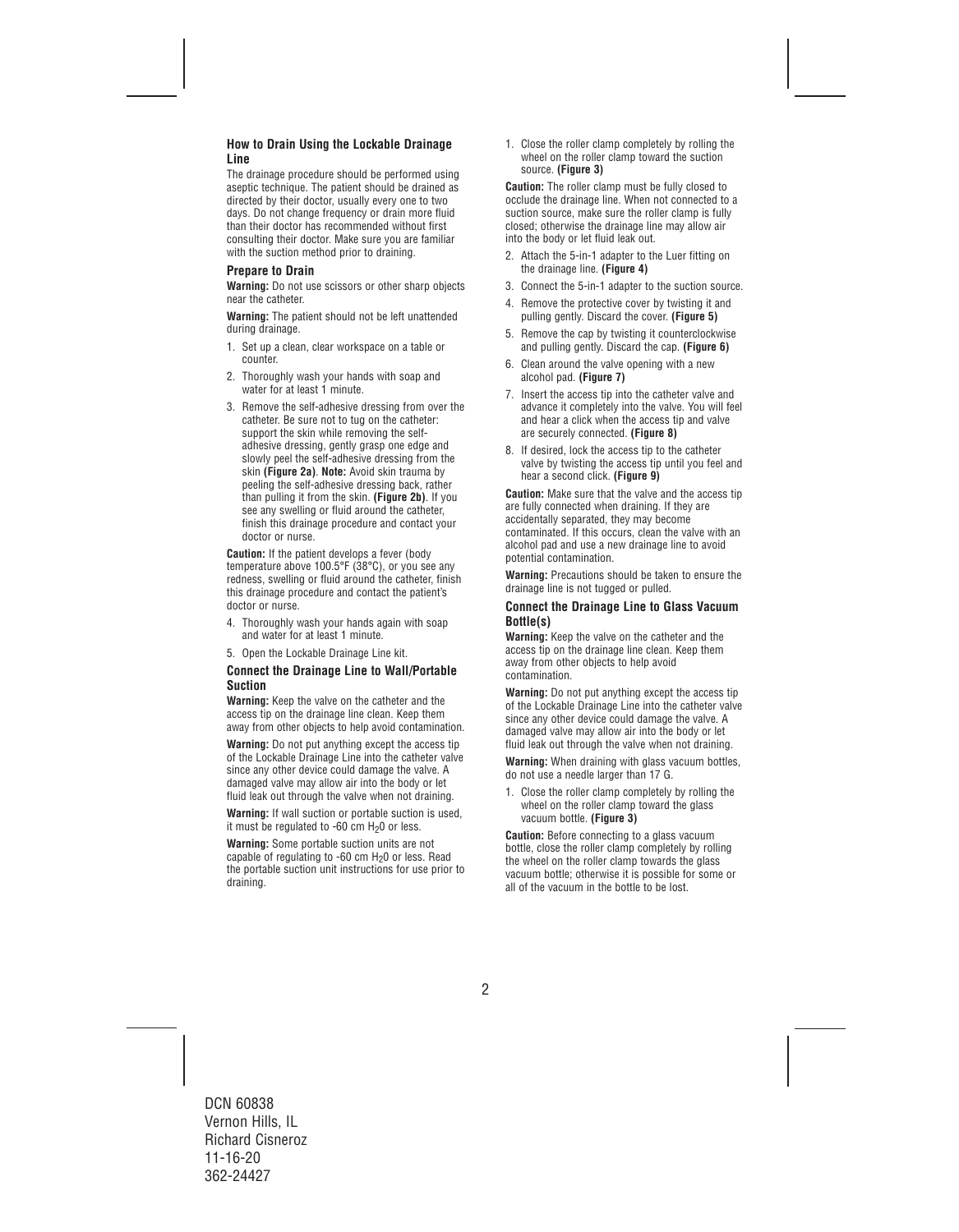### How to Drain Using the Lockable Drainage Line

The drainage procedure should be performed using aseptic technique. The patient should be drained as directed by their doctor, usually every one to two days. Do not change frequency or drain more fluid than their doctor has recommended without first consulting their doctor. Make sure you are familiar with the suction method prior to draining.

#### Prepare to Drain

**Warning:** Do not use scissors or other sharp objects near the catheter.

**Warning:** The patient should not be left unattended during drainage.

1. Set up a clean, clear workspace on a table or counter.
2. Thoroughly wash your hands with soap and water for at least 1 minute.
3. Remove the self-adhesive dressing from over the catheter. Be sure not to tug on the catheter: support the skin while removing the self-adhesive dressing, gently grasp one edge and slowly peel the self-adhesive dressing from the skin **(Figure 2a)**. **Note:** Avoid skin trauma by peeling the self-adhesive dressing back, rather than pulling it from the skin. **(Figure 2b)**. If you see any swelling or fluid around the catheter, finish this drainage procedure and contact your doctor or nurse.

**Caution:** If the patient develops a fever (body temperature above 100.5°F (38°C), or you see any redness, swelling or fluid around the catheter, finish this drainage procedure and contact the patient's doctor or nurse.

4. Thoroughly wash your hands again with soap and water for at least 1 minute.
5. Open the Lockable Drainage Line kit.

#### Connect the Drainage Line to Wall/Portable Suction

**Warning:** Keep the valve on the catheter and the access tip on the drainage line clean. Keep them away from other objects to help avoid contamination.

**Warning:** Do not put anything except the access tip of the Lockable Drainage Line into the catheter valve since any other device could damage the valve. A damaged valve may allow air into the body or let fluid leak out through the valve when not draining.

**Warning:** If wall suction or portable suction is used, it must be regulated to -60 cm $H_2O$ or less.

**Warning:** Some portable suction units are not capable of regulating to -60 cm $H_2O$ or less. Read the portable suction unit instructions for use prior to draining.

1. Close the roller clamp completely by rolling the wheel on the roller clamp toward the suction source. **(Figure 3)**

**Caution:** The roller clamp must be fully closed to occlude the drainage line. When not connected to a suction source, make sure the roller clamp is fully closed; otherwise the drainage line may allow air into the body or let fluid leak out.

2. Attach the 5-in-1 adapter to the Luer fitting on the drainage line. **(Figure 4)**
3. Connect the 5-in-1 adapter to the suction source.
4. Remove the protective cover by twisting it and pulling gently. Discard the cover. **(Figure 5)**
5. Remove the cap by twisting it counterclockwise and pulling gently. Discard the cap. **(Figure 6)**
6. Clean around the valve opening with a new alcohol pad. **(Figure 7)**
7. Insert the access tip into the catheter valve and advance it completely into the valve. You will feel and hear a click when the access tip and valve are securely connected. **(Figure 8)**
8. If desired, lock the access tip to the catheter valve by twisting the access tip until you feel and hear a second click. **(Figure 9)**

**Caution:** Make sure that the valve and the access tip are fully connected when draining. If they are accidentally separated, they may become contaminated. If this occurs, clean the valve with an alcohol pad and use a new drainage line to avoid potential contamination.

**Warning:** Precautions should be taken to ensure the drainage line is not tugged or pulled.

#### Connect the Drainage Line to Glass Vacuum Bottle(s)

**Warning:** Keep the valve on the catheter and the access tip on the drainage line clean. Keep them away from other objects to help avoid contamination.

**Warning:** Do not put anything except the access tip of the Lockable Drainage Line into the catheter valve since any other device could damage the valve. A damaged valve may allow air into the body or let fluid leak out through the valve when not draining.

**Warning:** When draining with glass vacuum bottles, do not use a needle larger than 17 G.

1. Close the roller clamp completely by rolling the wheel on the roller clamp toward the glass vacuum bottle. **(Figure 3)**

**Caution:** Before connecting to a glass vacuum bottle, close the roller clamp completely by rolling the wheel on the roller clamp towards the glass vacuum bottle; otherwise it is possible for some or all of the vacuum in the bottle to be lost.

DCN 60838
Vernon Hills, IL
Richard Cisneroz
11-16-20
362-24427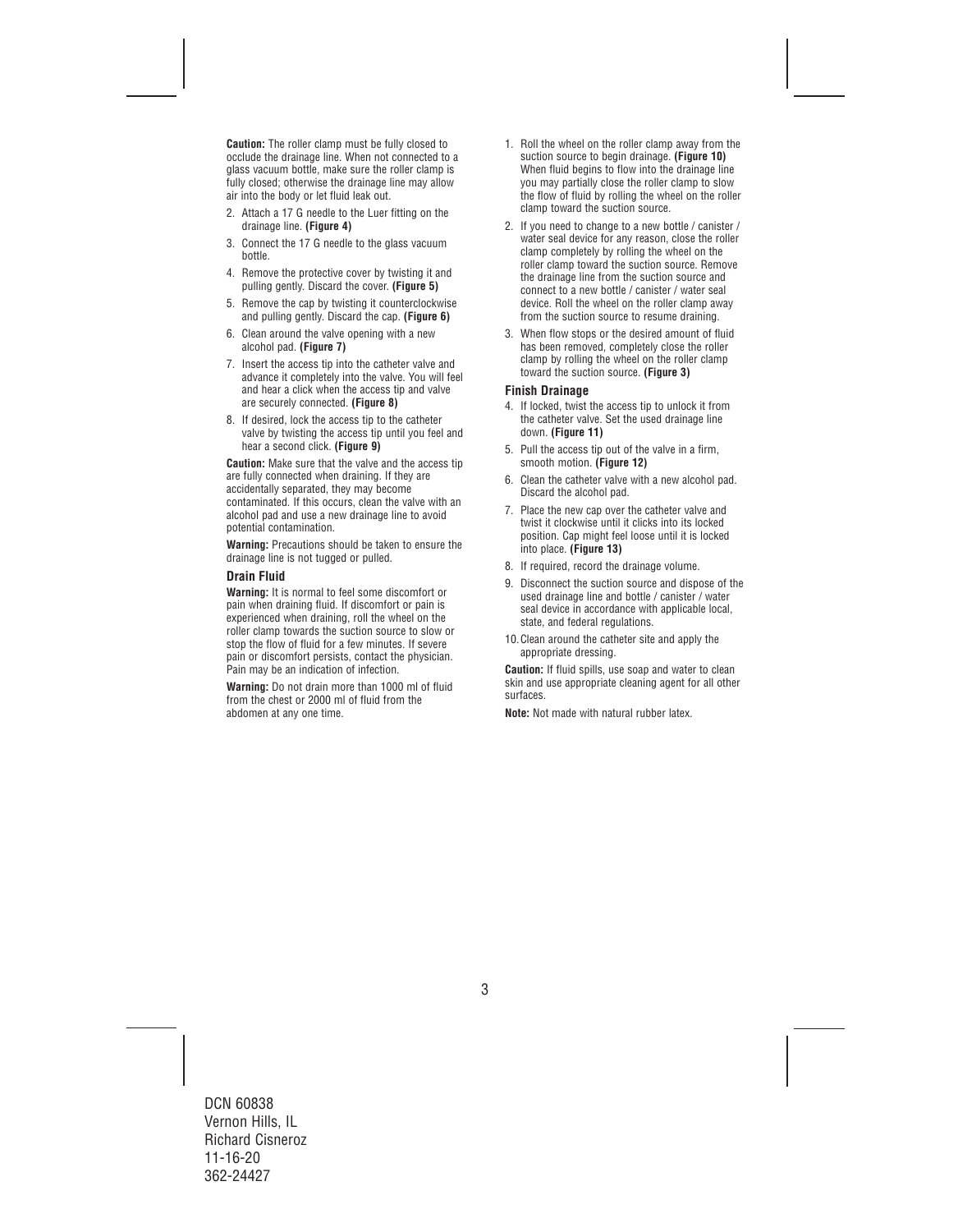**Caution:** The roller clamp must be fully closed to occlude the drainage line. When not connected to a glass vacuum bottle, make sure the roller clamp is fully closed; otherwise the drainage line may allow air into the body or let fluid leak out.

2. Attach a 17 G needle to the Luer fitting on the drainage line. **(Figure 4)**
3. Connect the 17 G needle to the glass vacuum bottle.
4. Remove the protective cover by twisting it and pulling gently. Discard the cover. **(Figure 5)**
5. Remove the cap by twisting it counterclockwise and pulling gently. Discard the cap. **(Figure 6)**
6. Clean around the valve opening with a new alcohol pad. **(Figure 7)**
7. Insert the access tip into the catheter valve and advance it completely into the valve. You will feel and hear a click when the access tip and valve are securely connected. **(Figure 8)**
8. If desired, lock the access tip to the catheter valve by twisting the access tip until you feel and hear a second click. **(Figure 9)**

**Caution:** Make sure that the valve and the access tip are fully connected when draining. If they are accidentally separated, they may become contaminated. If this occurs, clean the valve with an alcohol pad and use a new drainage line to avoid potential contamination.

**Warning:** Precautions should be taken to ensure the drainage line is not tugged or pulled.

#### Drain Fluid

**Warning:** It is normal to feel some discomfort or pain when draining fluid. If discomfort or pain is experienced when draining, roll the wheel on the roller clamp towards the suction source to slow or stop the flow of fluid for a few minutes. If severe pain or discomfort persists, contact the physician. Pain may be an indication of infection.

**Warning:** Do not drain more than 1000 ml of fluid from the chest or 2000 ml of fluid from the abdomen at any one time.

1. Roll the wheel on the roller clamp away from the suction source to begin drainage. **(Figure 10)** When fluid begins to flow into the drainage line you may partially close the roller clamp to slow the flow of fluid by rolling the wheel on the roller clamp toward the suction source.
2. If you need to change to a new bottle / canister / water seal device for any reason, close the roller clamp completely by rolling the wheel on the roller clamp toward the suction source. Remove the drainage line from the suction source and connect to a new bottle / canister / water seal device. Roll the wheel on the roller clamp away from the suction source to resume draining.
3. When flow stops or the desired amount of fluid has been removed, completely close the roller clamp by rolling the wheel on the roller clamp toward the suction source. **(Figure 3)**

#### Finish Drainage

4. If locked, twist the access tip to unlock it from the catheter valve. Set the used drainage line down. **(Figure 11)**
5. Pull the access tip out of the valve in a firm, smooth motion. **(Figure 12)**
6. Clean the catheter valve with a new alcohol pad. Discard the alcohol pad.
7. Place the new cap over the catheter valve and twist it clockwise until it clicks into its locked position. Cap might feel loose until it is locked into place. **(Figure 13)**
8. If required, record the drainage volume.
9. Disconnect the suction source and dispose of the used drainage line and bottle / canister / water seal device in accordance with applicable local, state, and federal regulations.
10. Clean around the catheter site and apply the appropriate dressing.

**Caution:** If fluid spills, use soap and water to clean skin and use appropriate cleaning agent for all other surfaces.

**Note:** Not made with natural rubber latex.

DCN 60838
Vernon Hills, IL
Richard Cisneroz
11-16-20
362-24427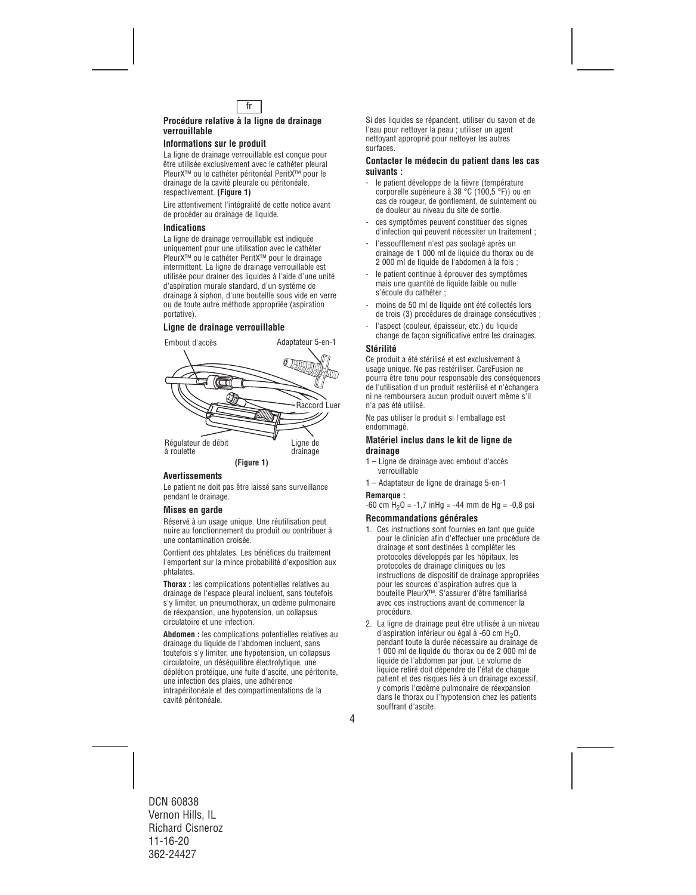fr

## Procédure relative à la ligne de drainage verrouillable

### Informations sur le produit

La ligne de drainage verrouillable est conçue pour être utilisée exclusivement avec le cathéter pleural PleurX™ ou le cathéter péritonéal PeritX™ pour le drainage de la cavité pleurale ou péritonéale, respectivement. **(Figure 1)**

Lire attentivement l'intégralité de cette notice avant de procéder au drainage de liquide.

### Indications

La ligne de drainage verrouillable est indiquée uniquement pour une utilisation avec le cathéter PleurX™ ou le cathéter PeritX™ pour le drainage intermittent. La ligne de drainage verrouillable est utilisée pour drainer des liquides à l'aide d'une unité d'aspiration murale standard, d'un système de drainage à siphon, d'une bouteille sous vide en verre ou de toute autre méthode appropriée (aspiration portative).

### Ligne de drainage verrouillable

Embout d'accès

Adaptateur 5-en-1

Raccord Luer

Régulateur de débit à roulette

Ligne de drainage

**(Figure 1)**

### Avertissements

Le patient ne doit pas être laissé sans surveillance pendant le drainage.

### Mises en garde

Réservé à un usage unique. Une réutilisation peut nuire au fonctionnement du produit ou contribuer à une contamination croisée.

Contient des phtalates. Les bénéfices du traitement l'emportent sur la mince probabilité d'exposition aux phtalates.

**Thorax :** les complications potentielles relatives au drainage de l'espace pleural incluent, sans toutefois s'y limiter, un pneumothorax, un œdème pulmonaire de réexpansion, une hypotension, un collapsus circulatoire et une infection.

**Abdomen :** les complications potentielles relatives au drainage du liquide de l'abdomen incluent, sans toutefois s'y limiter, une hypotension, un collapsus circulatoire, un déséquilibre électrolytique, une déplétion protéique, une fuite d'ascite, une péritonite, une infection des plaies, une adhérence intrapéritonéale et des compartimentations de la cavité péritonéale.

Si des liquides se répandent, utiliser du savon et de l'eau pour nettoyer la peau ; utiliser un agent nettoyant approprié pour nettoyer les autres surfaces.

### Contacter le médecin du patient dans les cas suivants :

- le patient développe de la fièvre (température corporelle supérieure à 38 °C (100,5 °F)) ou en cas de rougeur, de gonflement, de suintement ou de douleur au niveau du site de sortie.
- ces symptômes peuvent constituer des signes d'infection qui peuvent nécessiter un traitement ;
- l'essoufflement n'est pas soulagé après un drainage de 1 000 ml de liquide du thorax ou de 2 000 ml de liquide de l'abdomen à la fois ;
- le patient continue à éprouver des symptômes mais une quantité de liquide faible ou nulle s'écoule du cathéter ;
- moins de 50 ml de liquide ont été collectés lors de trois (3) procédures de drainage consécutives ;
- l'aspect (couleur, épaisseur, etc.) du liquide change de façon significative entre les drainages.

### Stérilité

Ce produit a été stérilisé et est exclusivement à usage unique. Ne pas restériliser. CareFusion ne pourra être tenu pour responsable des conséquences de l'utilisation d'un produit restérilisé et n'échangera ni ne remboursera aucun produit ouvert même s'il n'a pas été utilisé.

Ne pas utiliser le produit si l'emballage est endommagé.

### Matériel inclus dans le kit de ligne de drainage

1 – Ligne de drainage avec embout d'accès verrouillable

1 – Adaptateur de ligne de drainage 5-en-1

**Remarque :**

-60 cm $H_2O$ = -1,7 inHg = -44 mm de Hg = -0,8 psi

### Recommandations générales

1. Ces instructions sont fournies en tant que guide pour le clinicien afin d'effectuer une procédure de drainage et sont destinées à compléter les protocoles développés par les hôpitaux, les protocoles de drainage cliniques ou les instructions de dispositif de drainage appropriées pour les sources d'aspiration autres que la bouteille PleurX™. S'assurer d'être familiarisé avec ces instructions avant de commencer la procédure.
2. La ligne de drainage peut être utilisée à un niveau d'aspiration inférieur ou égal à -60 cm $H_2O$, pendant toute la durée nécessaire au drainage de 1 000 ml de liquide du thorax ou de 2 000 ml de liquide de l'abdomen par jour. Le volume de liquide retiré doit dépendre de l'état de chaque patient et des risques liés à un drainage excessif, y compris l'œdème pulmonaire de réexpansion dans le thorax ou l'hypotension chez les patients souffrant d'ascite.

DCN 60838
Vernon Hills, IL
Richard Cisneroz
11-16-20
362-24427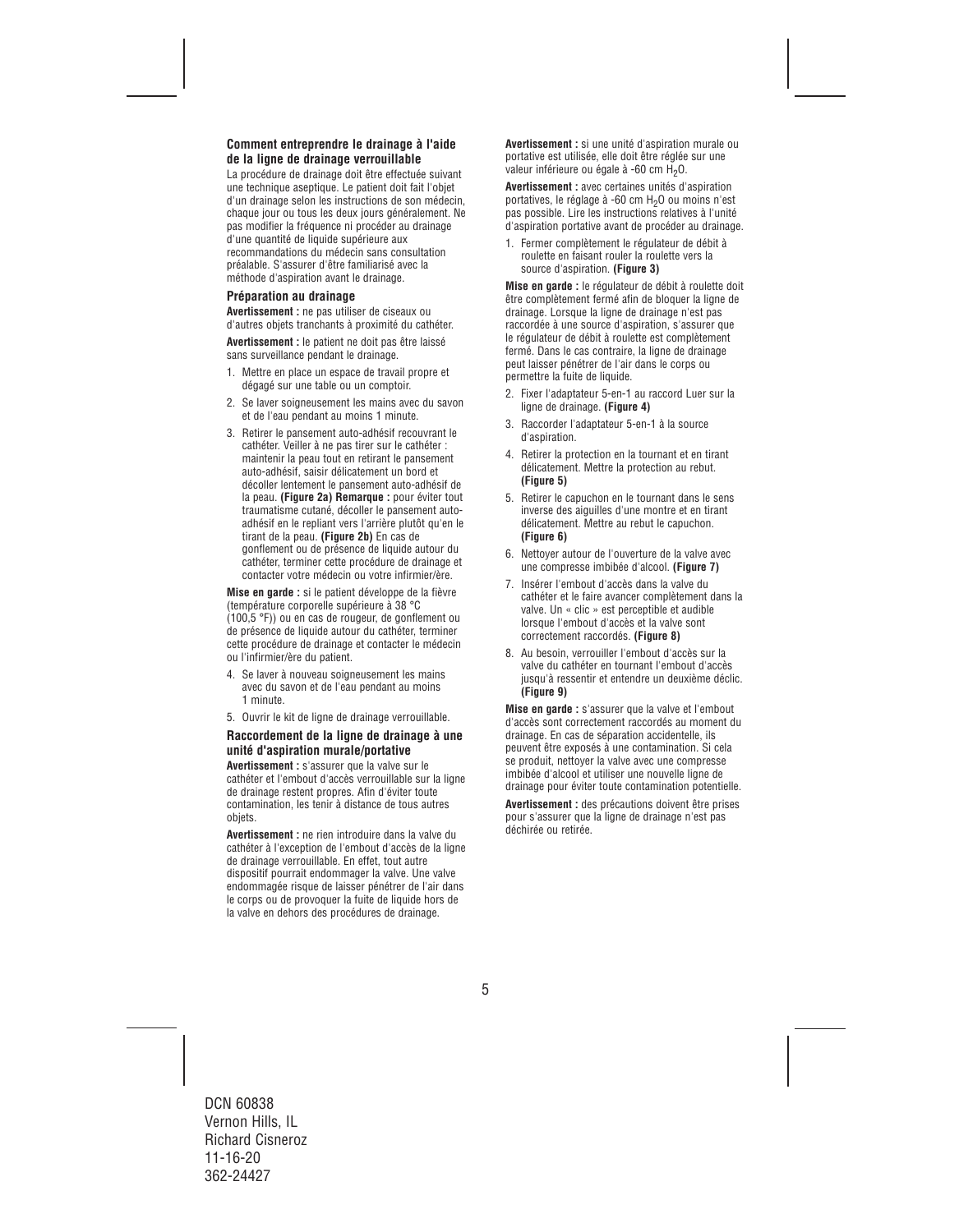### Comment entreprendre le drainage à l'aide de la ligne de drainage verrouillable

La procédure de drainage doit être effectuée suivant une technique aseptique. Le patient doit fait l'objet d'un drainage selon les instructions de son médecin, chaque jour ou tous les deux jours généralement. Ne pas modifier la fréquence ni procéder au drainage d'une quantité de liquide supérieure aux recommandations du médecin sans consultation préalable. S'assurer d'être familiarisé avec la méthode d'aspiration avant le drainage.

#### Préparation au drainage

**Avertissement :** ne pas utiliser de ciseaux ou d'autres objets tranchants à proximité du cathéter.

**Avertissement :** le patient ne doit pas être laissé sans surveillance pendant le drainage.

1. Mettre en place un espace de travail propre et dégagé sur une table ou un comptoir.
2. Se laver soigneusement les mains avec du savon et de l'eau pendant au moins 1 minute.
3. Retirer le pansement auto-adhésif recouvrant le cathéter. Veiller à ne pas tirer sur le cathéter : maintenir la peau tout en retirant le pansement auto-adhésif, saisir délicatement un bord et décoller lentement le pansement auto-adhésif de la peau. **(Figure 2a) Remarque :** pour éviter tout traumatisme cutané, décoller le pansement auto-adhésif en le repliant vers l'arrière plutôt qu'en le tirant de la peau. **(Figure 2b)** En cas de gonflement ou de présence de liquide autour du cathéter, terminer cette procédure de drainage et contacter votre médecin ou votre infirmier/ère.

**Mise en garde :** si le patient développe de la fièvre (température corporelle supérieure à 38 °C (100,5 °F)) ou en cas de rougeur, de gonflement ou de présence de liquide autour du cathéter, terminer cette procédure de drainage et contacter le médecin ou l'infirmier/ère du patient.

4. Se laver à nouveau soigneusement les mains avec du savon et de l'eau pendant au moins 1 minute.
5. Ouvrir le kit de ligne de drainage verrouillable.

#### Raccordement de la ligne de drainage à une unité d'aspiration murale/portative

**Avertissement :** s'assurer que la valve sur le cathéter et l'embout d'accès verrouillable sur la ligne de drainage restent propres. Afin d'éviter toute contamination, les tenir à distance de tous autres objets.

**Avertissement :** ne rien introduire dans la valve du cathéter à l'exception de l'embout d'accès de la ligne de drainage verrouillable. En effet, tout autre dispositif pourrait endommager la valve. Une valve endommagée risque de laisser pénétrer de l'air dans le corps ou de provoquer la fuite de liquide hors de la valve en dehors des procédures de drainage.

**Avertissement :** si une unité d'aspiration murale ou portative est utilisée, elle doit être réglée sur une valeur inférieure ou égale à -60 cm $H_2O$.

**Avertissement :** avec certaines unités d'aspiration portatives, le réglage à -60 cm $H_2O$ ou moins n'est pas possible. Lire les instructions relatives à l'unité d'aspiration portative avant de procéder au drainage.

1. Fermer complètement le régulateur de débit à roulette en faisant rouler la roulette vers la source d'aspiration. **(Figure 3)**

**Mise en garde :** le régulateur de débit à roulette doit être complètement fermé afin de bloquer la ligne de drainage. Lorsque la ligne de drainage n'est pas raccordée à une source d'aspiration, s'assurer que le régulateur de débit à roulette est complètement fermé. Dans le cas contraire, la ligne de drainage peut laisser pénétrer de l'air dans le corps ou permettre la fuite de liquide.

2. Fixer l'adaptateur 5-en-1 au raccord Luer sur la ligne de drainage. **(Figure 4)**
3. Raccorder l'adaptateur 5-en-1 à la source d'aspiration.
4. Retirer la protection en la tournant et en tirant délicatement. Mettre la protection au rebut. **(Figure 5)**
5. Retirer le capuchon en le tournant dans le sens inverse des aiguilles d'une montre et en tirant délicatement. Mettre au rebut le capuchon. **(Figure 6)**
6. Nettoyer autour de l'ouverture de la valve avec une compresse imbibée d'alcool. **(Figure 7)**
7. Insérer l'embout d'accès dans la valve du cathéter et le faire avancer complètement dans la valve. Un « clic » est perceptible et audible lorsque l'embout d'accès et la valve sont correctement raccordés. **(Figure 8)**
8. Au besoin, verrouiller l'embout d'accès sur la valve du cathéter en tournant l'embout d'accès jusqu'à ressentir et entendre un deuxième déclic. **(Figure 9)**

**Mise en garde :** s'assurer que la valve et l'embout d'accès sont correctement raccordés au moment du drainage. En cas de séparation accidentelle, ils peuvent être exposés à une contamination. Si cela se produit, nettoyer la valve avec une compresse imbibée d'alcool et utiliser une nouvelle ligne de drainage pour éviter toute contamination potentielle.

**Avertissement :** des précautions doivent être prises pour s'assurer que la ligne de drainage n'est pas déchirée ou retirée.

DCN 60838
Vernon Hills, IL
Richard Cisneroz
11-16-20
362-24427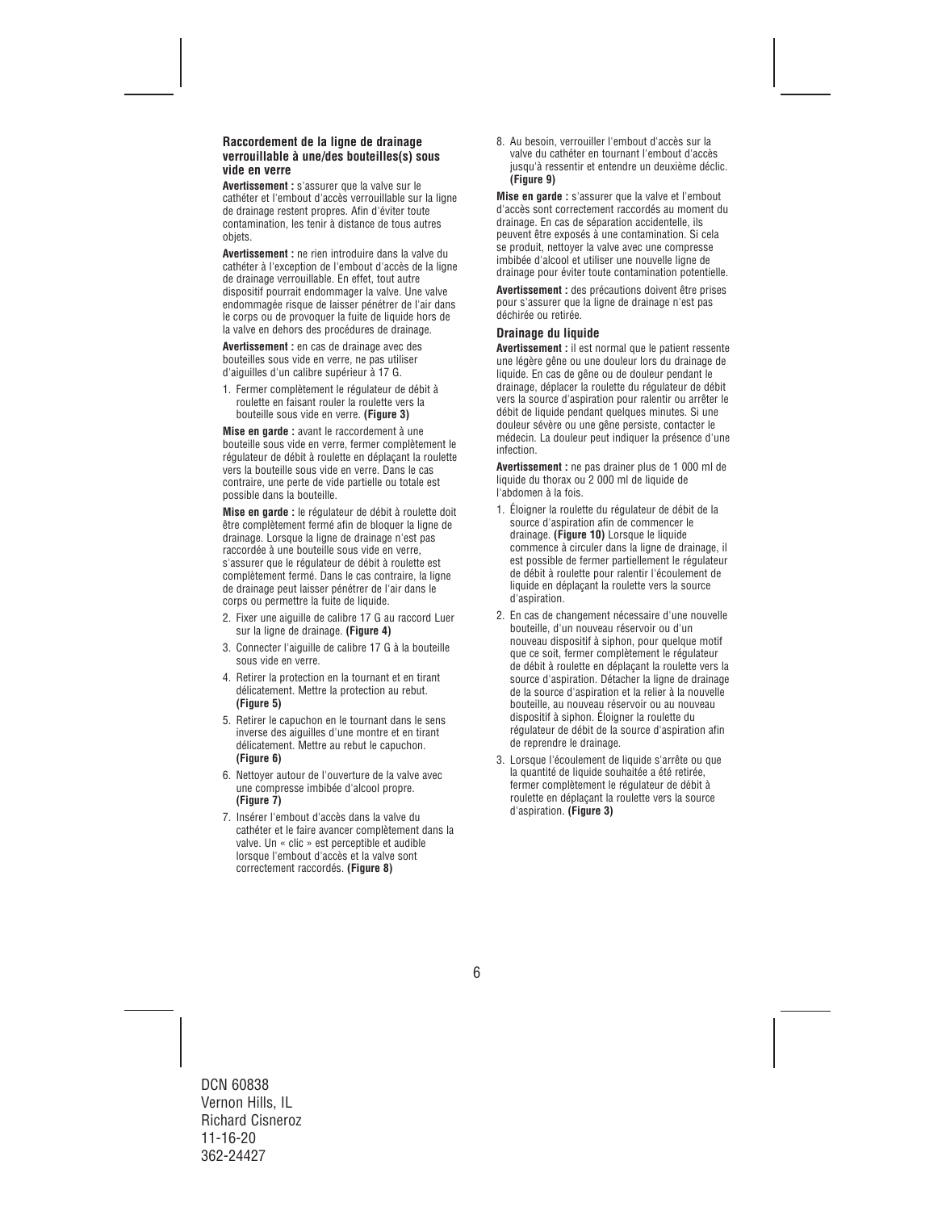### Raccordement de la ligne de drainage verrouillable à une/des bouteilles(s) sous vide en verre

**Avertissement :** s'assurer que la valve sur le cathéter et l'embout d'accès verrouillable sur la ligne de drainage restent propres. Afin d'éviter toute contamination, les tenir à distance de tous autres objets.

**Avertissement :** ne rien introduire dans la valve du cathéter à l'exception de l'embout d'accès de la ligne de drainage verrouillable. En effet, tout autre dispositif pourrait endommager la valve. Une valve endommagée risque de laisser pénétrer de l'air dans le corps ou de provoquer la fuite de liquide hors de la valve en dehors des procédures de drainage.

**Avertissement :** en cas de drainage avec des bouteilles sous vide en verre, ne pas utiliser d'aiguilles d'un calibre supérieur à 17 G.

1. Fermer complètement le régulateur de débit à roulette en faisant rouler la roulette vers la bouteille sous vide en verre. **(Figure 3)**

**Mise en garde :** avant le raccordement à une bouteille sous vide en verre, fermer complètement le régulateur de débit à roulette en déplaçant la roulette vers la bouteille sous vide en verre. Dans le cas contraire, une perte de vide partielle ou totale est possible dans la bouteille.

**Mise en garde :** le régulateur de débit à roulette doit être complètement fermé afin de bloquer la ligne de drainage. Lorsque la ligne de drainage n'est pas raccordée à une bouteille sous vide en verre, s'assurer que le régulateur de débit à roulette est complètement fermé. Dans le cas contraire, la ligne de drainage peut laisser pénétrer de l'air dans le corps ou permettre la fuite de liquide.

2. Fixer une aiguille de calibre 17 G au raccord Luer sur la ligne de drainage. **(Figure 4)**
3. Connecter l'aiguille de calibre 17 G à la bouteille sous vide en verre.
4. Retirer la protection en la tournant et en tirant délicatement. Mettre la protection au rebut. **(Figure 5)**
5. Retirer le capuchon en le tournant dans le sens inverse des aiguilles d'une montre et en tirant délicatement. Mettre au rebut le capuchon. **(Figure 6)**
6. Nettoyer autour de l'ouverture de la valve avec une compresse imbibée d'alcool propre. **(Figure 7)**
7. Insérer l'embout d'accès dans la valve du cathéter et le faire avancer complètement dans la valve. Un « clic » est perceptible et audible lorsque l'embout d'accès et la valve sont correctement raccordés. **(Figure 8)**
8. Au besoin, verrouiller l'embout d'accès sur la valve du cathéter en tournant l'embout d'accès jusqu'à ressentir et entendre un deuxième déclic. **(Figure 9)**

**Mise en garde :** s'assurer que la valve et l'embout d'accès sont correctement raccordés au moment du drainage. En cas de séparation accidentelle, ils peuvent être exposés à une contamination. Si cela se produit, nettoyer la valve avec une compresse imbibée d'alcool et utiliser une nouvelle ligne de drainage pour éviter toute contamination potentielle.

**Avertissement :** des précautions doivent être prises pour s'assurer que la ligne de drainage n'est pas déchirée ou retirée.

### Drainage du liquide

**Avertissement :** il est normal que le patient ressente une légère gêne ou une douleur lors du drainage de liquide. En cas de gêne ou de douleur pendant le drainage, déplacer la roulette du régulateur de débit vers la source d'aspiration pour ralentir ou arrêter le débit de liquide pendant quelques minutes. Si une douleur sévère ou une gêne persiste, contacter le médecin. La douleur peut indiquer la présence d'une infection.

**Avertissement :** ne pas drainer plus de 1 000 ml de liquide du thorax ou 2 000 ml de liquide de l'abdomen à la fois.

1. Éloigner la roulette du régulateur de débit de la source d'aspiration afin de commencer le drainage. **(Figure 10)** Lorsque le liquide commence à circuler dans la ligne de drainage, il est possible de fermer partiellement le régulateur de débit à roulette pour ralentir l'écoulement de liquide en déplaçant la roulette vers la source d'aspiration.
2. En cas de changement nécessaire d'une nouvelle bouteille, d'un nouveau réservoir ou d'un nouveau dispositif à siphon, pour quelque motif que ce soit, fermer complètement le régulateur de débit à roulette en déplaçant la roulette vers la source d'aspiration. Détacher la ligne de drainage de la source d'aspiration et la relier à la nouvelle bouteille, au nouveau réservoir ou au nouveau dispositif à siphon. Éloigner la roulette du régulateur de débit de la source d'aspiration afin de reprendre le drainage.
3. Lorsque l'écoulement de liquide s'arrête ou que la quantité de liquide souhaitée a été retirée, fermer complètement le régulateur de débit à roulette en déplaçant la roulette vers la source d'aspiration. **(Figure 3)**

DCN 60838
Vernon Hills, IL
Richard Cisneroz
11-16-20
362-24427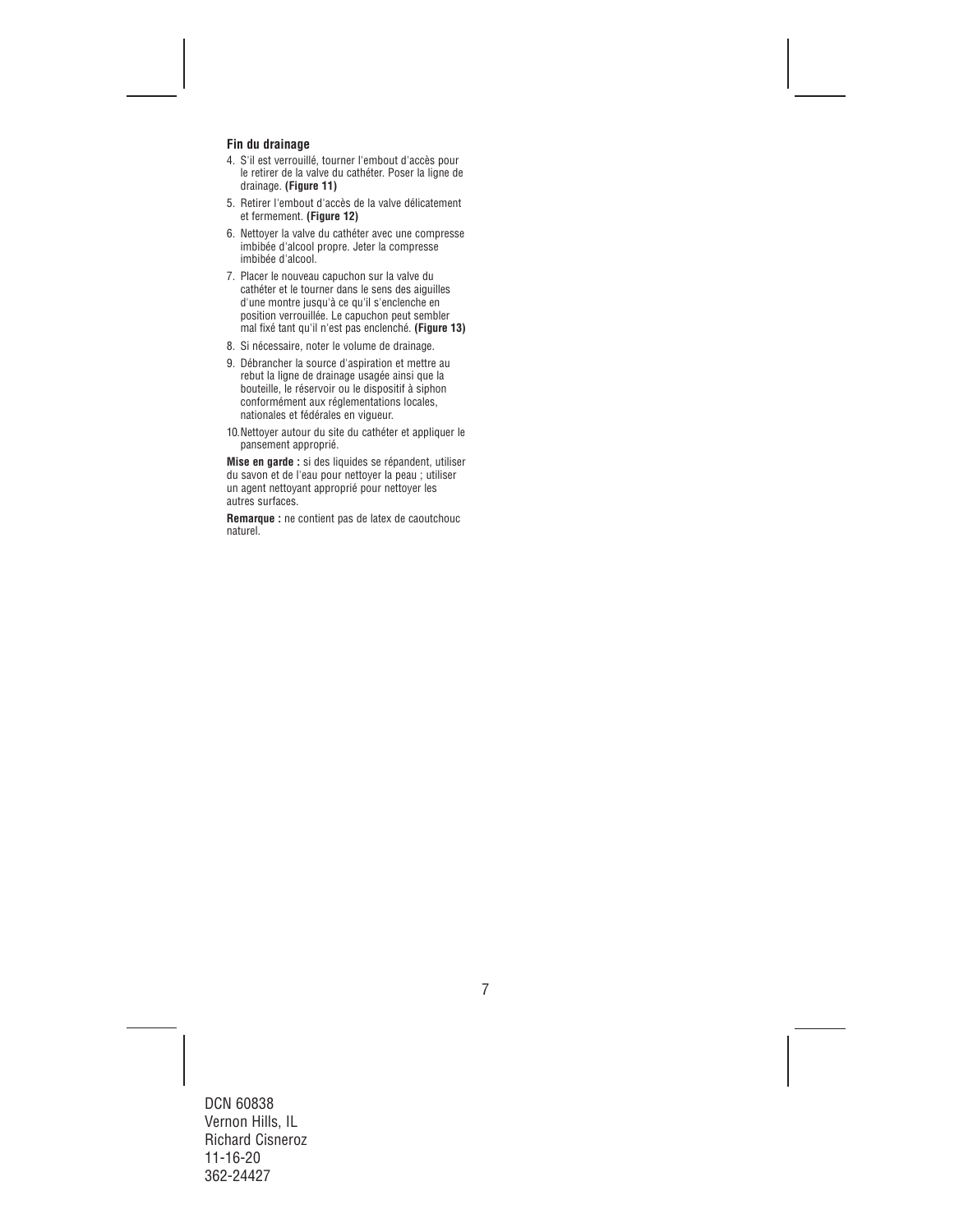### Fin du drainage

4. S'il est verrouillé, tourner l'embout d'accès pour le retirer de la valve du cathéter. Poser la ligne de drainage. **(Figure 11)**
5. Retirer l'embout d'accès de la valve délicatement et fermement. **(Figure 12)**
6. Nettoyer la valve du cathéter avec une compresse imbibée d'alcool propre. Jeter la compresse imbibée d'alcool.
7. Placer le nouveau capuchon sur la valve du cathéter et le tourner dans le sens des aiguilles d'une montre jusqu'à ce qu'il s'enclenche en position verrouillée. Le capuchon peut sembler mal fixé tant qu'il n'est pas enclenché. **(Figure 13)**
8. Si nécessaire, noter le volume de drainage.
9. Débrancher la source d'aspiration et mettre au rebut la ligne de drainage usagée ainsi que la bouteille, le réservoir ou le dispositif à siphon conformément aux réglementations locales, nationales et fédérales en vigueur.
10. Nettoyer autour du site du cathéter et appliquer le pansement approprié.

**Mise en garde :** si des liquides se répandent, utiliser du savon et de l'eau pour nettoyer la peau ; utiliser un agent nettoyant approprié pour nettoyer les autres surfaces.

**Remarque :** ne contient pas de latex de caoutchouc naturel.

DCN 60838
Vernon Hills, IL
Richard Cisneroz
11-16-20
362-24427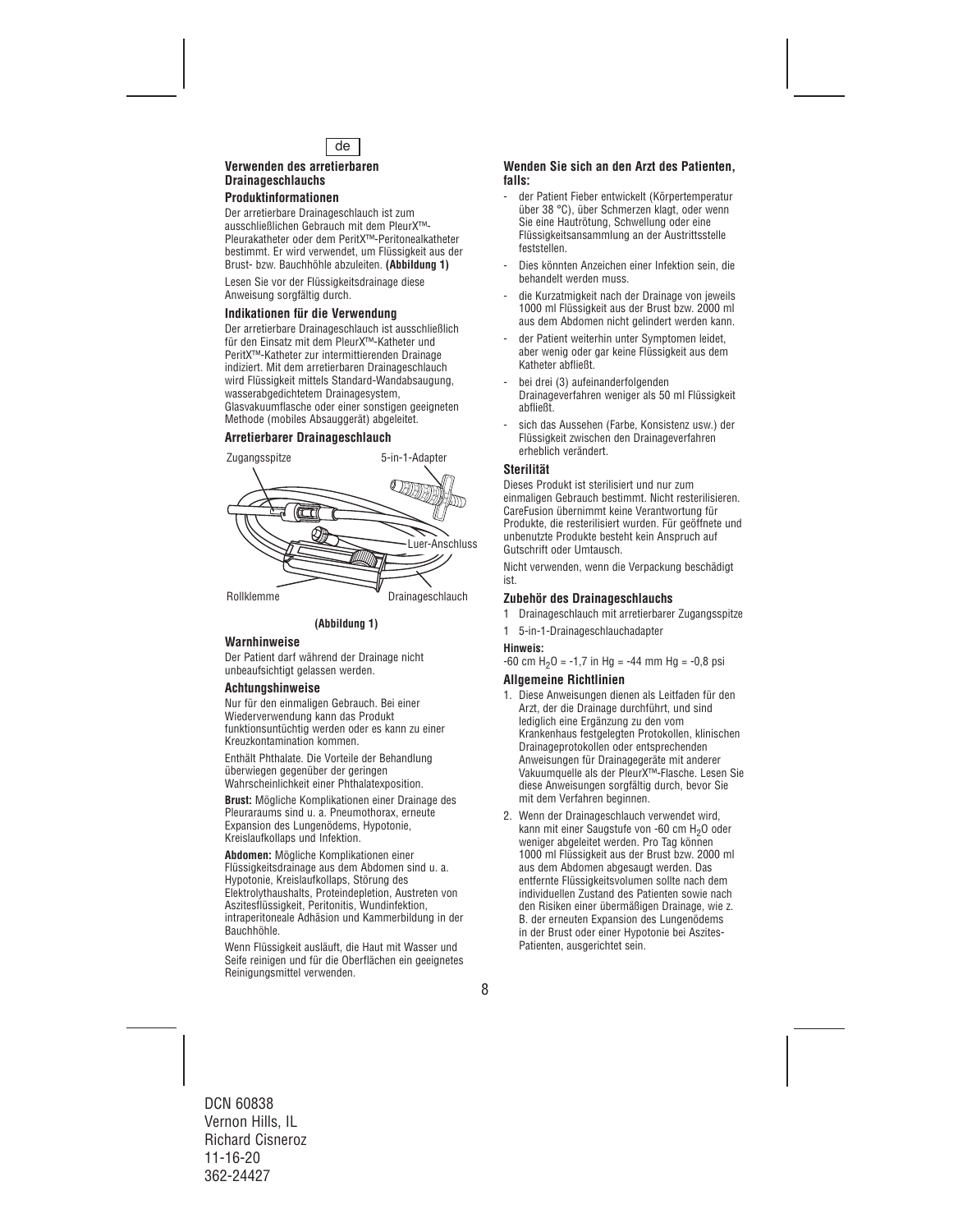de

## Verwenden des arretierbaren Drainageschlauchs

### Produktinformationen

Der arretierbare Drainageschlauch ist zum ausschließlichen Gebrauch mit dem PleurX™-Pleurakatheter oder dem PeritX™-Peritonealkatheter bestimmt. Er wird verwendet, um Flüssigkeit aus der Brust- bzw. Bauchhöhle abzuleiten. **(Abbildung 1)**

Lesen Sie vor der Flüssigkeitsdrainage diese Anweisung sorgfältig durch.

### Indikationen für die Verwendung

Der arretierbare Drainageschlauch ist ausschließlich für den Einsatz mit dem PleurX™-Katheter und PeritX™-Katheter zur intermittierenden Drainage indiziert. Mit dem arretierbaren Drainageschlauch wird Flüssigkeit mittels Standard-Wandabsaugung, wasserabgedichtetem Drainagesystem, Glasvakuumflasche oder einer sonstigen geeigneten Methode (mobiles Absauggerät) abgeleitet.

### Arretierbarer Drainageschlauch

Zugangsspitze, 5-in-1-Adapter, Luer-Anschluss, Rollklemme, Drainageschlauch

**(Abbildung 1)**

### Warnhinweise

Der Patient darf während der Drainage nicht unbeaufsichtigt gelassen werden.

### Achtungshinweise

Nur für den einmaligen Gebrauch. Bei einer Wiederverwendung kann das Produkt funktionsuntüchtig werden oder es kann zu einer Kreuzkontamination kommen.

Enthält Phthalate. Die Vorteile der Behandlung überwiegen gegenüber der geringen Wahrscheinlichkeit einer Phthalatexposition.

**Brust:** Mögliche Komplikationen einer Drainage des Pleuraraums sind u. a. Pneumothorax, erneute Expansion des Lungenödems, Hypotonie, Kreislaufkollaps und Infektion.

**Abdomen:** Mögliche Komplikationen einer Flüssigkeitsdrainage aus dem Abdomen sind u. a. Hypotonie, Kreislaufkollaps, Störung des Elektrolythaushalts, Proteindepletion, Austreten von Aszitesflüssigkeit, Peritonitis, Wundinfektion, intraperitoneale Adhäsion und Kammerbildung in der Bauchhöhle.

Wenn Flüssigkeit ausläuft, die Haut mit Wasser und Seife reinigen und für die Oberflächen ein geeignetes Reinigungsmittel verwenden.

### Wenden Sie sich an den Arzt des Patienten, falls:

- der Patient Fieber entwickelt (Körpertemperatur über 38 °C), über Schmerzen klagt, oder wenn Sie eine Hautrötung, Schwellung oder eine Flüssigkeitsansammlung an der Austrittsstelle feststellen.
- Dies könnten Anzeichen einer Infektion sein, die behandelt werden muss.
- die Kurzatmigkeit nach der Drainage von jeweils 1000 ml Flüssigkeit aus der Brust bzw. 2000 ml aus dem Abdomen nicht gelindert werden kann.
- der Patient weiterhin unter Symptomen leidet, aber wenig oder gar keine Flüssigkeit aus dem Katheter abfließt.
- bei drei (3) aufeinanderfolgenden Drainageverfahren weniger als 50 ml Flüssigkeit abfließt.
- sich das Aussehen (Farbe, Konsistenz usw.) der Flüssigkeit zwischen den Drainageverfahren erheblich verändert.

### Sterilität

Dieses Produkt ist sterilisiert und nur zum einmaligen Gebrauch bestimmt. Nicht resterilisieren. CareFusion übernimmt keine Verantwortung für Produkte, die resterilisiert wurden. Für geöffnete und unbenutzte Produkte besteht kein Anspruch auf Gutschrift oder Umtausch.

Nicht verwenden, wenn die Verpackung beschädigt ist.

### Zubehör des Drainageschlauchs

1 Drainageschlauch mit arretierbarer Zugangsspitze

1 5-in-1-Drainageschlauchadapter

**Hinweis:**

-60 cm $H_2O$ = -1,7 in Hg = -44 mm Hg = -0,8 psi

### Allgemeine Richtlinien

1. Diese Anweisungen dienen als Leitfaden für den Arzt, der die Drainage durchführt, und sind lediglich eine Ergänzung zu den vom Krankenhaus festgelegten Protokollen, klinischen Drainageprotokollen oder entsprechenden Anweisungen für Drainagegeräte mit anderer Vakuumquelle als der PleurX™-Flasche. Lesen Sie diese Anweisungen sorgfältig durch, bevor Sie mit dem Verfahren beginnen.
2. Wenn der Drainageschlauch verwendet wird, kann mit einer Saugstufe von -60 cm $H_2O$ oder weniger abgeleitet werden. Pro Tag können 1000 ml Flüssigkeit aus der Brust bzw. 2000 ml aus dem Abdomen abgesaugt werden. Das entfernte Flüssigkeitsvolumen sollte nach dem individuellen Zustand des Patienten sowie nach den Risiken einer übermäßigen Drainage, wie z. B. der erneuten Expansion des Lungenödems in der Brust oder einer Hypotonie bei Aszites-Patienten, ausgerichtet sein.

DCN 60838
Vernon Hills, IL
Richard Cisneroz
11-16-20
362-24427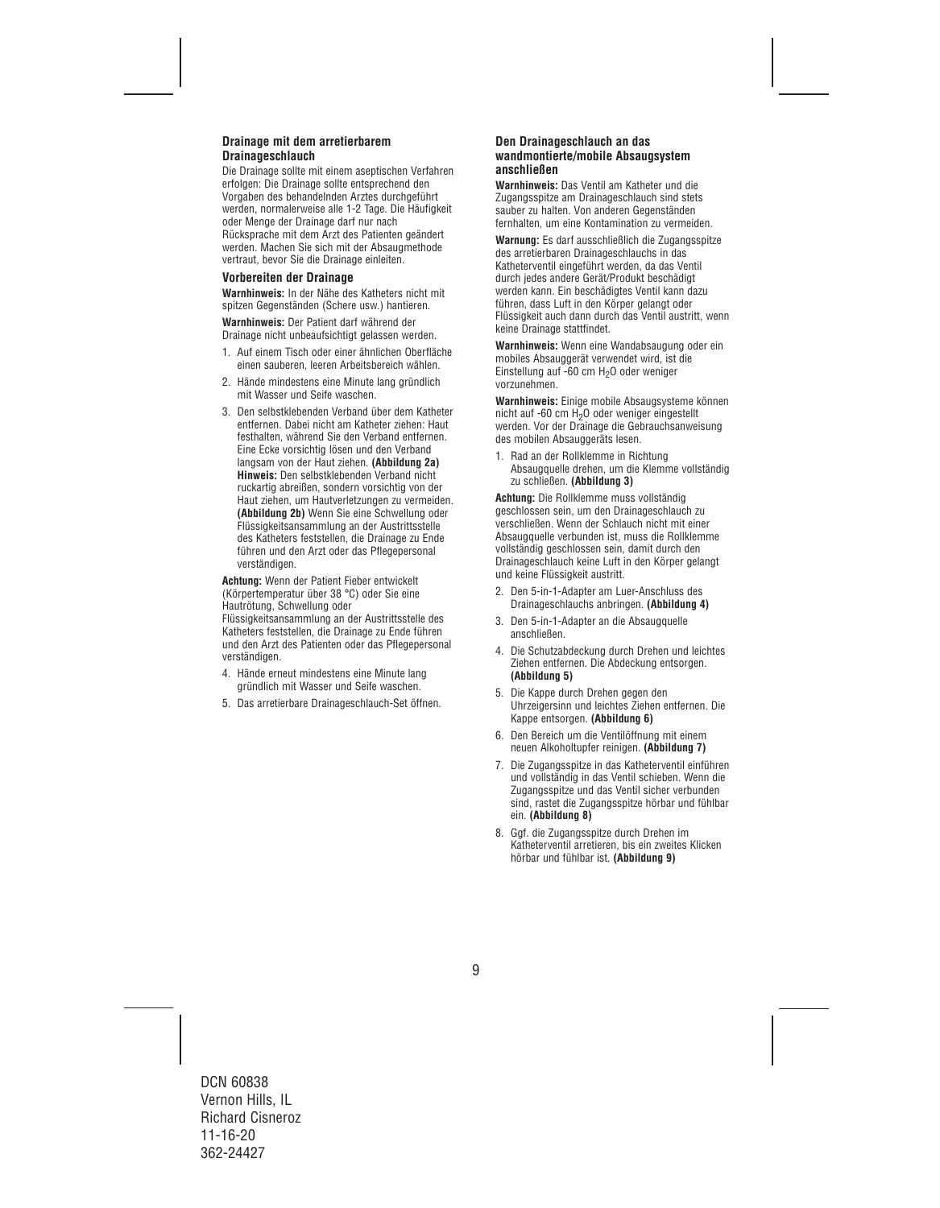### Drainage mit dem arretierbarem Drainageschlauch

Die Drainage sollte mit einem aseptischen Verfahren erfolgen: Die Drainage sollte entsprechend den Vorgaben des behandelnden Arztes durchgeführt werden, normalerweise alle 1-2 Tage. Die Häufigkeit oder Menge der Drainage darf nur nach Rücksprache mit dem Arzt des Patienten geändert werden. Machen Sie sich mit der Absaugmethode vertraut, bevor Sie die Drainage einleiten.

### Vorbereiten der Drainage

**Warnhinweis:** In der Nähe des Katheters nicht mit spitzen Gegenständen (Schere usw.) hantieren.

**Warnhinweis:** Der Patient darf während der Drainage nicht unbeaufsichtigt gelassen werden.

1. Auf einem Tisch oder einer ähnlichen Oberfläche einen sauberen, leeren Arbeitsbereich wählen.
2. Hände mindestens eine Minute lang gründlich mit Wasser und Seife waschen.
3. Den selbstklebenden Verband über dem Katheter entfernen. Dabei nicht am Katheter ziehen: Haut festhalten, während Sie den Verband entfernen. Eine Ecke vorsichtig lösen und den Verband langsam von der Haut ziehen. **(Abbildung 2a)** **Hinweis:** Den selbstklebenden Verband nicht ruckartig abreißen, sondern vorsichtig von der Haut ziehen, um Hautverletzungen zu vermeiden. **(Abbildung 2b)** Wenn Sie eine Schwellung oder Flüssigkeitsansammlung an der Austrittsstelle des Katheters feststellen, die Drainage zu Ende führen und den Arzt oder das Pflegepersonal verständigen.

**Achtung:** Wenn der Patient Fieber entwickelt (Körpertemperatur über 38 °C) oder Sie eine Hautrötung, Schwellung oder Flüssigkeitsansammlung an der Austrittsstelle des Katheters feststellen, die Drainage zu Ende führen und den Arzt des Patienten oder das Pflegepersonal verständigen.

4. Hände erneut mindestens eine Minute lang gründlich mit Wasser und Seife waschen.
5. Das arretierbare Drainageschlauch-Set öffnen.

### Den Drainageschlauch an das wandmontierte/mobile Absaugsystem anschließen

**Warnhinweis:** Das Ventil am Katheter und die Zugangsspitze am Drainageschlauch sind stets sauber zu halten. Von anderen Gegenständen fernhalten, um eine Kontamination zu vermeiden.

**Warnung:** Es darf ausschließlich die Zugangsspitze des arretierbaren Drainageschlauchs in das Katheterventil eingeführt werden, da das Ventil durch jedes andere Gerät/Produkt beschädigt werden kann. Ein beschädigtes Ventil kann dazu führen, dass Luft in den Körper gelangt oder Flüssigkeit auch dann durch das Ventil austritt, wenn keine Drainage stattfindet.

**Warnhinweis:** Wenn eine Wandabsaugung oder ein mobiles Absauggerät verwendet wird, ist die Einstellung auf -60 cm $H_2O$ oder weniger vorzunehmen.

**Warnhinweis:** Einige mobile Absaugsysteme können nicht auf -60 cm $H_2O$ oder weniger eingestellt werden. Vor der Drainage die Gebrauchsanweisung des mobilen Absauggeräts lesen.

1. Rad an der Rollklemme in Richtung Absaugquelle drehen, um die Klemme vollständig zu schließen. **(Abbildung 3)**

**Achtung:** Die Rollklemme muss vollständig geschlossen sein, um den Drainageschlauch zu verschließen. Wenn der Schlauch nicht mit einer Absaugquelle verbunden ist, muss die Rollklemme vollständig geschlossen sein, damit durch den Drainageschlauch keine Luft in den Körper gelangt und keine Flüssigkeit austritt.

2. Den 5-in-1-Adapter am Luer-Anschluss des Drainageschlauchs anbringen. **(Abbildung 4)**
3. Den 5-in-1-Adapter an die Absaugquelle anschließen.
4. Die Schutzabdeckung durch Drehen und leichtes Ziehen entfernen. Die Abdeckung entsorgen. **(Abbildung 5)**
5. Die Kappe durch Drehen gegen den Uhrzeigersinn und leichtes Ziehen entfernen. Die Kappe entsorgen. **(Abbildung 6)**
6. Den Bereich um die Ventilöffnung mit einem neuen Alkoholtupfer reinigen. **(Abbildung 7)**
7. Die Zugangsspitze in das Katheterventil einführen und vollständig in das Ventil schieben. Wenn die Zugangsspitze und das Ventil sicher verbunden sind, rastet die Zugangsspitze hörbar und fühlbar ein. **(Abbildung 8)**
8. Ggf. die Zugangsspitze durch Drehen im Katheterventil arretieren, bis ein zweites Klicken hörbar und fühlbar ist. **(Abbildung 9)**

DCN 60838
Vernon Hills, IL
Richard Cisneroz
11-16-20
362-24427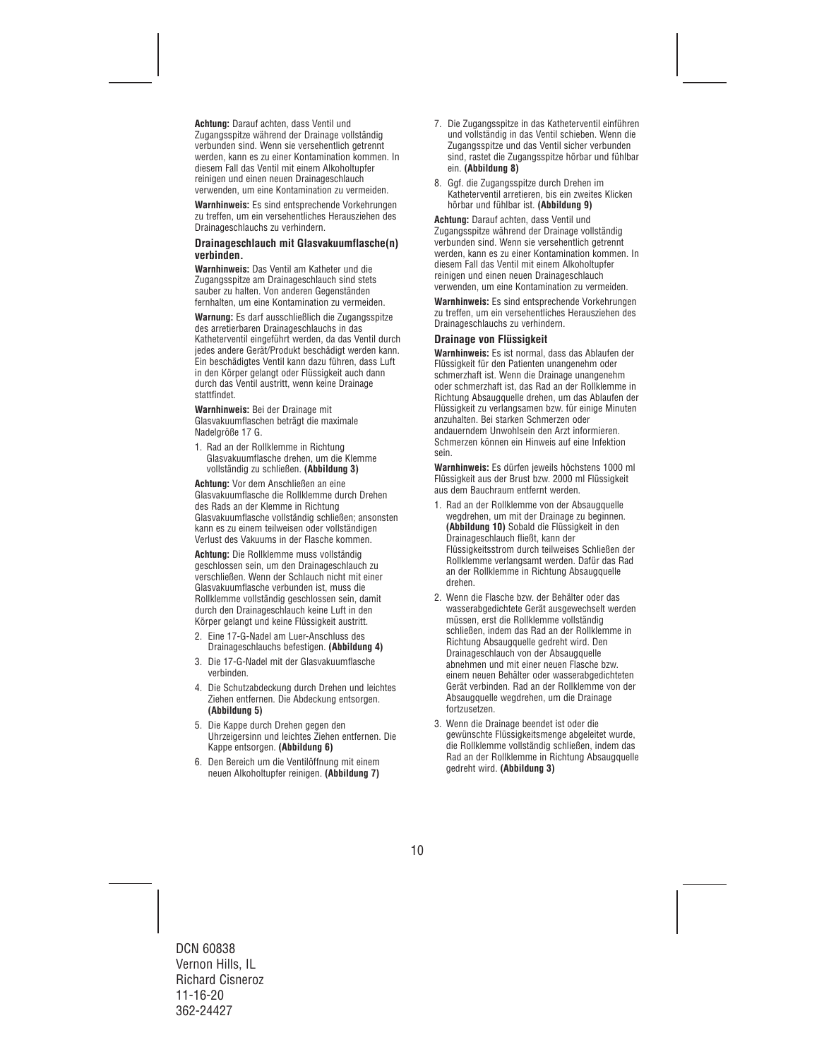**Achtung:** Darauf achten, dass Ventil und Zugangsspitze während der Drainage vollständig verbunden sind. Wenn sie versehentlich getrennt werden, kann es zu einer Kontamination kommen. In diesem Fall das Ventil mit einem Alkoholtupfer reinigen und einen neuen Drainageschlauch verwenden, um eine Kontamination zu vermeiden.

**Warnhinweis:** Es sind entsprechende Vorkehrungen zu treffen, um ein versehentliches Herausziehen des Drainageschlauchs zu verhindern.

### Drainageschlauch mit Glasvakuumflasche(n) verbinden.

**Warnhinweis:** Das Ventil am Katheter und die Zugangsspitze am Drainageschlauch sind stets sauber zu halten. Von anderen Gegenständen fernhalten, um eine Kontamination zu vermeiden.

**Warnung:** Es darf ausschließlich die Zugangsspitze des arretierbaren Drainageschlauchs in das Katheterventil eingeführt werden, da das Ventil durch jedes andere Gerät/Produkt beschädigt werden kann. Ein beschädigtes Ventil kann dazu führen, dass Luft in den Körper gelangt oder Flüssigkeit auch dann durch das Ventil austritt, wenn keine Drainage stattfindet.

**Warnhinweis:** Bei der Drainage mit Glasvakuumflaschen beträgt die maximale Nadelgröße 17 G.

1. Rad an der Rollklemme in Richtung Glasvakuumflasche drehen, um die Klemme vollständig zu schließen. **(Abbildung 3)**

**Achtung:** Vor dem Anschließen an eine Glasvakuumflasche die Rollklemme durch Drehen des Rads an der Klemme in Richtung Glasvakuumflasche vollständig schließen; ansonsten kann es zu einem teilweisen oder vollständigen Verlust des Vakuums in der Flasche kommen.

**Achtung:** Die Rollklemme muss vollständig geschlossen sein, um den Drainageschlauch zu verschließen. Wenn der Schlauch nicht mit einer Glasvakuumflasche verbunden ist, muss die Rollklemme vollständig geschlossen sein, damit durch den Drainageschlauch keine Luft in den Körper gelangt und keine Flüssigkeit austritt.

2. Eine 17-G-Nadel am Luer-Anschluss des Drainageschlauchs befestigen. **(Abbildung 4)**
3. Die 17-G-Nadel mit der Glasvakuumflasche verbinden.
4. Die Schutzabdeckung durch Drehen und leichtes Ziehen entfernen. Die Abdeckung entsorgen. **(Abbildung 5)**
5. Die Kappe durch Drehen gegen den Uhrzeigersinn und leichtes Ziehen entfernen. Die Kappe entsorgen. **(Abbildung 6)**
6. Den Bereich um die Ventilöffnung mit einem neuen Alkoholtupfer reinigen. **(Abbildung 7)**
7. Die Zugangsspitze in das Katheterventil einführen und vollständig in das Ventil schieben. Wenn die Zugangsspitze und das Ventil sicher verbunden sind, rastet die Zugangsspitze hörbar und fühlbar ein. **(Abbildung 8)**
8. Ggf. die Zugangsspitze durch Drehen im Katheterventil arretieren, bis ein zweites Klicken hörbar und fühlbar ist. **(Abbildung 9)**

**Achtung:** Darauf achten, dass Ventil und Zugangsspitze während der Drainage vollständig verbunden sind. Wenn sie versehentlich getrennt werden, kann es zu einer Kontamination kommen. In diesem Fall das Ventil mit einem Alkoholtupfer reinigen und einen neuen Drainageschlauch verwenden, um eine Kontamination zu vermeiden.

**Warnhinweis:** Es sind entsprechende Vorkehrungen zu treffen, um ein versehentliches Herausziehen des Drainageschlauchs zu verhindern.

### Drainage von Flüssigkeit

**Warnhinweis:** Es ist normal, dass das Ablaufen der Flüssigkeit für den Patienten unangenehm oder schmerzhaft ist. Wenn die Drainage unangenehm oder schmerzhaft ist, das Rad an der Rollklemme in Richtung Absaugquelle drehen, um das Ablaufen der Flüssigkeit zu verlangsamen bzw. für einige Minuten anzuhalten. Bei starken Schmerzen oder andauerndem Unwohlsein den Arzt informieren. Schmerzen können ein Hinweis auf eine Infektion sein.

**Warnhinweis:** Es dürfen jeweils höchstens 1000 ml Flüssigkeit aus der Brust bzw. 2000 ml Flüssigkeit aus dem Bauchraum entfernt werden.

1. Rad an der Rollklemme von der Absaugquelle wegdrehen, um mit der Drainage zu beginnen. **(Abbildung 10)** Sobald die Flüssigkeit in den Drainageschlauch fließt, kann der Flüssigkeitsstrom durch teilweises Schließen der Rollklemme verlangsamt werden. Dafür das Rad an der Rollklemme in Richtung Absaugquelle drehen.
2. Wenn die Flasche bzw. der Behälter oder das wasserabgedichtete Gerät ausgewechselt werden müssen, erst die Rollklemme vollständig schließen, indem das Rad an der Rollklemme in Richtung Absaugquelle gedreht wird. Den Drainageschlauch von der Absaugquelle abnehmen und mit einer neuen Flasche bzw. einem neuen Behälter oder wasserabgedichteten Gerät verbinden. Rad an der Rollklemme von der Absaugquelle wegdrehen, um die Drainage fortzusetzen.
3. Wenn die Drainage beendet ist oder die gewünschte Flüssigkeitsmenge abgeleitet wurde, die Rollklemme vollständig schließen, indem das Rad an der Rollklemme in Richtung Absaugquelle gedreht wird. **(Abbildung 3)**

DCN 60838
Vernon Hills, IL
Richard Cisneroz
11-16-20
362-24427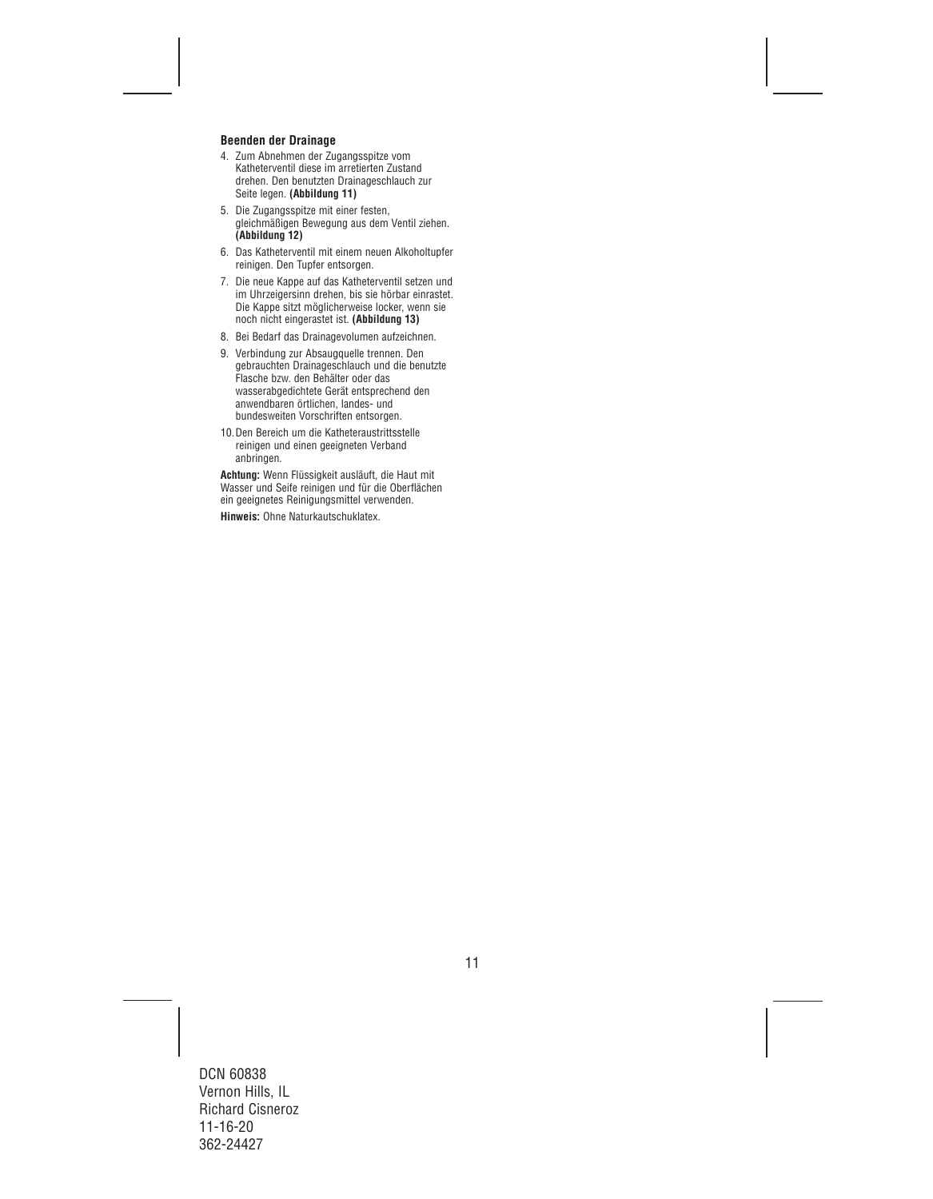**Beenden der Drainage**

4. Zum Abnehmen der Zugangsspitze vom Katheterventil diese im arretierten Zustand drehen. Den benutzten Drainageschlauch zur Seite legen. **(Abbildung 11)**
5. Die Zugangsspitze mit einer festen, gleichmäßigen Bewegung aus dem Ventil ziehen. **(Abbildung 12)**
6. Das Katheterventil mit einem neuen Alkoholtupfer reinigen. Den Tupfer entsorgen.
7. Die neue Kappe auf das Katheterventil setzen und im Uhrzeigersinn drehen, bis sie hörbar einrastet. Die Kappe sitzt möglicherweise locker, wenn sie noch nicht eingerastet ist. **(Abbildung 13)**
8. Bei Bedarf das Drainagevolumen aufzeichnen.
9. Verbindung zur Absaugquelle trennen. Den gebrauchten Drainageschlauch und die benutzte Flasche bzw. den Behälter oder das wasserabgedichtete Gerät entsprechend den anwendbaren örtlichen, landes- und bundesweiten Vorschriften entsorgen.
10. Den Bereich um die Katheteraustrittsstelle reinigen und einen geeigneten Verband anbringen.

**Achtung:** Wenn Flüssigkeit ausläuft, die Haut mit Wasser und Seife reinigen und für die Oberflächen ein geeignetes Reinigungsmittel verwenden.

**Hinweis:** Ohne Naturkautschuklatex.

DCN 60838
Vernon Hills, IL
Richard Cisneroz
11-16-20
362-24427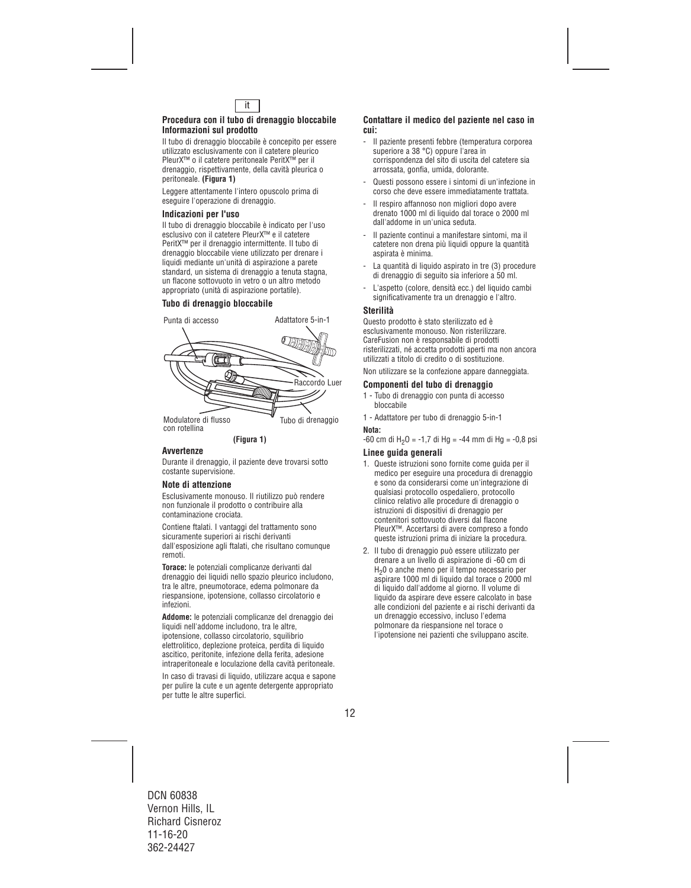it

**Procedura con il tubo di drenaggio bloccabile**
**Informazioni sul prodotto**

Il tubo di drenaggio bloccabile è concepito per essere utilizzato esclusivamente con il catetere pleurico PleurX™ o il catetere peritoneale PeritX™ per il drenaggio, rispettivamente, della cavità pleurica o peritoneale. **(Figura 1)**

Leggere attentamente l'intero opuscolo prima di eseguire l'operazione di drenaggio.

### Indicazioni per l'uso

Il tubo di drenaggio bloccabile è indicato per l'uso esclusivo con il catetere PleurX™ e il catetere PeritX™ per il drenaggio intermittente. Il tubo di drenaggio bloccabile viene utilizzato per drenare i liquidi mediante un'unità di aspirazione a parete standard, un sistema di drenaggio a tenuta stagna, un flacone sottovuoto in vetro o un altro metodo appropriato (unità di aspirazione portatile).

### Tubo di drenaggio bloccabile

Punta di accesso
Adattatore 5-in-1
Raccordo Luer
Modulatore di flusso con rotellina
Tubo di drenaggio

**(Figura 1)**

### Avvertenze

Durante il drenaggio, il paziente deve trovarsi sotto costante supervisione.

### Note di attenzione

Esclusivamente monouso. Il riutilizzo può rendere non funzionale il prodotto o contribuire alla contaminazione crociata.

Contiene ftalati. I vantaggi del trattamento sono sicuramente superiori ai rischi derivanti dall'esposizione agli ftalati, che risultano comunque remoti.

**Torace:** le potenziali complicanze derivanti dal drenaggio dei liquidi nello spazio pleurico includono, tra le altre, pneumotorace, edema polmonare da riespansione, ipotensione, collasso circolatorio e infezioni.

**Addome:** le potenziali complicanze del drenaggio dei liquidi nell'addome includono, tra le altre, ipotensione, collasso circolatorio, squilibrio elettrolitico, deplezione proteica, perdita di liquido ascitico, peritonite, infezione della ferita, adesione intraperitoneale e loculazione della cavità peritoneale.

In caso di travasi di liquido, utilizzare acqua e sapone per pulire la cute e un agente detergente appropriato per tutte le altre superfici.

### Contattare il medico del paziente nel caso in cui:

- Il paziente presenti febbre (temperatura corporea superiore a 38 °C) oppure l'area in corrispondenza del sito di uscita del catetere sia arrossata, gonfia, umida, dolorante.
- Questi possono essere i sintomi di un'infezione in corso che deve essere immediatamente trattata.
- Il respiro affannoso non migliori dopo avere drenato 1000 ml di liquido dal torace o 2000 ml dall'addome in un'unica seduta.
- Il paziente continui a manifestare sintomi, ma il catetere non drena più liquidi oppure la quantità aspirata è minima.
- La quantità di liquido aspirato in tre (3) procedure di drenaggio di seguito sia inferiore a 50 ml.
- L'aspetto (colore, densità ecc.) del liquido cambi significativamente tra un drenaggio e l'altro.

### Sterilità

Questo prodotto è stato sterilizzato ed è esclusivamente monouso. Non risterilizzare. CareFusion non è responsabile di prodotti risterilizzati, né accetta prodotti aperti ma non ancora utilizzati a titolo di credito o di sostituzione.

Non utilizzare se la confezione appare danneggiata.

### Componenti del tubo di drenaggio

1 - Tubo di drenaggio con punta di accesso bloccabile

1 - Adattatore per tubo di drenaggio 5-in-1

**Nota:**

-60 cm di $H_2O$ = -1,7 di Hg = -44 mm di Hg = -0,8 psi

### Linee guida generali

1. Queste istruzioni sono fornite come guida per il medico per eseguire una procedura di drenaggio e sono da considerarsi come un'integrazione di qualsiasi protocollo ospedaliero, protocollo clinico relativo alle procedure di drenaggio o istruzioni di dispositivi di drenaggio per contenitori sottovuoto diversi dal flacone PleurX™. Accertarsi di avere compreso a fondo queste istruzioni prima di iniziare la procedura.
2. Il tubo di drenaggio può essere utilizzato per drenare a un livello di aspirazione di -60 cm di $H_2O$ o anche meno per il tempo necessario per aspirare 1000 ml di liquido dal torace o 2000 ml di liquido dall'addome al giorno. Il volume di liquido da aspirare deve essere calcolato in base alle condizioni del paziente e ai rischi derivanti da un drenaggio eccessivo, incluso l'edema polmonare da riespansione nel torace o l'ipotensione nei pazienti che sviluppano ascite.

DCN 60838
Vernon Hills, IL
Richard Cisneroz
11-16-20
362-24427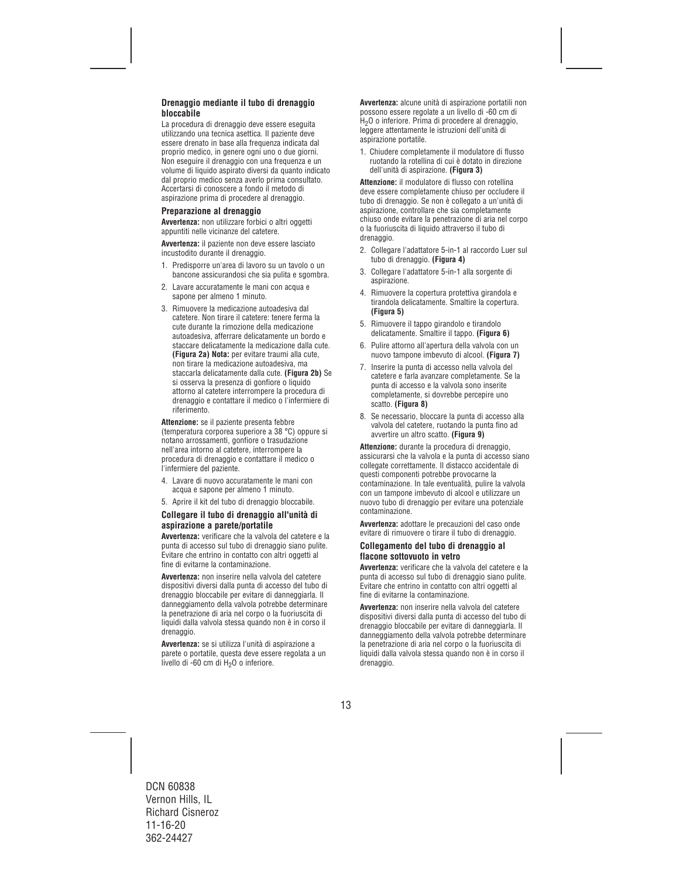### Drenaggio mediante il tubo di drenaggio bloccabile

La procedura di drenaggio deve essere eseguita utilizzando una tecnica asettica. Il paziente deve essere drenato in base alla frequenza indicata dal proprio medico, in genere ogni uno o due giorni. Non eseguire il drenaggio con una frequenza e un volume di liquido aspirato diversi da quanto indicato dal proprio medico senza averlo prima consultato. Accertarsi di conoscere a fondo il metodo di aspirazione prima di procedere al drenaggio.

#### Preparazione al drenaggio

**Avvertenza:** non utilizzare forbici o altri oggetti appuntiti nelle vicinanze del catetere.

**Avvertenza:** il paziente non deve essere lasciato incustodito durante il drenaggio.

1. Predisporre un'area di lavoro su un tavolo o un bancone assicurandosi che sia pulita e sgombra.
2. Lavare accuratamente le mani con acqua e sapone per almeno 1 minuto.
3. Rimuovere la medicazione autoadesiva dal catetere. Non tirare il catetere: tenere ferma la cute durante la rimozione della medicazione autoadesiva, afferrare delicatamente un bordo e staccare delicatamente la medicazione dalla cute. **(Figura 2a) Nota:** per evitare traumi alla cute, non tirare la medicazione autoadesiva, ma staccarla delicatamente dalla cute. **(Figura 2b)** Se si osserva la presenza di gonfiore o liquido attorno al catetere interrompere la procedura di drenaggio e contattare il medico o l'infermiere di riferimento.

**Attenzione:** se il paziente presenta febbre (temperatura corporea superiore a 38 °C) oppure si notano arrossamenti, gonfiore o trasudazione nell'area intorno al catetere, interrompere la procedura di drenaggio e contattare il medico o l'infermiere del paziente.

4. Lavare di nuovo accuratamente le mani con acqua e sapone per almeno 1 minuto.
5. Aprire il kit del tubo di drenaggio bloccabile.

#### Collegare il tubo di drenaggio all'unità di aspirazione a parete/portatile

**Avvertenza:** verificare che la valvola del catetere e la punta di accesso sul tubo di drenaggio siano pulite. Evitare che entrino in contatto con altri oggetti al fine di evitarne la contaminazione.

**Avvertenza:** non inserire nella valvola del catetere dispositivi diversi dalla punta di accesso del tubo di drenaggio bloccabile per evitare di danneggiarla. Il danneggiamento della valvola potrebbe determinare la penetrazione di aria nel corpo o la fuoriuscita di liquidi dalla valvola stessa quando non è in corso il drenaggio.

**Avvertenza:** se si utilizza l'unità di aspirazione a parete o portatile, questa deve essere regolata a un livello di -60 cm di $H_2O$ o inferiore.

**Avvertenza:** alcune unità di aspirazione portatili non possono essere regolate a un livello di -60 cm di $H_2O$ o inferiore. Prima di procedere al drenaggio, leggere attentamente le istruzioni dell'unità di aspirazione portatile.

1. Chiudere completamente il modulatore di flusso ruotando la rotellina di cui è dotato in direzione dell'unità di aspirazione. **(Figura 3)**

**Attenzione:** il modulatore di flusso con rotellina deve essere completamente chiuso per occludere il tubo di drenaggio. Se non è collegato a un'unità di aspirazione, controllare che sia completamente chiuso onde evitare la penetrazione di aria nel corpo o la fuoriuscita di liquido attraverso il tubo di drenaggio.

2. Collegare l'adattatore 5-in-1 al raccordo Luer sul tubo di drenaggio. **(Figura 4)**
3. Collegare l'adattatore 5-in-1 alla sorgente di aspirazione.
4. Rimuovere la copertura protettiva girandola e tirandola delicatamente. Smaltire la copertura. **(Figura 5)**
5. Rimuovere il tappo girandolo e tirandolo delicatamente. Smaltire il tappo. **(Figura 6)**
6. Pulire attorno all'apertura della valvola con un nuovo tampone imbevuto di alcool. **(Figura 7)**
7. Inserire la punta di accesso nella valvola del catetere e farla avanzare completamente. Se la punta di accesso e la valvola sono inserite completamente, si dovrebbe percepire uno scatto. **(Figura 8)**
8. Se necessario, bloccare la punta di accesso alla valvola del catetere, ruotando la punta fino ad avvertire un altro scatto. **(Figura 9)**

**Attenzione:** durante la procedura di drenaggio, assicurarsi che la valvola e la punta di accesso siano collegate correttamente. Il distacco accidentale di questi componenti potrebbe provocarne la contaminazione. In tale eventualità, pulire la valvola con un tampone imbevuto di alcool e utilizzare un nuovo tubo di drenaggio per evitare una potenziale contaminazione.

**Avvertenza:** adottare le precauzioni del caso onde evitare di rimuovere o tirare il tubo di drenaggio.

#### Collegamento del tubo di drenaggio al flacone sottovuoto in vetro

**Avvertenza:** verificare che la valvola del catetere e la punta di accesso sul tubo di drenaggio siano pulite. Evitare che entrino in contatto con altri oggetti al fine di evitarne la contaminazione.

**Avvertenza:** non inserire nella valvola del catetere dispositivi diversi dalla punta di accesso del tubo di drenaggio bloccabile per evitare di danneggiarla. Il danneggiamento della valvola potrebbe determinare la penetrazione di aria nel corpo o la fuoriuscita di liquidi dalla valvola stessa quando non è in corso il drenaggio.

DCN 60838
Vernon Hills, IL
Richard Cisneroz
11-16-20
362-24427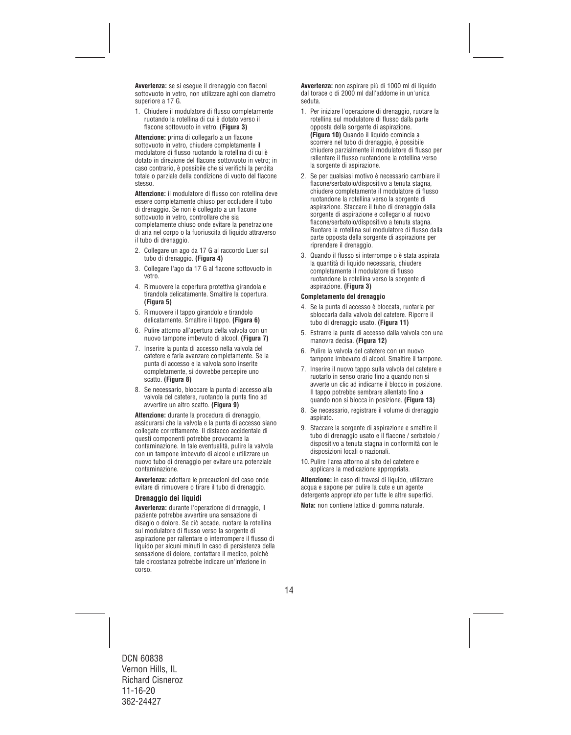**Avvertenza:** se si esegue il drenaggio con flaconi sottovuoto in vetro, non utilizzare aghi con diametro superiore a 17 G.

1. Chiudere il modulatore di flusso completamente ruotando la rotellina di cui è dotato verso il flacone sottovuoto in vetro. **(Figura 3)**

**Attenzione:** prima di collegarlo a un flacone sottovuoto in vetro, chiudere completamente il modulatore di flusso ruotando la rotellina di cui è dotato in direzione del flacone sottovuoto in vetro; in caso contrario, è possibile che si verifichi la perdita totale o parziale della condizione di vuoto del flacone stesso.

**Attenzione:** il modulatore di flusso con rotellina deve essere completamente chiuso per occludere il tubo di drenaggio. Se non è collegato a un flacone sottovuoto in vetro, controllare che sia completamente chiuso onde evitare la penetrazione di aria nel corpo o la fuoriuscita di liquido attraverso il tubo di drenaggio.

2. Collegare un ago da 17 G al raccordo Luer sul tubo di drenaggio. **(Figura 4)**
3. Collegare l'ago da 17 G al flacone sottovuoto in vetro.
4. Rimuovere la copertura protettiva girandola e tirandola delicatamente. Smaltire la copertura. **(Figura 5)**
5. Rimuovere il tappo girandolo e tirandolo delicatamente. Smaltire il tappo. **(Figura 6)**
6. Pulire attorno all'apertura della valvola con un nuovo tampone imbevuto di alcool. **(Figura 7)**
7. Inserire la punta di accesso nella valvola del catetere e farla avanzare completamente. Se la punta di accesso e la valvola sono inserite completamente, si dovrebbe percepire uno scatto. **(Figura 8)**
8. Se necessario, bloccare la punta di accesso alla valvola del catetere, ruotando la punta fino ad avvertire un altro scatto. **(Figura 9)**

**Attenzione:** durante la procedura di drenaggio, assicurarsi che la valvola e la punta di accesso siano collegate correttamente. Il distacco accidentale di questi componenti potrebbe provocarne la contaminazione. In tale eventualità, pulire la valvola con un tampone imbevuto di alcool e utilizzare un nuovo tubo di drenaggio per evitare una potenziale contaminazione.

**Avvertenza:** adottare le precauzioni del caso onde evitare di rimuovere o tirare il tubo di drenaggio.

### Drenaggio dei liquidi

**Avvertenza:** durante l'operazione di drenaggio, il paziente potrebbe avvertire una sensazione di disagio o dolore. Se ciò accade, ruotare la rotellina sul modulatore di flusso verso la sorgente di aspirazione per rallentare o interrompere il flusso di liquido per alcuni minuti In caso di persistenza della sensazione di dolore, contattare il medico, poiché tale circostanza potrebbe indicare un'infezione in corso.

**Avvertenza:** non aspirare più di 1000 ml di liquido dal torace o di 2000 ml dall'addome in un'unica seduta.

1. Per iniziare l'operazione di drenaggio, ruotare la rotellina sul modulatore di flusso dalla parte opposta della sorgente di aspirazione. **(Figura 10)** Quando il liquido comincia a scorrere nel tubo di drenaggio, è possibile chiudere parzialmente il modulatore di flusso per rallentare il flusso ruotandone la rotellina verso la sorgente di aspirazione.
2. Se per qualsiasi motivo è necessario cambiare il flacone/serbatoio/dispositivo a tenuta stagna, chiudere completamente il modulatore di flusso ruotandone la rotellina verso la sorgente di aspirazione. Staccare il tubo di drenaggio dalla sorgente di aspirazione e collegarlo al nuovo flacone/serbatoio/dispositivo a tenuta stagna. Ruotare la rotellina sul modulatore di flusso dalla parte opposta della sorgente di aspirazione per riprendere il drenaggio.
3. Quando il flusso si interrompe o è stata aspirata la quantità di liquido necessaria, chiudere completamente il modulatore di flusso ruotandone la rotellina verso la sorgente di aspirazione. **(Figura 3)**

**Completamento del drenaggio**

4. Se la punta di accesso è bloccata, ruotarla per sbloccarla dalla valvola del catetere. Riporre il tubo di drenaggio usato. **(Figura 11)**
5. Estrarre la punta di accesso dalla valvola con una manovra decisa. **(Figura 12)**
6. Pulire la valvola del catetere con un nuovo tampone imbevuto di alcool. Smaltire il tampone.
7. Inserire il nuovo tappo sulla valvola del catetere e ruotarlo in senso orario fino a quando non si avverte un clic ad indicarne il blocco in posizione. Il tappo potrebbe sembrare allentato fino a quando non si blocca in posizione. **(Figura 13)**
8. Se necessario, registrare il volume di drenaggio aspirato.
9. Staccare la sorgente di aspirazione e smaltire il tubo di drenaggio usato e il flacone / serbatoio / dispositivo a tenuta stagna in conformità con le disposizioni locali o nazionali.
10. Pulire l'area attorno al sito del catetere e applicare la medicazione appropriata.

**Attenzione:** in caso di travasi di liquido, utilizzare acqua e sapone per pulire la cute e un agente detergente appropriato per tutte le altre superfici.

**Nota:** non contiene lattice di gomma naturale.

DCN 60838
Vernon Hills, IL
Richard Cisneroz
11-16-20
362-24427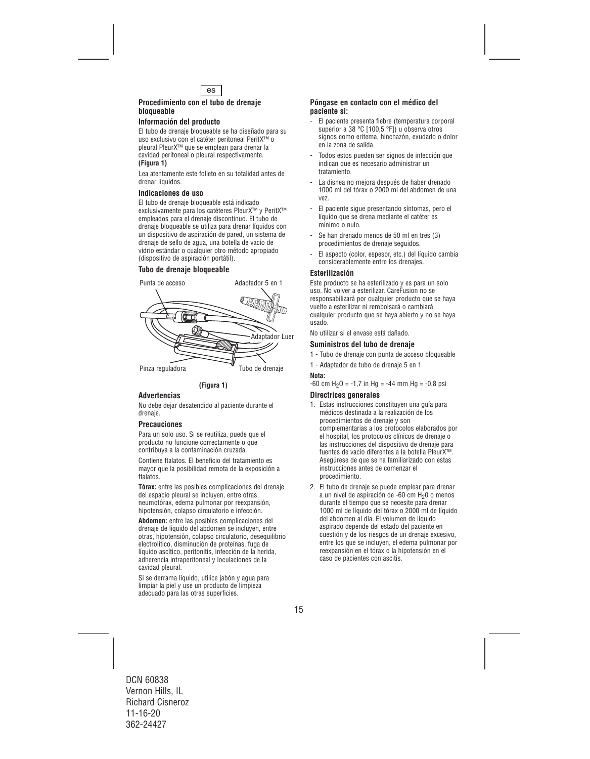es

## Procedimiento con el tubo de drenaje bloqueable

### Información del producto

El tubo de drenaje bloqueable se ha diseñado para su uso exclusivo con el catéter peritoneal PeritX™ o pleural PleurX™ que se emplean para drenar la cavidad peritoneal o pleural respectivamente. **(Figura 1)**

Lea atentamente este folleto en su totalidad antes de drenar líquidos.

### Indicaciones de uso

El tubo de drenaje bloqueable está indicado exclusivamente para los catéteres PleurX™ y PeritX™ empleados para el drenaje discontinuo. El tubo de drenaje bloqueable se utiliza para drenar líquidos con un dispositivo de aspiración de pared, un sistema de drenaje de sello de agua, una botella de vacío de vidrio estándar o cualquier otro método apropiado (dispositivo de aspiración portátil).

### Tubo de drenaje bloqueable

Punta de acceso

Adaptador 5 en 1

Adaptador Luer

Pinza reguladora

Tubo de drenaje

**(Figura 1)**

### Advertencias

No debe dejar desatendido al paciente durante el drenaje.

### Precauciones

Para un solo uso. Si se reutiliza, puede que el producto no funcione correctamente o que contribuya a la contaminación cruzada.

Contiene ftalatos. El beneficio del tratamiento es mayor que la posibilidad remota de la exposición a ftalatos.

**Tórax:** entre las posibles complicaciones del drenaje del espacio pleural se incluyen, entre otras, neumotórax, edema pulmonar por reexpansión, hipotensión, colapso circulatorio e infección.

**Abdomen:** entre las posibles complicaciones del drenaje de líquido del abdomen se incluyen, entre otras, hipotensión, colapso circulatorio, desequilibrio electrolítico, disminución de proteínas, fuga de líquido ascítico, peritonitis, infección de la herida, adherencia intraperitoneal y loculaciones de la cavidad pleural.

Si se derrama líquido, utilice jabón y agua para limpiar la piel y use un producto de limpieza adecuado para las otras superficies.

### Póngase en contacto con el médico del paciente si:

- El paciente presenta fiebre (temperatura corporal superior a 38 °C [100,5 °F]) u observa otros signos como eritema, hinchazón, exudado o dolor en la zona de salida.
- Todos estos pueden ser signos de infección que indican que es necesario administrar un tratamiento.
- La disnea no mejora después de haber drenado 1000 ml del tórax o 2000 ml del abdomen de una vez.
- El paciente sigue presentando síntomas, pero el líquido que se drena mediante el catéter es mínimo o nulo.
- Se han drenado menos de 50 ml en tres (3) procedimientos de drenaje seguidos.
- El aspecto (color, espesor, etc.) del líquido cambia considerablemente entre los drenajes.

### Esterilización

Este producto se ha esterilizado y es para un solo uso. No volver a esterilizar. CareFusion no se responsabilizará por cualquier producto que se haya vuelto a esterilizar ni rembolsará o cambiará cualquier producto que se haya abierto y no se haya usado.

No utilizar si el envase está dañado.

### Suministros del tubo de drenaje

1 - Tubo de drenaje con punta de acceso bloqueable

1 - Adaptador de tubo de drenaje 5 en 1

**Nota:**

-60 cm $H_2O$ = -1,7 in Hg = -44 mm Hg = -0,8 psi

### Directrices generales

1. Estas instrucciones constituyen una guía para médicos destinada a la realización de los procedimientos de drenaje y son complementarias a los protocolos elaborados por el hospital, los protocolos clínicos de drenaje o las instrucciones del dispositivo de drenaje para fuentes de vacío diferentes a la botella PleurX™. Asegúrese de que se ha familiarizado con estas instrucciones antes de comenzar el procedimiento.
2. El tubo de drenaje se puede emplear para drenar a un nivel de aspiración de -60 cm $H_20$ o menos durante el tiempo que se necesite para drenar 1000 ml de líquido del tórax o 2000 ml de líquido del abdomen al día. El volumen de líquido aspirado depende del estado del paciente en cuestión y de los riesgos de un drenaje excesivo, entre los que se incluyen, el edema pulmonar por reexpansión en el tórax o la hipotensión en el caso de pacientes con ascitis.

DCN 60838
Vernon Hills, IL
Richard Cisneroz
11-16-20
362-24427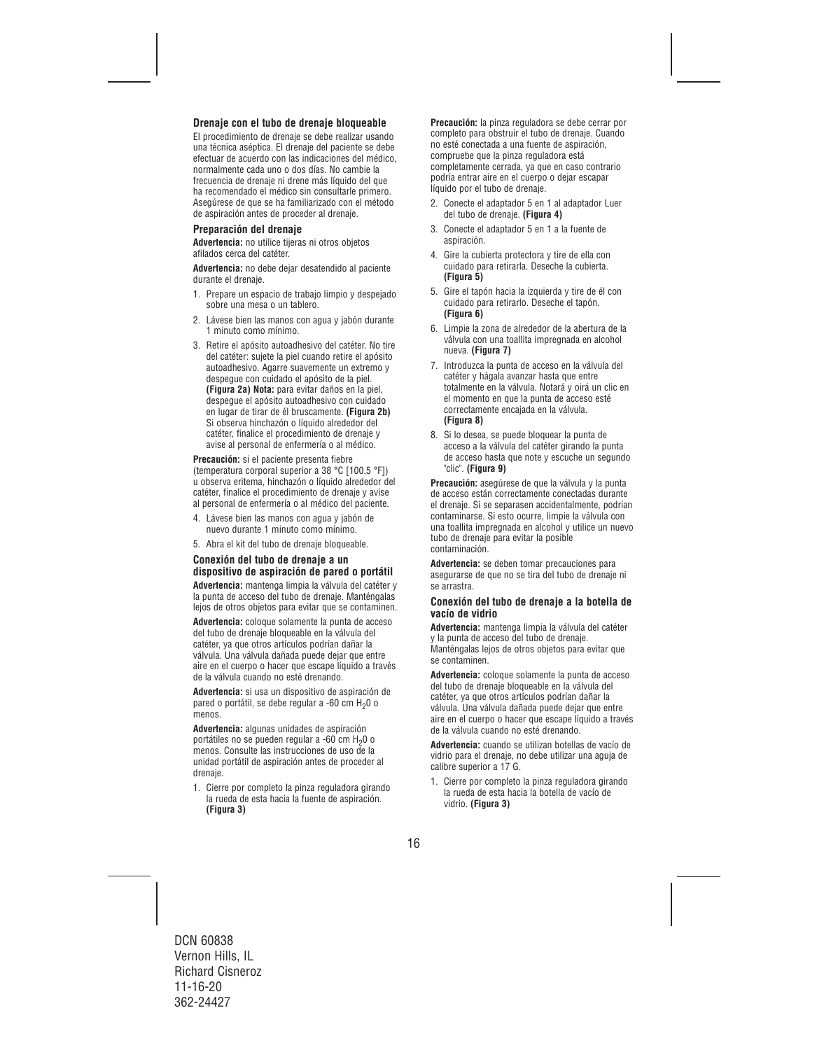### Drenaje con el tubo de drenaje bloqueable

El procedimiento de drenaje se debe realizar usando una técnica aséptica. El drenaje del paciente se debe efectuar de acuerdo con las indicaciones del médico, normalmente cada uno o dos días. No cambie la frecuencia de drenaje ni drene más líquido del que ha recomendado el médico sin consultarle primero. Asegúrese de que se ha familiarizado con el método de aspiración antes de proceder al drenaje.

### Preparación del drenaje

**Advertencia:** no utilice tijeras ni otros objetos afilados cerca del catéter.

**Advertencia:** no debe dejar desatendido al paciente durante el drenaje.

1. Prepare un espacio de trabajo limpio y despejado sobre una mesa o un tablero.
2. Lávese bien las manos con agua y jabón durante 1 minuto como mínimo.
3. Retire el apósito autoadhesivo del catéter. No tire del catéter: sujete la piel cuando retire el apósito autoadhesivo. Agarre suavemente un extremo y despegue con cuidado el apósito de la piel. **(Figura 2a) Nota:** para evitar daños en la piel, despegue el apósito autoadhesivo con cuidado en lugar de tirar de él bruscamente. **(Figura 2b)** Si observa hinchazón o líquido alrededor del catéter, finalice el procedimiento de drenaje y avise al personal de enfermería o al médico.

**Precaución:** si el paciente presenta fiebre (temperatura corporal superior a 38 °C [100,5 °F]) u observa eritema, hinchazón o líquido alrededor del catéter, finalice el procedimiento de drenaje y avise al personal de enfermería o al médico del paciente.

4. Lávese bien las manos con agua y jabón de nuevo durante 1 minuto como mínimo.
5. Abra el kit del tubo de drenaje bloqueable.

### Conexión del tubo de drenaje a un dispositivo de aspiración de pared o portátil

**Advertencia:** mantenga limpia la válvula del catéter y la punta de acceso del tubo de drenaje. Manténgalas lejos de otros objetos para evitar que se contaminen.

**Advertencia:** coloque solamente la punta de acceso del tubo de drenaje bloqueable en la válvula del catéter, ya que otros artículos podrían dañar la válvula. Una válvula dañada puede dejar que entre aire en el cuerpo o hacer que escape líquido a través de la válvula cuando no esté drenando.

**Advertencia:** si usa un dispositivo de aspiración de pared o portátil, se debe regular a -60 cm $H_2O$ o menos.

**Advertencia:** algunas unidades de aspiración portátiles no se pueden regular a -60 cm $H_2O$ o menos. Consulte las instrucciones de uso de la unidad portátil de aspiración antes de proceder al drenaje.

1. Cierre por completo la pinza reguladora girando la rueda de esta hacia la fuente de aspiración. **(Figura 3)**

**Precaución:** la pinza reguladora se debe cerrar por completo para obstruir el tubo de drenaje. Cuando no esté conectada a una fuente de aspiración, compruebe que la pinza reguladora está completamente cerrada, ya que en caso contrario podría entrar aire en el cuerpo o dejar escapar líquido por el tubo de drenaje.

2. Conecte el adaptador 5 en 1 al adaptador Luer del tubo de drenaje. **(Figura 4)**
3. Conecte el adaptador 5 en 1 a la fuente de aspiración.
4. Gire la cubierta protectora y tire de ella con cuidado para retirarla. Deseche la cubierta. **(Figura 5)**
5. Gire el tapón hacia la izquierda y tire de él con cuidado para retirarlo. Deseche el tapón. **(Figura 6)**
6. Limpie la zona de alrededor de la abertura de la válvula con una toallita impregnada en alcohol nueva. **(Figura 7)**
7. Introduzca la punta de acceso en la válvula del catéter y hágala avanzar hasta que entre totalmente en la válvula. Notará y oirá un clic en el momento en que la punta de acceso esté correctamente encajada en la válvula. **(Figura 8)**
8. Si lo desea, se puede bloquear la punta de acceso a la válvula del catéter girando la punta de acceso hasta que note y escuche un segundo "clic". **(Figura 9)**

**Precaución:** asegúrese de que la válvula y la punta de acceso están correctamente conectadas durante el drenaje. Si se separasen accidentalmente, podrían contaminarse. Si esto ocurre, limpie la válvula con una toallita impregnada en alcohol y utilice un nuevo tubo de drenaje para evitar la posible contaminación.

**Advertencia:** se deben tomar precauciones para asegurarse de que no se tira del tubo de drenaje ni se arrastra.

### Conexión del tubo de drenaje a la botella de vacío de vidrio

**Advertencia:** mantenga limpia la válvula del catéter y la punta de acceso del tubo de drenaje. Manténgalas lejos de otros objetos para evitar que se contaminen.

**Advertencia:** coloque solamente la punta de acceso del tubo de drenaje bloqueable en la válvula del catéter, ya que otros artículos podrían dañar la válvula. Una válvula dañada puede dejar que entre aire en el cuerpo o hacer que escape líquido a través de la válvula cuando no esté drenando.

**Advertencia:** cuando se utilizan botellas de vacío de vidrio para el drenaje, no debe utilizar una aguja de calibre superior a 17 G.

1. Cierre por completo la pinza reguladora girando la rueda de esta hacia la botella de vacío de vidrio. **(Figura 3)**

DCN 60838
Vernon Hills, IL
Richard Cisneroz
11-16-20
362-24427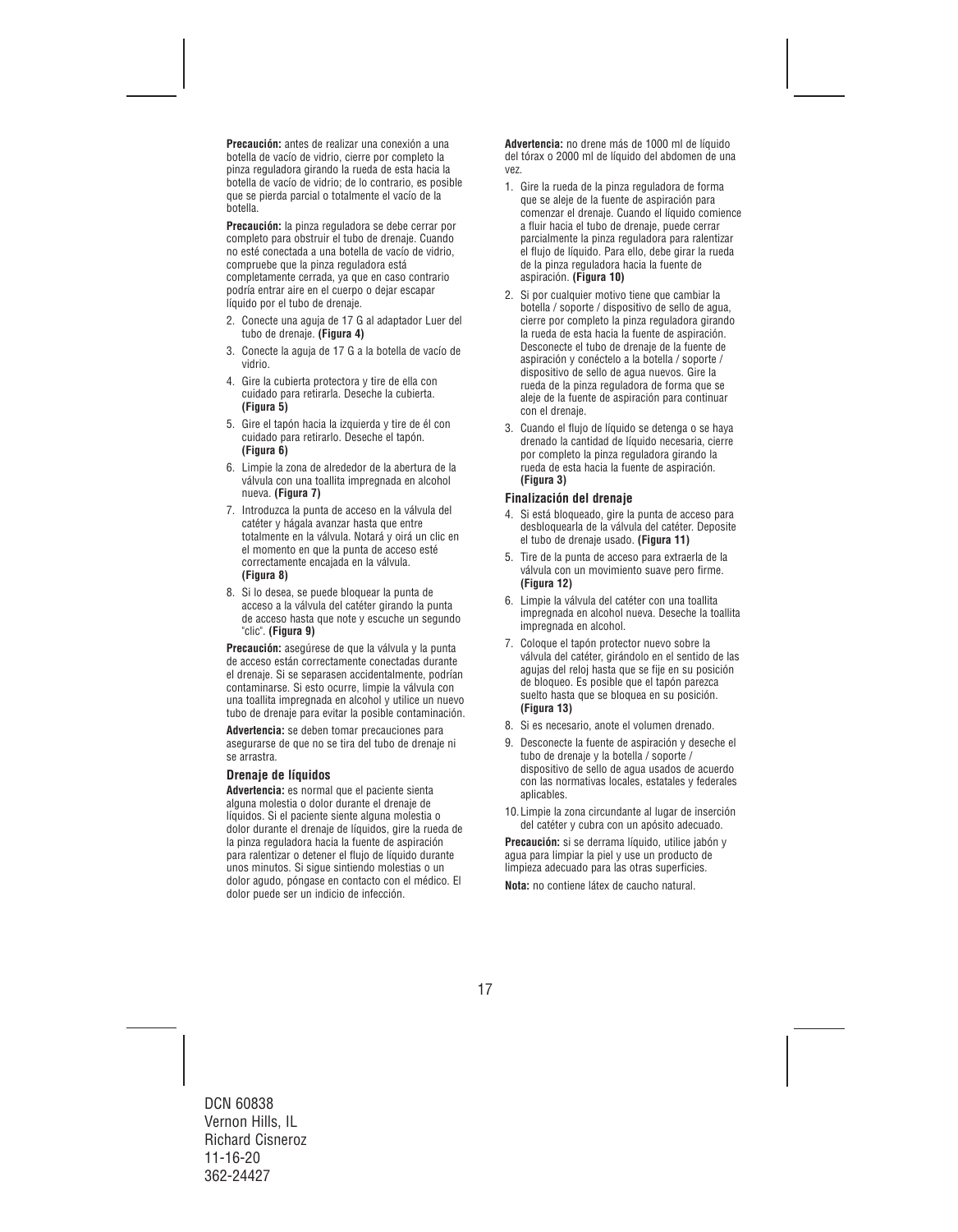**Precaución:** antes de realizar una conexión a una botella de vacío de vidrio, cierre por completo la pinza reguladora girando la rueda de esta hacia la botella de vacío de vidrio; de lo contrario, es posible que se pierda parcial o totalmente el vacío de la botella.

**Precaución:** la pinza reguladora se debe cerrar por completo para obstruir el tubo de drenaje. Cuando no esté conectada a una botella de vacío de vidrio, compruebe que la pinza reguladora está completamente cerrada, ya que en caso contrario podría entrar aire en el cuerpo o dejar escapar líquido por el tubo de drenaje.

2. Conecte una aguja de 17 G al adaptador Luer del tubo de drenaje. **(Figura 4)**
3. Conecte la aguja de 17 G a la botella de vacío de vidrio.
4. Gire la cubierta protectora y tire de ella con cuidado para retirarla. Deseche la cubierta. **(Figura 5)**
5. Gire el tapón hacia la izquierda y tire de él con cuidado para retirarlo. Deseche el tapón. **(Figura 6)**
6. Limpie la zona de alrededor de la abertura de la válvula con una toallita impregnada en alcohol nueva. **(Figura 7)**
7. Introduzca la punta de acceso en la válvula del catéter y hágala avanzar hasta que entre totalmente en la válvula. Notará y oirá un clic en el momento en que la punta de acceso esté correctamente encajada en la válvula. **(Figura 8)**
8. Si lo desea, se puede bloquear la punta de acceso a la válvula del catéter girando la punta de acceso hasta que note y escuche un segundo "clic". **(Figura 9)**

**Precaución:** asegúrese de que la válvula y la punta de acceso están correctamente conectadas durante el drenaje. Si se separasen accidentalmente, podrían contaminarse. Si esto ocurre, limpie la válvula con una toallita impregnada en alcohol y utilice un nuevo tubo de drenaje para evitar la posible contaminación.

**Advertencia:** se deben tomar precauciones para asegurarse de que no se tira del tubo de drenaje ni se arrastra.

### Drenaje de líquidos

**Advertencia:** es normal que el paciente sienta alguna molestia o dolor durante el drenaje de líquidos. Si el paciente siente alguna molestia o dolor durante el drenaje de líquidos, gire la rueda de la pinza reguladora hacia la fuente de aspiración para ralentizar o detener el flujo de líquido durante unos minutos. Si sigue sintiendo molestias o un dolor agudo, póngase en contacto con el médico. El dolor puede ser un indicio de infección.

**Advertencia:** no drene más de 1000 ml de líquido del tórax o 2000 ml de líquido del abdomen de una vez.

1. Gire la rueda de la pinza reguladora de forma que se aleje de la fuente de aspiración para comenzar el drenaje. Cuando el líquido comience a fluir hacia el tubo de drenaje, puede cerrar parcialmente la pinza reguladora para ralentizar el flujo de líquido. Para ello, debe girar la rueda de la pinza reguladora hacia la fuente de aspiración. **(Figura 10)**
2. Si por cualquier motivo tiene que cambiar la botella / soporte / dispositivo de sello de agua, cierre por completo la pinza reguladora girando la rueda de esta hacia la fuente de aspiración. Desconecte el tubo de drenaje de la fuente de aspiración y conéctelo a la botella / soporte / dispositivo de sello de agua nuevos. Gire la rueda de la pinza reguladora de forma que se aleje de la fuente de aspiración para continuar con el drenaje.
3. Cuando el flujo de líquido se detenga o se haya drenado la cantidad de líquido necesaria, cierre por completo la pinza reguladora girando la rueda de esta hacia la fuente de aspiración. **(Figura 3)**

### Finalización del drenaje

4. Si está bloqueado, gire la punta de acceso para desbloquearla de la válvula del catéter. Deposite el tubo de drenaje usado. **(Figura 11)**
5. Tire de la punta de acceso para extraerla de la válvula con un movimiento suave pero firme. **(Figura 12)**
6. Limpie la válvula del catéter con una toallita impregnada en alcohol nueva. Deseche la toallita impregnada en alcohol.
7. Coloque el tapón protector nuevo sobre la válvula del catéter, girándolo en el sentido de las agujas del reloj hasta que se fije en su posición de bloqueo. Es posible que el tapón parezca suelto hasta que se bloquea en su posición. **(Figura 13)**
8. Si es necesario, anote el volumen drenado.
9. Desconecte la fuente de aspiración y deseche el tubo de drenaje y la botella / soporte / dispositivo de sello de agua usados de acuerdo con las normativas locales, estatales y federales aplicables.
10. Limpie la zona circundante al lugar de inserción del catéter y cubra con un apósito adecuado.

**Precaución:** si se derrama líquido, utilice jabón y agua para limpiar la piel y use un producto de limpieza adecuado para las otras superficies.

**Nota:** no contiene látex de caucho natural.

DCN 60838
Vernon Hills, IL
Richard Cisneroz
11-16-20
362-24427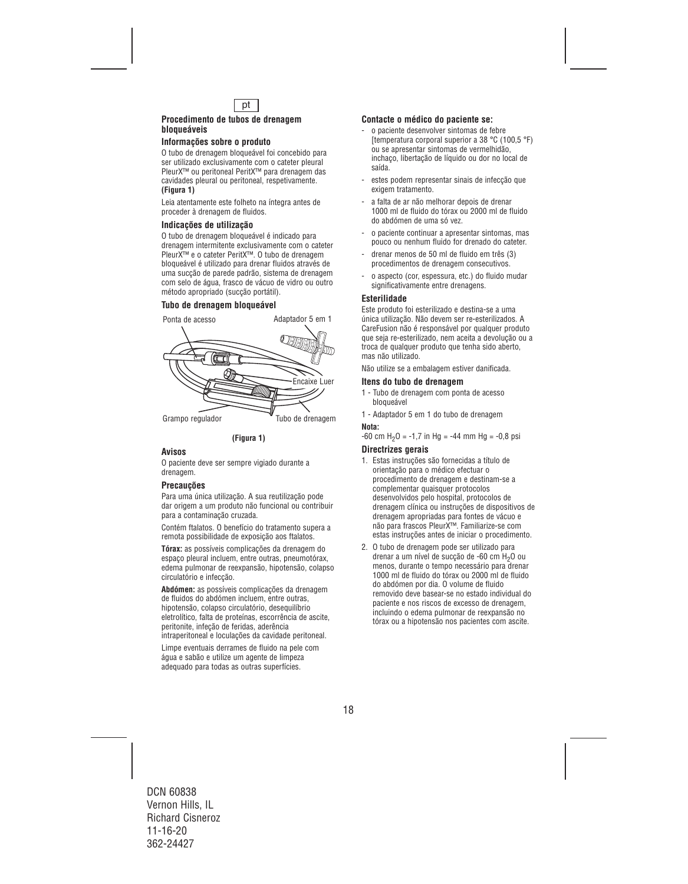pt

## Procedimento de tubos de drenagem bloqueáveis

### Informações sobre o produto

O tubo de drenagem bloqueável foi concebido para ser utilizado exclusivamente com o cateter pleural PleurX™ ou peritoneal PeritX™ para drenagem das cavidades pleural ou peritoneal, respetivamente. **(Figura 1)**

Leia atentamente este folheto na íntegra antes de proceder à drenagem de fluidos.

### Indicações de utilização

O tubo de drenagem bloqueável é indicado para drenagem intermitente exclusivamente com o cateter PleurX™ e o cateter PeritX™. O tubo de drenagem bloqueável é utilizado para drenar fluidos através de uma sucção de parede padrão, sistema de drenagem com selo de água, frasco de vácuo de vidro ou outro método apropriado (sucção portátil).

### Tubo de drenagem bloqueável

Ponta de acesso — Adaptador 5 em 1 — Encaixe Luer — Grampo regulador — Tubo de drenagem

**(Figura 1)**

### Avisos

O paciente deve ser sempre vigiado durante a drenagem.

### Precauções

Para uma única utilização. A sua reutilização pode dar origem a um produto não funcional ou contribuir para a contaminação cruzada.

Contém ftalatos. O benefício do tratamento supera a remota possibilidade de exposição aos ftalatos.

**Tórax:** as possíveis complicações da drenagem do espaço pleural incluem, entre outras, pneumotórax, edema pulmonar de reexpansão, hipotensão, colapso circulatório e infecção.

**Abdómen:** as possíveis complicações da drenagem de fluidos do abdómen incluem, entre outras, hipotensão, colapso circulatório, desequilíbrio eletrolítico, falta de proteínas, escorrência de ascite, peritonite, infeção de feridas, aderência intraperitoneal e loculações da cavidade peritoneal.

Limpe eventuais derrames de fluido na pele com água e sabão e utilize um agente de limpeza adequado para todas as outras superfícies.

### Contacte o médico do paciente se:

- o paciente desenvolver sintomas de febre [temperatura corporal superior a 38 °C (100,5 °F) ou se apresentar sintomas de vermelhidão, inchaço, libertação de líquido ou dor no local de saída.
- estes podem representar sinais de infecção que exigem tratamento.
- a falta de ar não melhorar depois de drenar 1000 ml de fluido do tórax ou 2000 ml de fluido do abdómen de uma só vez.
- o paciente continuar a apresentar sintomas, mas pouco ou nenhum fluido for drenado do cateter.
- drenar menos de 50 ml de fluido em três (3) procedimentos de drenagem consecutivos.
- o aspecto (cor, espessura, etc.) do fluido mudar significativamente entre drenagens.

### Esterilidade

Este produto foi esterilizado e destina-se a uma única utilização. Não devem ser re-esterilizados. A CareFusion não é responsável por qualquer produto que seja re-esterilizado, nem aceita a devolução ou a troca de qualquer produto que tenha sido aberto, mas não utilizado.

Não utilize se a embalagem estiver danificada.

### Itens do tubo de drenagem

1 - Tubo de drenagem com ponta de acesso bloqueável

1 - Adaptador 5 em 1 do tubo de drenagem

**Nota:**

-60 cm $H_2O$ = -1,7 in Hg = -44 mm Hg = -0,8 psi

### Directrizes gerais

1. Estas instruções são fornecidas a título de orientação para o médico efectuar o procedimento de drenagem e destinam-se a complementar quaisquer protocolos desenvolvidos pelo hospital, protocolos de drenagem clínica ou instruções de dispositivos de drenagem apropriadas para fontes de vácuo e não para frascos PleurX™. Familiarize-se com estas instruções antes de iniciar o procedimento.
2. O tubo de drenagem pode ser utilizado para drenar a um nível de sucção de -60 cm $H_2O$ ou menos, durante o tempo necessário para drenar 1000 ml de fluido do tórax ou 2000 ml de fluido do abdómen por dia. O volume de fluido removido deve basear-se no estado individual do paciente e nos riscos de excesso de drenagem, incluindo o edema pulmonar de reexpansão no tórax ou a hipotensão nos pacientes com ascite.

DCN 60838
Vernon Hills, IL
Richard Cisneroz
11-16-20
362-24427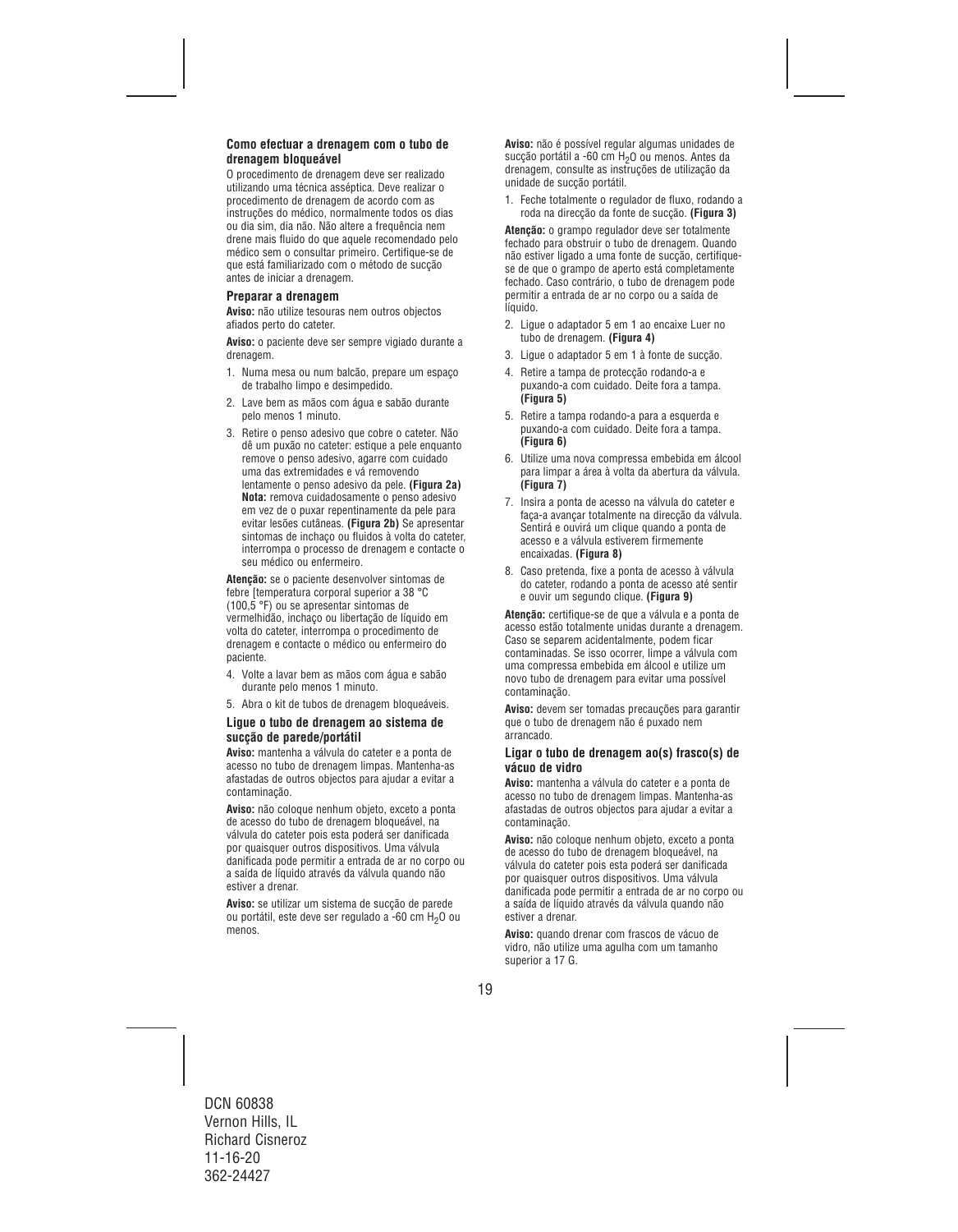### Como efectuar a drenagem com o tubo de drenagem bloqueável

O procedimento de drenagem deve ser realizado utilizando uma técnica asséptica. Deve realizar o procedimento de drenagem de acordo com as instruções do médico, normalmente todos os dias ou dia sim, dia não. Não altere a frequência nem drene mais fluido do que aquele recomendado pelo médico sem o consultar primeiro. Certifique-se de que está familiarizado com o método de sucção antes de iniciar a drenagem.

#### Preparar a drenagem

**Aviso:** não utilize tesouras nem outros objectos afiados perto do cateter.

**Aviso:** o paciente deve ser sempre vigiado durante a drenagem.

1. Numa mesa ou num balcão, prepare um espaço de trabalho limpo e desimpedido.
2. Lave bem as mãos com água e sabão durante pelo menos 1 minuto.
3. Retire o penso adesivo que cobre o cateter. Não dê um puxão no cateter: estique a pele enquanto remove o penso adesivo, agarre com cuidado uma das extremidades e vá removendo lentamente o penso adesivo da pele. **(Figura 2a)** **Nota:** remova cuidadosamente o penso adesivo em vez de o puxar repentinamente da pele para evitar lesões cutâneas. **(Figura 2b)** Se apresentar sintomas de inchaço ou fluidos à volta do cateter, interrompa o processo de drenagem e contacte o seu médico ou enfermeiro.

**Atenção:** se o paciente desenvolver sintomas de febre [temperatura corporal superior a 38 °C (100,5 °F) ou se apresentar sintomas de vermelhidão, inchaço ou libertação de líquido em volta do cateter, interrompa o procedimento de drenagem e contacte o médico ou enfermeiro do paciente.

4. Volte a lavar bem as mãos com água e sabão durante pelo menos 1 minuto.
5. Abra o kit de tubos de drenagem bloqueáveis.

#### Ligue o tubo de drenagem ao sistema de sucção de parede/portátil

**Aviso:** mantenha a válvula do cateter e a ponta de acesso no tubo de drenagem limpas. Mantenha-as afastadas de outros objectos para ajudar a evitar a contaminação.

**Aviso:** não coloque nenhum objeto, exceto a ponta de acesso do tubo de drenagem bloqueável, na válvula do cateter pois esta poderá ser danificada por quaisquer outros dispositivos. Uma válvula danificada pode permitir a entrada de ar no corpo ou a saída de líquido através da válvula quando não estiver a drenar.

**Aviso:** se utilizar um sistema de sucção de parede ou portátil, este deve ser regulado a -60 cm $H_2O$ ou menos.

**Aviso:** não é possível regular algumas unidades de sucção portátil a -60 cm $H_2O$ ou menos. Antes da drenagem, consulte as instruções de utilização da unidade de sucção portátil.

1. Feche totalmente o regulador de fluxo, rodando a roda na direcção da fonte de sucção. **(Figura 3)**

**Atenção:** o grampo regulador deve ser totalmente fechado para obstruir o tubo de drenagem. Quando não estiver ligado a uma fonte de sucção, certifique-se de que o grampo de aperto está completamente fechado. Caso contrário, o tubo de drenagem pode permitir a entrada de ar no corpo ou a saída de líquido.

2. Ligue o adaptador 5 em 1 ao encaixe Luer no tubo de drenagem. **(Figura 4)**
3. Ligue o adaptador 5 em 1 à fonte de sucção.
4. Retire a tampa de protecção rodando-a e puxando-a com cuidado. Deite fora a tampa. **(Figura 5)**
5. Retire a tampa rodando-a para a esquerda e puxando-a com cuidado. Deite fora a tampa. **(Figura 6)**
6. Utilize uma nova compressa embebida em álcool para limpar a área à volta da abertura da válvula. **(Figura 7)**
7. Insira a ponta de acesso na válvula do cateter e faça-a avançar totalmente na direcção da válvula. Sentirá e ouvirá um clique quando a ponta de acesso e a válvula estiverem firmemente encaixadas. **(Figura 8)**
8. Caso pretenda, fixe a ponta de acesso à válvula do cateter, rodando a ponta de acesso até sentir e ouvir um segundo clique. **(Figura 9)**

**Atenção:** certifique-se de que a válvula e a ponta de acesso estão totalmente unidas durante a drenagem. Caso se separem acidentalmente, podem ficar contaminadas. Se isso ocorrer, limpe a válvula com uma compressa embebida em álcool e utilize um novo tubo de drenagem para evitar uma possível contaminação.

**Aviso:** devem ser tomadas precauções para garantir que o tubo de drenagem não é puxado nem arrancado.

#### Ligar o tubo de drenagem ao(s) frasco(s) de vácuo de vidro

**Aviso:** mantenha a válvula do cateter e a ponta de acesso no tubo de drenagem limpas. Mantenha-as afastadas de outros objectos para ajudar a evitar a contaminação.

**Aviso:** não coloque nenhum objeto, exceto a ponta de acesso do tubo de drenagem bloqueável, na válvula do cateter pois esta poderá ser danificada por quaisquer outros dispositivos. Uma válvula danificada pode permitir a entrada de ar no corpo ou a saída de líquido através da válvula quando não estiver a drenar.

**Aviso:** quando drenar com frascos de vácuo de vidro, não utilize uma agulha com um tamanho superior a 17 G.

DCN 60838
Vernon Hills, IL
Richard Cisneroz
11-16-20
362-24427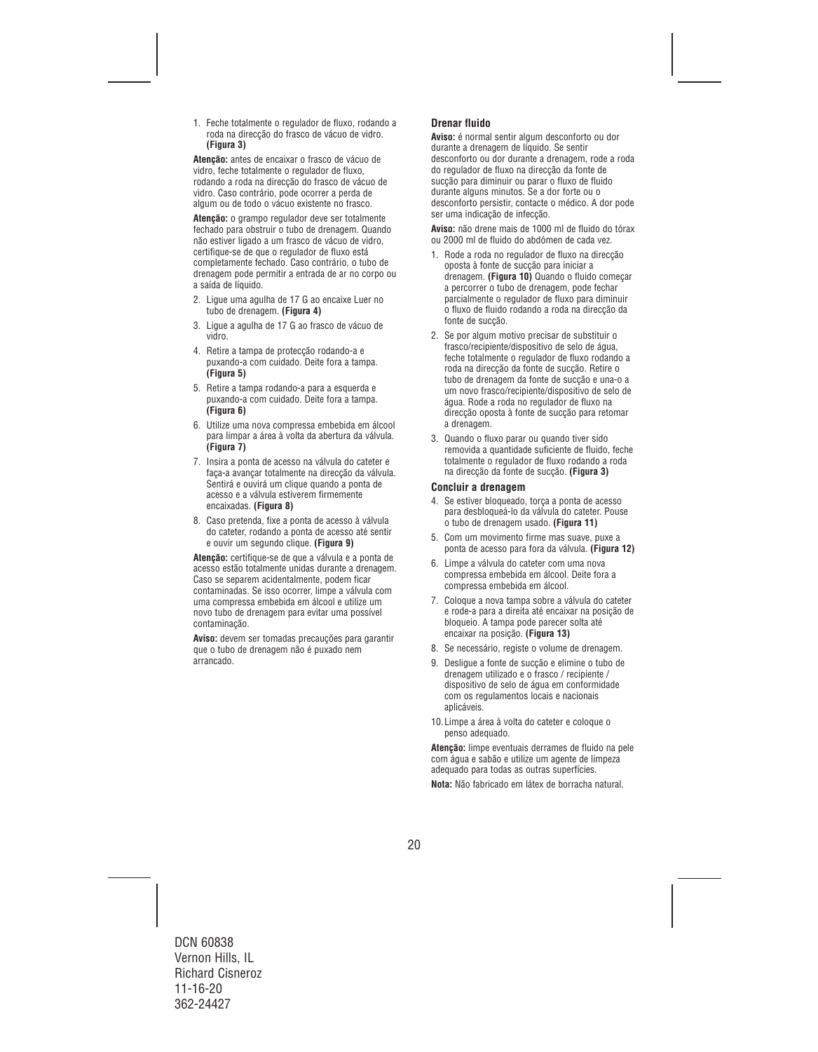1. Feche totalmente o regulador de fluxo, rodando a roda na direcção do frasco de vácuo de vidro. **(Figura 3)**

**Atenção:** antes de encaixar o frasco de vácuo de vidro, feche totalmente o regulador de fluxo, rodando a roda na direcção do frasco de vácuo de vidro. Caso contrário, pode ocorrer a perda de algum ou de todo o vácuo existente no frasco.

**Atenção:** o grampo regulador deve ser totalmente fechado para obstruir o tubo de drenagem. Quando não estiver ligado a um frasco de vácuo de vidro, certifique-se de que o regulador de fluxo está completamente fechado. Caso contrário, o tubo de drenagem pode permitir a entrada de ar no corpo ou a saída de líquido.

2. Ligue uma agulha de 17 G ao encaixe Luer no tubo de drenagem. **(Figura 4)**
3. Ligue a agulha de 17 G ao frasco de vácuo de vidro.
4. Retire a tampa de protecção rodando-a e puxando-a com cuidado. Deite fora a tampa. **(Figura 5)**
5. Retire a tampa rodando-a para a esquerda e puxando-a com cuidado. Deite fora a tampa. **(Figura 6)**
6. Utilize uma nova compressa embebida em álcool para limpar a área à volta da abertura da válvula. **(Figura 7)**
7. Insira a ponta de acesso na válvula do cateter e faça-a avançar totalmente na direcção da válvula. Sentirá e ouvirá um clique quando a ponta de acesso e a válvula estiverem firmemente encaixadas. **(Figura 8)**
8. Caso pretenda, fixe a ponta de acesso à válvula do cateter, rodando a ponta de acesso até sentir e ouvir um segundo clique. **(Figura 9)**

**Atenção:** certifique-se de que a válvula e a ponta de acesso estão totalmente unidas durante a drenagem. Caso se separem acidentalmente, podem ficar contaminadas. Se isso ocorrer, limpe a válvula com uma compressa embebida em álcool e utilize um novo tubo de drenagem para evitar uma possível contaminação.

**Aviso:** devem ser tomadas precauções para garantir que o tubo de drenagem não é puxado nem arrancado.

### Drenar fluido

**Aviso:** é normal sentir algum desconforto ou dor durante a drenagem de líquido. Se sentir desconforto ou dor durante a drenagem, rode a roda do regulador de fluxo na direcção da fonte de sucção para diminuir ou parar o fluxo de fluido durante alguns minutos. Se a dor forte ou o desconforto persistir, contacte o médico. A dor pode ser uma indicação de infecção.

**Aviso:** não drene mais de 1000 ml de fluido do tórax ou 2000 ml de fluido do abdómen de cada vez.

1. Rode a roda no regulador de fluxo na direcção oposta à fonte de sucção para iniciar a drenagem. **(Figura 10)** Quando o fluido começar a percorrer o tubo de drenagem, pode fechar parcialmente o regulador de fluxo para diminuir o fluxo de fluido rodando a roda na direcção da fonte de sucção.
2. Se por algum motivo precisar de substituir o frasco/recipiente/dispositivo de selo de água, feche totalmente o regulador de fluxo rodando a roda na direcção da fonte de sucção. Retire o tubo de drenagem da fonte de sucção e una-o a um novo frasco/recipiente/dispositivo de selo de água. Rode a roda no regulador de fluxo na direcção oposta à fonte de sucção para retomar a drenagem.
3. Quando o fluxo parar ou quando tiver sido removida a quantidade suficiente de fluido, feche totalmente o regulador de fluxo rodando a roda na direcção da fonte de sucção. **(Figura 3)**

### Concluir a drenagem

4. Se estiver bloqueado, torça a ponta de acesso para desbloqueá-lo da válvula do cateter. Pouse o tubo de drenagem usado. **(Figura 11)**
5. Com um movimento firme mas suave, puxe a ponta de acesso para fora da válvula. **(Figura 12)**
6. Limpe a válvula do cateter com uma nova compressa embebida em álcool. Deite fora a compressa embebida em álcool.
7. Coloque a nova tampa sobre a válvula do cateter e rode-a para a direita até encaixar na posição de bloqueio. A tampa pode parecer solta até encaixar na posição. **(Figura 13)**
8. Se necessário, registe o volume de drenagem.
9. Desligue a fonte de sucção e elimine o tubo de drenagem utilizado e o frasco / recipiente / dispositivo de selo de água em conformidade com os regulamentos locais e nacionais aplicáveis.
10. Limpe a área à volta do cateter e coloque o penso adequado.

**Atenção:** limpe eventuais derrames de fluido na pele com água e sabão e utilize um agente de limpeza adequado para todas as outras superfícies.

**Nota:** Não fabricado em látex de borracha natural.

DCN 60838
Vernon Hills, IL
Richard Cisneroz
11-16-20
362-24427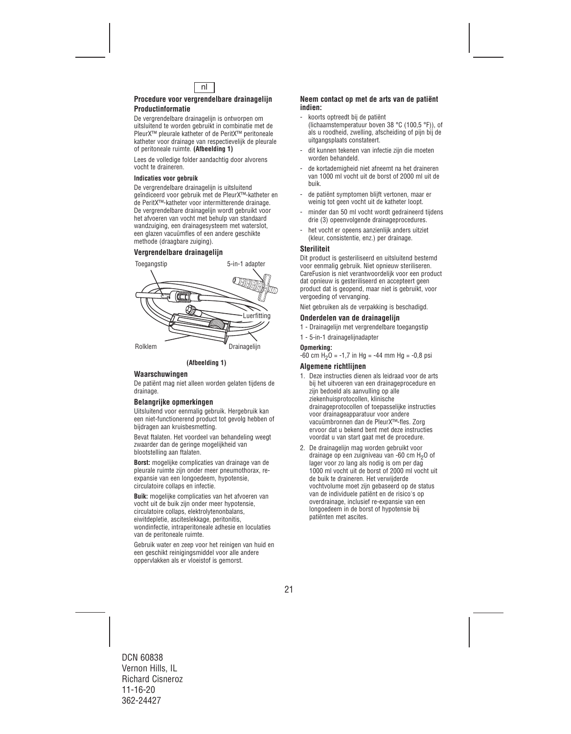nl

## Procedure voor vergrendelbare drainagelijn

### Productinformatie

De vergrendelbare drainagelijn is ontworpen om uitsluitend te worden gebruikt in combinatie met de PleurX™ pleurale katheter of de PeritX™ peritoneale katheter voor drainage van respectievelijk de pleurale of peritoneale ruimte. **(Afbeelding 1)**

Lees de volledige folder aandachtig door alvorens vocht te draineren.

#### Indicaties voor gebruik

De vergrendelbare drainagelijn is uitsluitend geïndiceerd voor gebruik met de PleurX™-katheter en de PeritX™-katheter voor intermitterende drainage. De vergrendelbare drainagelijn wordt gebruikt voor het afvoeren van vocht met behulp van standaard wandzuiging, een drainagesysteem met waterslot, een glazen vacuümfles of een andere geschikte methode (draagbare zuiging).

### Vergrendelbare drainagelijn

Toegangstip

5-in-1 adapter

Luerfitting

Rolklem

Drainagelijn

**(Afbeelding 1)**

### Waarschuwingen

De patiënt mag niet alleen worden gelaten tijdens de drainage.

### Belangrijke opmerkingen

Uitsluitend voor eenmalig gebruik. Hergebruik kan een niet-functionerend product tot gevolg hebben of bijdragen aan kruisbesmetting.

Bevat ftalaten. Het voordeel van behandeling weegt zwaarder dan de geringe mogelijkheid van blootstelling aan ftalaten.

**Borst:** mogelijke complicaties van drainage van de pleurale ruimte zijn onder meer pneumothorax, re-expansie van een longoedeem, hypotensie, circulatoire collaps en infectie.

**Buik:** mogelijke complicaties van het afvoeren van vocht uit de buik zijn onder meer hypotensie, circulatoire collaps, elektrolytenonbalans, eiwitdepletie, asciteslekkage, peritonitis, wondinfectie, intraperitoneale adhesie en loculaties van de peritoneale ruimte.

Gebruik water en zeep voor het reinigen van huid en een geschikt reinigingsmiddel voor alle andere oppervlakken als er vloeistof is gemorst.

### Neem contact op met de arts van de patiënt indien:

- koorts optreedt bij de patiënt (lichaamstemperatuur boven 38 °C (100,5 °F)), of als u roodheid, zwelling, afscheiding of pijn bij de uitgangsplaats constateert.
- dit kunnen tekenen van infectie zijn die moeten worden behandeld.
- de kortademigheid niet afneemt na het draineren van 1000 ml vocht uit de borst of 2000 ml uit de buik.
- de patiënt symptomen blijft vertonen, maar er weinig tot geen vocht uit de katheter loopt.
- minder dan 50 ml vocht wordt gedraineerd tijdens drie (3) opeenvolgende drainageprocedures.
- het vocht er opeens aanzienlijk anders uitziet (kleur, consistentie, enz.) per drainage.

### Steriliteit

Dit product is gesteriliseerd en uitsluitend bestemd voor eenmalig gebruik. Niet opnieuw steriliseren. CareFusion is niet verantwoordelijk voor een product dat opnieuw is gesteriliseerd en accepteert geen product dat is geopend, maar niet is gebruikt, voor vergoeding of vervanging.

Niet gebruiken als de verpakking is beschadigd.

### Onderdelen van de drainagelijn

1 - Drainagelijn met vergrendelbare toegangstip

1 - 5-in-1 drainagelijnadapter

#### Opmerking:

-60 cm $H_2O$ = -1,7 in Hg = -44 mm Hg = -0,8 psi

### Algemene richtlijnen

1. Deze instructies dienen als leidraad voor de arts bij het uitvoeren van een drainageprocedure en zijn bedoeld als aanvulling op alle ziekenhuisprotocollen, klinische drainageprotocollen of toepasselijke instructies voor drainageapparatuur voor andere vacuümbronnen dan de PleurX™-fles. Zorg ervoor dat u bekend bent met deze instructies voordat u van start gaat met de procedure.
2. De drainagelijn mag worden gebruikt voor drainage op een zuigniveau van -60 cm $H_2O$ of lager voor zo lang als nodig is om per dag 1000 ml vocht uit de borst of 2000 ml vocht uit de buik te draineren. Het verwijderde vochtvolume moet zijn gebaseerd op de status van de individuele patiënt en de risico's op overdrainage, inclusief re-expansie van een longoedeem in de borst of hypotensie bij patiënten met ascites.

DCN 60838
Vernon Hills, IL
Richard Cisneroz
11-16-20
362-24427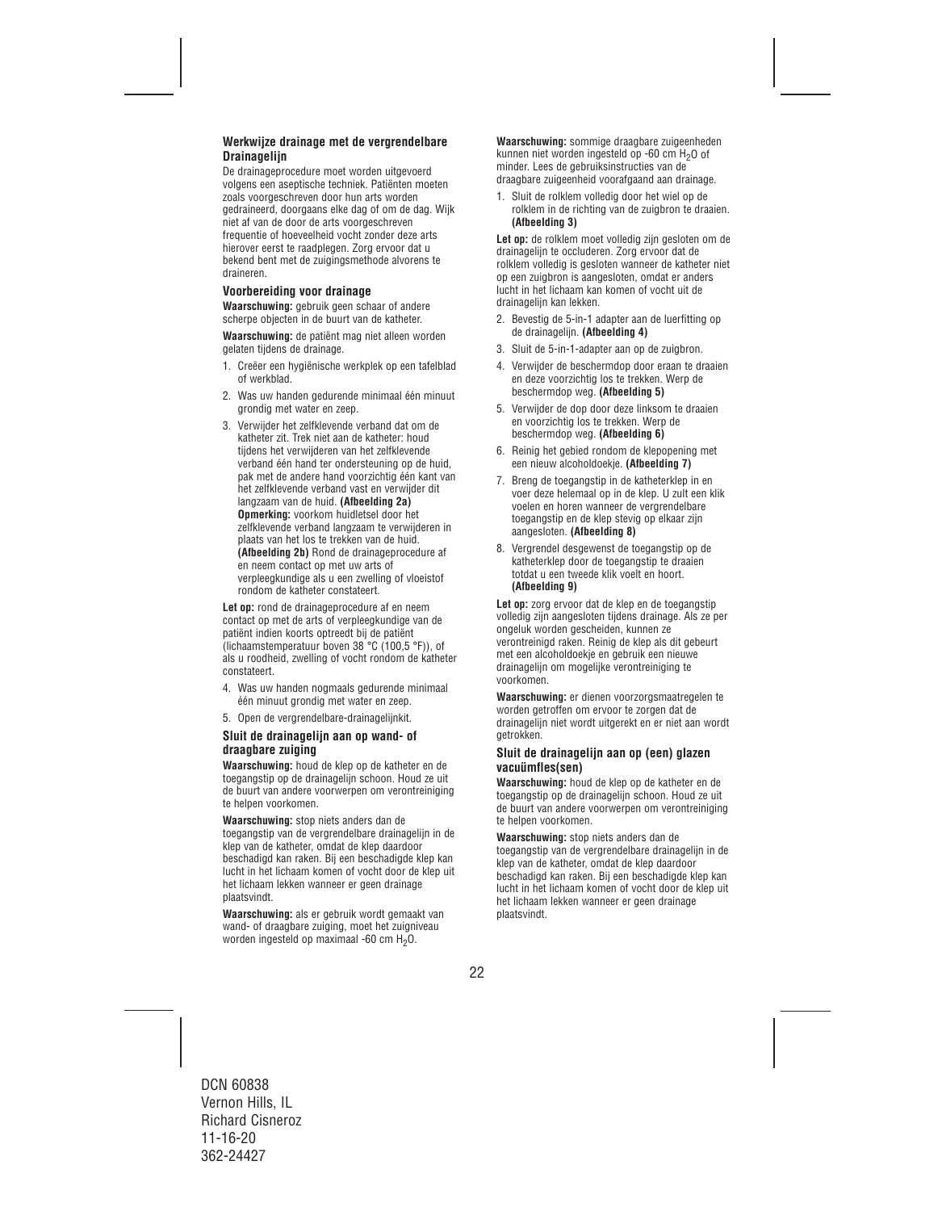### Werkwijze drainage met de vergrendelbare Drainagelijn

De drainageprocedure moet worden uitgevoerd volgens een aseptische techniek. Patiënten moeten zoals voorgeschreven door hun arts worden gedraineerd, doorgaans elke dag of om de dag. Wijk niet af van de door de arts voorgeschreven frequentie of hoeveelheid vocht zonder deze arts hierover eerst te raadplegen. Zorg ervoor dat u bekend bent met de zuigingsmethode alvorens te draineren.

### Voorbereiding voor drainage

**Waarschuwing:** gebruik geen schaar of andere scherpe objecten in de buurt van de katheter.

**Waarschuwing:** de patiënt mag niet alleen worden gelaten tijdens de drainage.

1. Creëer een hygiënische werkplek op een tafelblad of werkblad.
2. Was uw handen gedurende minimaal één minuut grondig met water en zeep.
3. Verwijder het zelfklevende verband dat om de katheter zit. Trek niet aan de katheter: houd tijdens het verwijderen van het zelfklevende verband één hand ter ondersteuning op de huid, pak met de andere hand voorzichtig één kant van het zelfklevende verband vast en verwijder dit langzaam van de huid. **(Afbeelding 2a)** **Opmerking:** voorkom huidletsel door het zelfklevende verband langzaam te verwijderen in plaats van het los te trekken van de huid. **(Afbeelding 2b)** Rond de drainageprocedure af en neem contact op met uw arts of verpleegkundige als u een zwelling of vloeistof rondom de katheter constateert.

**Let op:** rond de drainageprocedure af en neem contact op met de arts of verpleegkundige van de patiënt indien koorts optreedt bij de patiënt (lichaamstemperatuur boven 38 °C (100,5 °F)), of als u roodheid, zwelling of vocht rondom de katheter constateert.

4. Was uw handen nogmaals gedurende minimaal één minuut grondig met water en zeep.
5. Open de vergrendelbare-drainagelijnkit.

### Sluit de drainagelijn aan op wand- of draagbare zuiging

**Waarschuwing:** houd de klep op de katheter en de toegangstip op de drainagelijn schoon. Houd ze uit de buurt van andere voorwerpen om verontreiniging te helpen voorkomen.

**Waarschuwing:** stop niets anders dan de toegangstip van de vergrendelbare drainagelijn in de klep van de katheter, omdat de klep daardoor beschadigd kan raken. Bij een beschadigde klep kan lucht in het lichaam komen of vocht door de klep uit het lichaam lekken wanneer er geen drainage plaatsvindt.

**Waarschuwing:** als er gebruik wordt gemaakt van wand- of draagbare zuiging, moet het zuigniveau worden ingesteld op maximaal -60 cm $H_2O$.

**Waarschuwing:** sommige draagbare zuigeenheden kunnen niet worden ingesteld op -60 cm $H_2O$ of minder. Lees de gebruiksinstructies van de draagbare zuigeenheid voorafgaand aan drainage.

1. Sluit de rolklem volledig door het wiel op de rolklem in de richting van de zuigbron te draaien. **(Afbeelding 3)**

**Let op:** de rolklem moet volledig zijn gesloten om de drainagelijn te occluderen. Zorg ervoor dat de rolklem volledig is gesloten wanneer de katheter niet op een zuigbron is aangesloten, omdat er anders lucht in het lichaam kan komen of vocht uit de drainagelijn kan lekken.

2. Bevestig de 5-in-1 adapter aan de luerfitting op de drainagelijn. **(Afbeelding 4)**
3. Sluit de 5-in-1-adapter aan op de zuigbron.
4. Verwijder de beschermdop door eraan te draaien en deze voorzichtig los te trekken. Werp de beschermdop weg. **(Afbeelding 5)**
5. Verwijder de dop door deze linksom te draaien en voorzichtig los te trekken. Werp de beschermdop weg. **(Afbeelding 6)**
6. Reinig het gebied rondom de klepopening met een nieuw alcoholdoekje. **(Afbeelding 7)**
7. Breng de toegangstip in de katheterklep in en voer deze helemaal op in de klep. U zult een klik voelen en horen wanneer de vergrendelbare toegangstip en de klep stevig op elkaar zijn aangesloten. **(Afbeelding 8)**
8. Vergrendel desgewenst de toegangstip op de katheterklep door de toegangstip te draaien totdat u een tweede klik voelt en hoort. **(Afbeelding 9)**

**Let op:** zorg ervoor dat de klep en de toegangstip volledig zijn aangesloten tijdens drainage. Als ze per ongeluk worden gescheiden, kunnen ze verontreinigd raken. Reinig de klep als dit gebeurt met een alcoholdoekje en gebruik een nieuwe drainagelijn om mogelijke verontreiniging te voorkomen.

**Waarschuwing:** er dienen voorzorgsmaatregelen te worden getroffen om ervoor te zorgen dat de drainagelijn niet wordt uitgerekt en er niet aan wordt getrokken.

### Sluit de drainagelijn aan op (een) glazen vacuümfles(sen)

**Waarschuwing:** houd de klep op de katheter en de toegangstip op de drainagelijn schoon. Houd ze uit de buurt van andere voorwerpen om verontreiniging te helpen voorkomen.

**Waarschuwing:** stop niets anders dan de toegangstip van de vergrendelbare drainagelijn in de klep van de katheter, omdat de klep daardoor beschadigd kan raken. Bij een beschadigde klep kan lucht in het lichaam komen of vocht door de klep uit het lichaam lekken wanneer er geen drainage plaatsvindt.

DCN 60838
Vernon Hills, IL
Richard Cisneroz
11-16-20
362-24427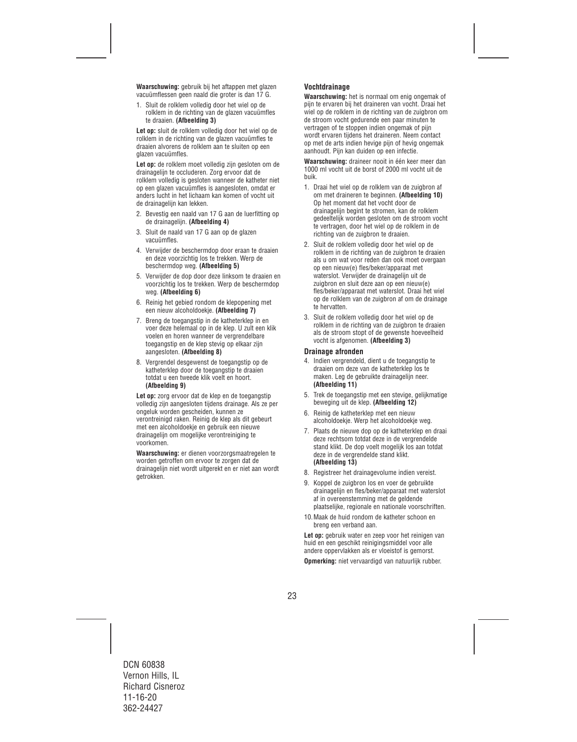**Waarschuwing:** gebruik bij het aftappen met glazen vacuümflessen geen naald die groter is dan 17 G.

1. Sluit de rolklem volledig door het wiel op de rolklem in de richting van de glazen vacuümfles te draaien. **(Afbeelding 3)**

**Let op:** sluit de rolklem volledig door het wiel op de rolklem in de richting van de glazen vacuümfles te draaien alvorens de rolklem aan te sluiten op een glazen vacuümfles.

**Let op:** de rolklem moet volledig zijn gesloten om de drainagelijn te occluderen. Zorg ervoor dat de rolklem volledig is gesloten wanneer de katheter niet op een glazen vacuümfles is aangesloten, omdat er anders lucht in het lichaam kan komen of vocht uit de drainagelijn kan lekken.

2. Bevestig een naald van 17 G aan de luerfitting op de drainagelijn. **(Afbeelding 4)**
3. Sluit de naald van 17 G aan op de glazen vacuümfles.
4. Verwijder de beschermdop door eraan te draaien en deze voorzichtig los te trekken. Werp de beschermdop weg. **(Afbeelding 5)**
5. Verwijder de dop door deze linksom te draaien en voorzichtig los te trekken. Werp de beschermdop weg. **(Afbeelding 6)**
6. Reinig het gebied rondom de klepopening met een nieuw alcoholdoekje. **(Afbeelding 7)**
7. Breng de toegangstip in de katheterklep in en voer deze helemaal op in de klep. U zult een klik voelen en horen wanneer de vergrendelbare toegangstip en de klep stevig op elkaar zijn aangesloten. **(Afbeelding 8)**
8. Vergrendel desgewenst de toegangstip op de katheterklep door de toegangstip te draaien totdat u een tweede klik voelt en hoort. **(Afbeelding 9)**

**Let op:** zorg ervoor dat de klep en de toegangstip volledig zijn aangesloten tijdens drainage. Als ze per ongeluk worden gescheiden, kunnen ze verontreinigd raken. Reinig de klep als dit gebeurt met een alcoholdoekje en gebruik een nieuwe drainagelijn om mogelijke verontreiniging te voorkomen.

**Waarschuwing:** er dienen voorzorgsmaatregelen te worden getroffen om ervoor te zorgen dat de drainagelijn niet wordt uitgerekt en er niet aan wordt getrokken.

### Vochtdrainage

**Waarschuwing:** het is normaal om enig ongemak of pijn te ervaren bij het draineren van vocht. Draai het wiel op de rolklem in de richting van de zuigbron om de stroom vocht gedurende een paar minuten te vertragen of te stoppen indien ongemak of pijn wordt ervaren tijdens het draineren. Neem contact op met de arts indien hevige pijn of hevig ongemak aanhoudt. Pijn kan duiden op een infectie.

**Waarschuwing:** draineer nooit in één keer meer dan 1000 ml vocht uit de borst of 2000 ml vocht uit de buik.

1. Draai het wiel op de rolklem van de zuigbron af om met draineren te beginnen. **(Afbeelding 10)** Op het moment dat het vocht door de drainagelijn begint te stromen, kan de rolklem gedeeltelijk worden gesloten om de stroom vocht te vertragen, door het wiel op de rolklem in de richting van de zuigbron te draaien.
2. Sluit de rolklem volledig door het wiel op de rolklem in de richting van de zuigbron te draaien als u om wat voor reden dan ook moet overgaan op een nieuw(e) fles/beker/apparaat met waterslot. Verwijder de drainagelijn uit de zuigbron en sluit deze aan op een nieuw(e) fles/beker/apparaat met waterslot. Draai het wiel op de rolklem van de zuigbron af om de drainage te hervatten.
3. Sluit de rolklem volledig door het wiel op de rolklem in de richting van de zuigbron te draaien als de stroom stopt of de gewenste hoeveelheid vocht is afgenomen. **(Afbeelding 3)**

### Drainage afronden

4. Indien vergrendeld, dient u de toegangstip te draaien om deze van de katheterklep los te maken. Leg de gebruikte drainagelijn neer. **(Afbeelding 11)**
5. Trek de toegangstip met een stevige, gelijkmatige beweging uit de klep. **(Afbeelding 12)**
6. Reinig de katheterklep met een nieuw alcoholdoekje. Werp het alcoholdoekje weg.
7. Plaats de nieuwe dop op de katheterklep en draai deze rechtsom totdat deze in de vergrendelde stand klikt. De dop voelt mogelijk los aan totdat deze in de vergrendelde stand klikt. **(Afbeelding 13)**
8. Registreer het drainagevolume indien vereist.
9. Koppel de zuigbron los en voer de gebruikte drainagelijn en fles/beker/apparaat met waterslot af in overeenstemming met de geldende plaatselijke, regionale en nationale voorschriften.
10. Maak de huid rondom de katheter schoon en breng een verband aan.

**Let op:** gebruik water en zeep voor het reinigen van huid en een geschikt reinigingsmiddel voor alle andere oppervlakken als er vloeistof is gemorst.

**Opmerking:** niet vervaardigd van natuurlijk rubber.

DCN 60838
Vernon Hills, IL
Richard Cisneroz
11-16-20
362-24427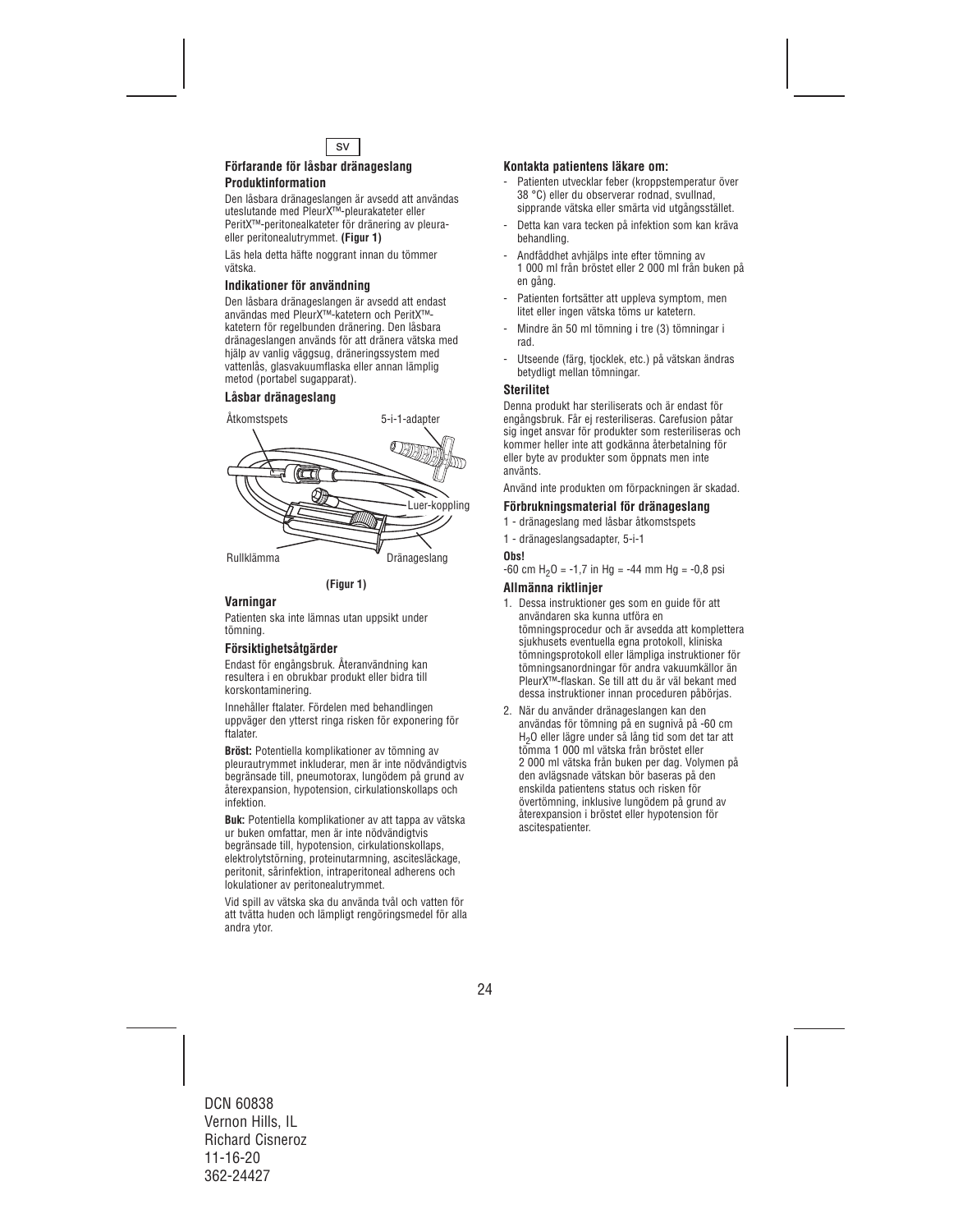SV

### Förfarande för låsbar dränageslang

### Produktinformation

Den låsbara dränageslangen är avsedd att användas uteslutande med PleurX™-pleurakateter eller PeritX™-peritonealkateter för dränering av pleura- eller peritonealutrymmet. **(Figur 1)**

Läs hela detta häfte noggrant innan du tömmer vätska.

### Indikationer för användning

Den låsbara dränageslangen är avsedd att endast användas med PleurX™-katetern och PeritX™-katetern för regelbunden dränering. Den låsbara dränageslangen används för att dränera vätska med hjälp av vanlig väggsug, dräneringssystem med vattenlås, glasvakuumflaska eller annan lämplig metod (portabel sugapparat).

### Låsbar dränageslang

Åtkomstspets, 5-i-1-adapter, Luer-koppling, Rullklämma, Dränageslang

**(Figur 1)**

### Varningar

Patienten ska inte lämnas utan uppsikt under tömning.

### Försiktighetsåtgärder

Endast för engångsbruk. Återanvändning kan resultera i en obrukbar produkt eller bidra till korskontaminering.

Innehåller ftalater. Fördelen med behandlingen uppväger den ytterst ringa risken för exponering för ftalater.

**Bröst:** Potentiella komplikationer av tömning av pleurautrymmet inkluderar, men är inte nödvändigtvis begränsade till, pneumotorax, lungödem på grund av återexpansion, hypotension, cirkulationskollaps och infektion.

**Buk:** Potentiella komplikationer av att tappa av vätska ur buken omfattar, men är inte nödvändigtvis begränsade till, hypotension, cirkulationskollaps, elektrolytstörning, proteinutarmning, ascitesläckage, peritonit, sårinfektion, intraperitoneal adherens och lokulationer av peritonealutrymmet.

Vid spill av vätska ska du använda tvål och vatten för att tvätta huden och lämpligt rengöringsmedel för alla andra ytor.

### Kontakta patientens läkare om:

- Patienten utvecklar feber (kroppstemperatur över 38 °C) eller du observerar rodnad, svullnad, sipprande vätska eller smärta vid utgångsstället.
- Detta kan vara tecken på infektion som kan kräva behandling.
- Andfåddhet avhjälps inte efter tömning av 1 000 ml från bröstet eller 2 000 ml från buken på en gång.
- Patienten fortsätter att uppleva symptom, men litet eller ingen vätska töms ur katetern.
- Mindre än 50 ml tömning i tre (3) tömningar i rad.
- Utseende (färg, tjocklek, etc.) på vätskan ändras betydligt mellan tömningar.

### Sterilitet

Denna produkt har steriliserats och är endast för engångsbruk. Får ej resteriliseras. Carefusion påtar sig inget ansvar för produkter som resteriliseras och kommer heller inte att godkänna återbetalning för eller byte av produkter som öppnats men inte använts.

Använd inte produkten om förpackningen är skadad.

### Förbrukningsmaterial för dränageslang

1 - dränageslang med låsbar åtkomstspets

1 - dränageslangsadapter, 5-i-1

**Obs!**

-60 cm $H_2O$ = -1,7 in Hg = -44 mm Hg = -0,8 psi

### Allmänna riktlinjer

1. Dessa instruktioner ges som en guide för att användaren ska kunna utföra en tömningsprocedur och är avsedda att komplettera sjukhusets eventuella egna protokoll, kliniska tömningsprotokoll eller lämpliga instruktioner för tömningsanordningar för andra vakuumkällor än PleurX™-flaskan. Se till att du är väl bekant med dessa instruktioner innan proceduren påbörjas.
2. När du använder dränageslangen kan den användas för tömning på en sugnivå på -60 cm $H_2O$ eller lägre under så lång tid som det tar att tömma 1 000 ml vätska från bröstet eller 2 000 ml vätska från buken per dag. Volymen på den avlägsnade vätskan bör baseras på den enskilda patientens status och risken för övertömning, inklusive lungödem på grund av återexpansion i bröstet eller hypotension för ascitespatienter.

DCN 60838
Vernon Hills, IL
Richard Cisneroz
11-16-20
362-24427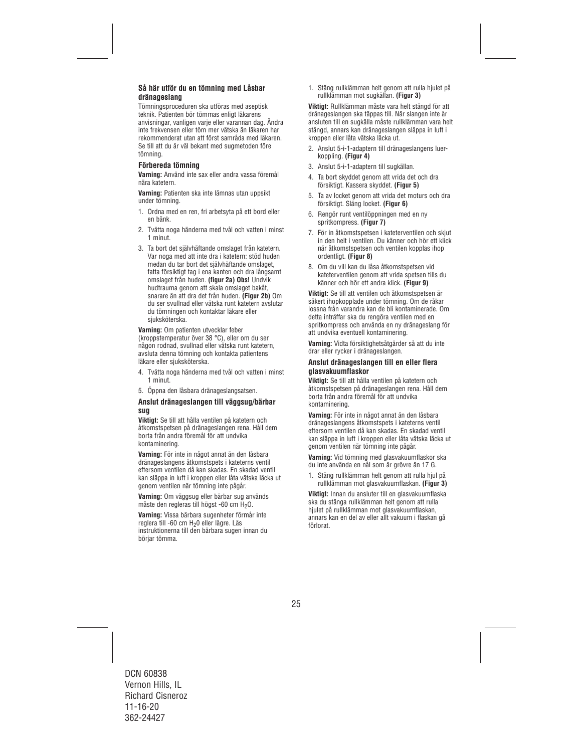### Så här utför du en tömning med Låsbar dränageslang

Tömningsproceduren ska utföras med aseptisk teknik. Patienten bör tömmas enligt läkarens anvisningar, vanligen varje eller varannan dag. Ändra inte frekvensen eller töm mer vätska än läkaren har rekommenderat utan att först samråda med läkaren. Se till att du är väl bekant med sugmetoden före tömning.

#### Förbereda tömning

**Varning:** Använd inte sax eller andra vassa föremål nära katetern.

**Varning:** Patienten ska inte lämnas utan uppsikt under tömning.

1. Ordna med en ren, fri arbetsyta på ett bord eller en bänk.
2. Tvätta noga händerna med tvål och vatten i minst 1 minut.
3. Ta bort det självhäftande omslaget från katetern. Var noga med att inte dra i katetern: stöd huden medan du tar bort det självhäftande omslaget, fatta försiktigt tag i ena kanten och dra långsamt omslaget från huden. **(figur 2a) Obs!** Undvik hudtrauma genom att skala omslaget bakåt, snarare än att dra det från huden. **(Figur 2b)** Om du ser svullnad eller vätska runt katetern avslutar du tömningen och kontaktar läkare eller sjuksköterska.

**Varning:** Om patienten utvecklar feber (kroppstemperatur över 38 °C), eller om du ser någon rodnad, svullnad eller vätska runt katetern, avsluta denna tömning och kontakta patientens läkare eller sjuksköterska.

4. Tvätta noga händerna med tvål och vatten i minst 1 minut.
5. Öppna den låsbara dränageslangsatsen.

#### Anslut dränageslangen till väggsug/bärbar sug

**Viktigt:** Se till att hålla ventilen på katetern och åtkomstspetsen på dränageslangen rena. Håll dem borta från andra föremål för att undvika kontaminering.

**Varning:** För inte in något annat än den låsbara dränageslangens åtkomstspets i kateterns ventil eftersom ventilen då kan skadas. En skadad ventil kan släppa in luft i kroppen eller låta vätska läcka ut genom ventilen när tömning inte pågår.

**Varning:** Om väggsug eller bärbar sug används måste den regleras till högst -60 cm $H_2O$.

**Varning:** Vissa bärbara sugenheter förmår inte reglera till -60 cm $H_20$ eller lägre. Läs instruktionerna till den bärbara sugen innan du börjar tömma.

1. Stäng rullklämman helt genom att rulla hjulet på rullklämman mot sugkällan. **(Figur 3)**

**Viktigt:** Rullklämman måste vara helt stängd för att dränageslangen ska täppas till. När slangen inte är ansluten till en sugkälla måste rullklämman vara helt stängd, annars kan dränageslangen släppa in luft i kroppen eller låta vätska läcka ut.

2. Anslut 5-i-1-adaptern till dränageslangens luer-koppling. **(Figur 4)**
3. Anslut 5-i-1-adaptern till sugkällan.
4. Ta bort skyddet genom att vrida det och dra försiktigt. Kassera skyddet. **(Figur 5)**
5. Ta av locket genom att vrida det moturs och dra försiktigt. Släng locket. **(Figur 6)**
6. Rengör runt ventilöppningen med en ny spritkompress. **(Figur 7)**
7. För in åtkomstspetsen i kateterventilen och skjut in den helt i ventilen. Du känner och hör ett klick när åtkomstspetsen och ventilen kopplas ihop ordentligt. **(Figur 8)**
8. Om du vill kan du låsa åtkomstspetsen vid kateterventilen genom att vrida spetsen tills du känner och hör ett andra klick. **(Figur 9)**

**Viktigt:** Se till att ventilen och åtkomstspetsen är säkert ihopkopplade under tömning. Om de råkar lossna från varandra kan de bli kontaminerade. Om detta inträffar ska du rengöra ventilen med en spritkompress och använda en ny dränageslang för att undvika eventuell kontaminering.

**Varning:** Vidta försiktighetsåtgärder så att du inte drar eller rycker i dränageslangen.

#### Anslut dränageslangen till en eller flera glasvakuumflaskor

**Viktigt:** Se till att hålla ventilen på katetern och åtkomstspetsen på dränageslangen rena. Håll dem borta från andra föremål för att undvika kontaminering.

**Varning:** För inte in något annat än den låsbara dränageslangens åtkomstspets i kateterns ventil eftersom ventilen då kan skadas. En skadad ventil kan släppa in luft i kroppen eller låta vätska läcka ut genom ventilen när tömning inte pågår.

**Varning:** Vid tömning med glasvakuumflaskor ska du inte använda en nål som är grövre än 17 G.

1. Stäng rullklämman helt genom att rulla hjul på rullklämman mot glasvakuumflaskan. **(Figur 3)**

**Viktigt:** Innan du ansluter till en glasvakuumflaska ska du stänga rullklämman helt genom att rulla hjulet på rullklämman mot glasvakuumflaskan, annars kan en del av eller allt vakuum i flaskan gå förlorat.

DCN 60838
Vernon Hills, IL
Richard Cisneroz
11-16-20
362-24427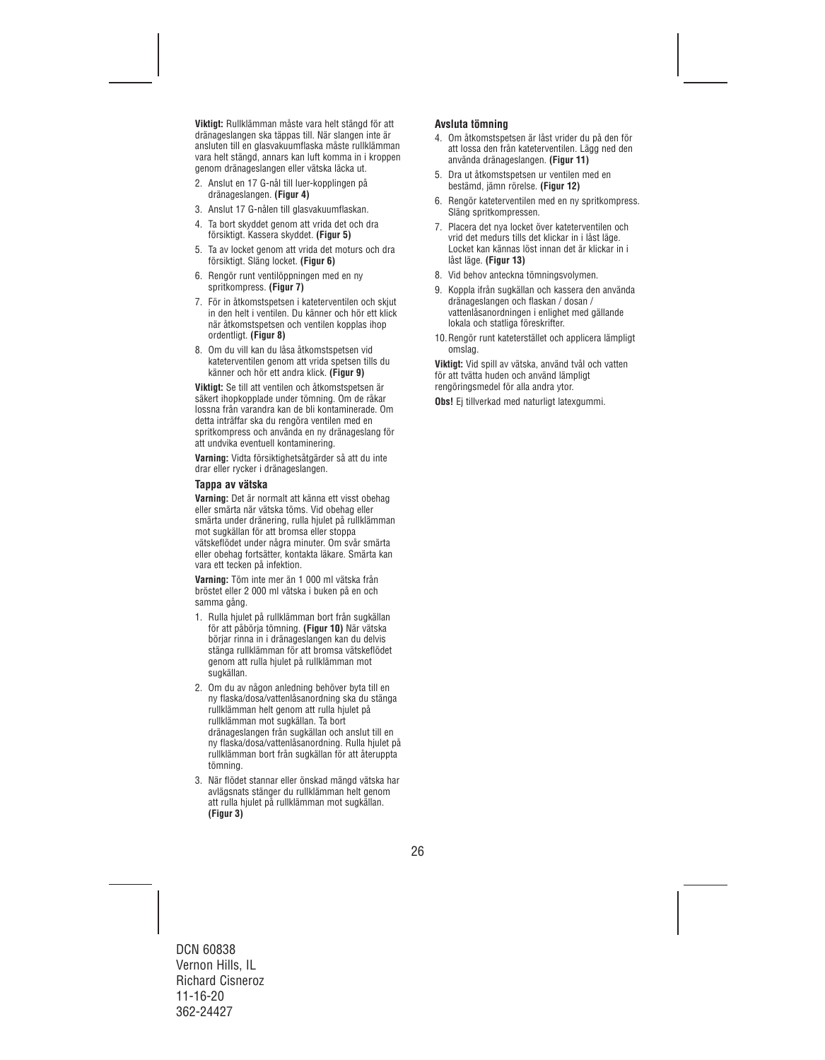**Viktigt:** Rullklämman måste vara helt stängd för att dränageslangen ska täppas till. När slangen inte är ansluten till en glasvakuumflaska måste rullklämman vara helt stängd, annars kan luft komma in i kroppen genom dränageslangen eller vätska läcka ut.

2. Anslut en 17 G-nål till luer-kopplingen på dränageslangen. **(Figur 4)**
3. Anslut 17 G-nålen till glasvakuumflaskan.
4. Ta bort skyddet genom att vrida det och dra försiktigt. Kassera skyddet. **(Figur 5)**
5. Ta av locket genom att vrida det moturs och dra försiktigt. Släng locket. **(Figur 6)**
6. Rengör runt ventilöppningen med en ny spritkompress. **(Figur 7)**
7. För in åtkomstspetsen i kateterventilen och skjut in den helt i ventilen. Du känner och hör ett klick när åtkomstspetsen och ventilen kopplas ihop ordentligt. **(Figur 8)**
8. Om du vill kan du låsa åtkomstspetsen vid kateterventilen genom att vrida spetsen tills du känner och hör ett andra klick. **(Figur 9)**

**Viktigt:** Se till att ventilen och åtkomstspetsen är säkert ihopkopplade under tömning. Om de råkar lossna från varandra kan de bli kontaminerade. Om detta inträffar ska du rengöra ventilen med en spritkompress och använda en ny dränageslang för att undvika eventuell kontaminering.

**Varning:** Vidta försiktighetsåtgärder så att du inte drar eller rycker i dränageslangen.

### Tappa av vätska

**Varning:** Det är normalt att känna ett visst obehag eller smärta när vätska töms. Vid obehag eller smärta under dränering, rulla hjulet på rullklämman mot sugkällan för att bromsa eller stoppa vätskeflödet under några minuter. Om svår smärta eller obehag fortsätter, kontakta läkare. Smärta kan vara ett tecken på infektion.

**Varning:** Töm inte mer än 1 000 ml vätska från bröstet eller 2 000 ml vätska i buken på en och samma gång.

1. Rulla hjulet på rullklämman bort från sugkällan för att påbörja tömning. **(Figur 10)** När vätska börjar rinna in i dränageslangen kan du delvis stänga rullklämman för att bromsa vätskeflödet genom att rulla hjulet på rullklämman mot sugkällan.
2. Om du av någon anledning behöver byta till en ny flaska/dosa/vattenlåsanordning ska du stänga rullklämman helt genom att rulla hjulet på rullklämman mot sugkällan. Ta bort dränageslangen från sugkällan och anslut till en ny flaska/dosa/vattenlåsanordning. Rulla hjulet på rullklämman bort från sugkällan för att återuppta tömning.
3. När flödet stannar eller önskad mängd vätska har avlägsnats stänger du rullklämman helt genom att rulla hjulet på rullklämman mot sugkällan. **(Figur 3)**

### Avsluta tömning

4. Om åtkomstspetsen är låst vrider du på den för att lossa den från kateterventilen. Lägg ned den använda dränageslangen. **(Figur 11)**
5. Dra ut åtkomstspetsen ur ventilen med en bestämd, jämn rörelse. **(Figur 12)**
6. Rengör kateterventilen med en ny spritkompress. Släng spritkompressen.
7. Placera det nya locket över kateterventilen och vrid det medurs tills det klickar in i låst läge. Locket kan kännas löst innan det är klickar in i låst läge. **(Figur 13)**
8. Vid behov anteckna tömningsvolymen.
9. Koppla ifrån sugkällan och kassera den använda dränageslangen och flaskan / dosan / vattenlåsanordningen i enlighet med gällande lokala och statliga föreskrifter.
10. Rengör runt kateterstället och applicera lämpligt omslag.

**Viktigt:** Vid spill av vätska, använd tvål och vatten för att tvätta huden och använd lämpligt rengöringsmedel för alla andra ytor.

**Obs!** Ej tillverkad med naturligt latexgummi.

DCN 60838
Vernon Hills, IL
Richard Cisneroz
11-16-20
362-24427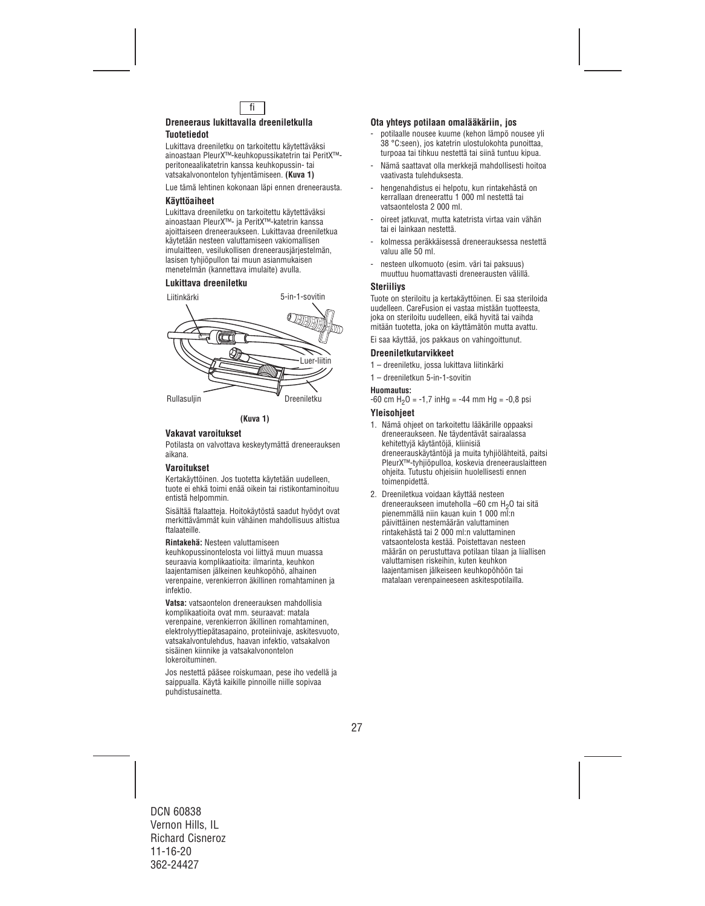fi

## Dreneeraus lukittavalla dreeniletkulla

### Tuotetiedot

Lukittava dreeniletku on tarkoitettu käytettäväksi ainoastaan PleurX™-keuhkopussikatetrin tai PeritX™-peritoneaalikatetrin kanssa keuhkopussin- tai vatsakalvonontelon tyhjentämiseen. **(Kuva 1)**

Lue tämä lehtinen kokonaan läpi ennen dreneerausta.

### Käyttöaiheet

Lukittava dreeniletku on tarkoitettu käytettäväksi ainoastaan PleurX™- ja PeritX™-katetrin kanssa ajoittaiseen dreneeraukseen. Lukittavaa dreeniletkua käytetään nesteen valuttamiseen vakiomallisen imulaitteen, vesilukollisen dreneerausjärjestelmän, lasisen tyhjiöpullon tai muun asianmukaisen menetelmän (kannettava imulaite) avulla.

### Lukittava dreeniletku

Liitinkärki

5-in-1-sovitin

Luer-liitin

Rullasuljin

Dreeniletku

**(Kuva 1)**

### Vakavat varoitukset

Potilasta on valvottava keskeytymättä dreneerauksen aikana.

### Varoitukset

Kertakäyttöinen. Jos tuotetta käytetään uudelleen, tuote ei ehkä toimi enää oikein tai ristikontaminoituu entistä helpommin.

Sisältää ftalaatteja. Hoitokäytöstä saadut hyödyt ovat merkittävämmät kuin vähäinen mahdollisuus altistua ftalaateille.

**Rintakehä:** Nesteen valuttamiseen keuhkopussinontelosta voi liittyä muun muassa seuraavia komplikaatioita: ilmarinta, keuhkon laajentamisen jälkeinen keuhkopöhö, alhainen verenpaine, verenkierron äkillinen romahtaminen ja infektio.

**Vatsa:** vatsaontelon dreneerauksen mahdollisia komplikaatioita ovat mm. seuraavat: matala verenpaine, verenkierron äkillinen romahtaminen, elektrolyyttiepätasapaino, proteiinivaje, askitesvuoto, vatsakalvontulehdus, haavan infektio, vatsakalvon sisäinen kiinnike ja vatsakalvonontelon lokeroituminen.

Jos nestettä pääsee roiskumaan, pese iho vedellä ja saippualla. Käytä kaikille pinnoille niille sopivaa puhdistusainetta.

### Ota yhteys potilaan omalääkäriin, jos

- potilaalle nousee kuume (kehon lämpö nousee yli 38 °C:seen), jos katetrin ulostulokohta punoittaa, turpoaa tai tihkuu nestettä tai siinä tuntuu kipua.
- Nämä saattavat olla merkkejä mahdollisesti hoitoa vaativasta tulehduksesta.
- hengenahdistus ei helpotu, kun rintakehästä on kerrallaan dreneerattu 1 000 ml nestettä tai vatsaontelosta 2 000 ml.
- oireet jatkuvat, mutta katetrista virtaa vain vähän tai ei lainkaan nestettä.
- kolmessa peräkkäisessä dreneerauksessa nestettä valuu alle 50 ml.
- nesteen ulkomuoto (esim. väri tai paksuus) muuttuu huomattavasti dreneerausten välillä.

### Steriiliys

Tuote on steriloitu ja kertakäyttöinen. Ei saa steriloida uudelleen. CareFusion ei vastaa mistään tuotteesta, joka on steriloitu uudelleen, eikä hyvitä tai vaihda mitään tuotetta, joka on käyttämätön mutta avattu.

Ei saa käyttää, jos pakkaus on vahingoittunut.

### Dreeniletkutarvikkeet

1 – dreeniletku, jossa lukittava liitinkärki

1 – dreeniletkun 5-in-1-sovitin

**Huomautus:**

-60 cm $H_2O$ = -1,7 inHg = -44 mm Hg = -0,8 psi

### Yleisohjeet

1. Nämä ohjeet on tarkoitettu lääkärille oppaaksi dreneeraukseen. Ne täydentävät sairaalassa kehitettyjä käytäntöjä, kliinisiä dreneerauskäytäntöjä ja muita tyhjiölähteitä, paitsi PleurX™-tyhjiöpulloa, koskevia dreneerauslaitteen ohjeita. Tutustu ohjeisiin huolellisesti ennen toimenpidettä.
2. Dreeniletkua voidaan käyttää nesteen dreneeraukseen imuteholla –60 cm $H_2O$ tai sitä pienemmällä niin kauan kuin 1 000 ml:n päivittäinen nestemäärän valuttaminen rintakehästä tai 2 000 ml:n valuttaminen vatsaontelosta kestää. Poistettavan nesteen määrän on perustuttava potilaan tilaan ja liiallisen valuttamisen riskeihin, kuten keuhkon laajentamisen jälkeiseen keuhkopöhöön tai matalaan verenpaineeseen askitespotilailla.

DCN 60838
Vernon Hills, IL
Richard Cisneroz
11-16-20
362-24427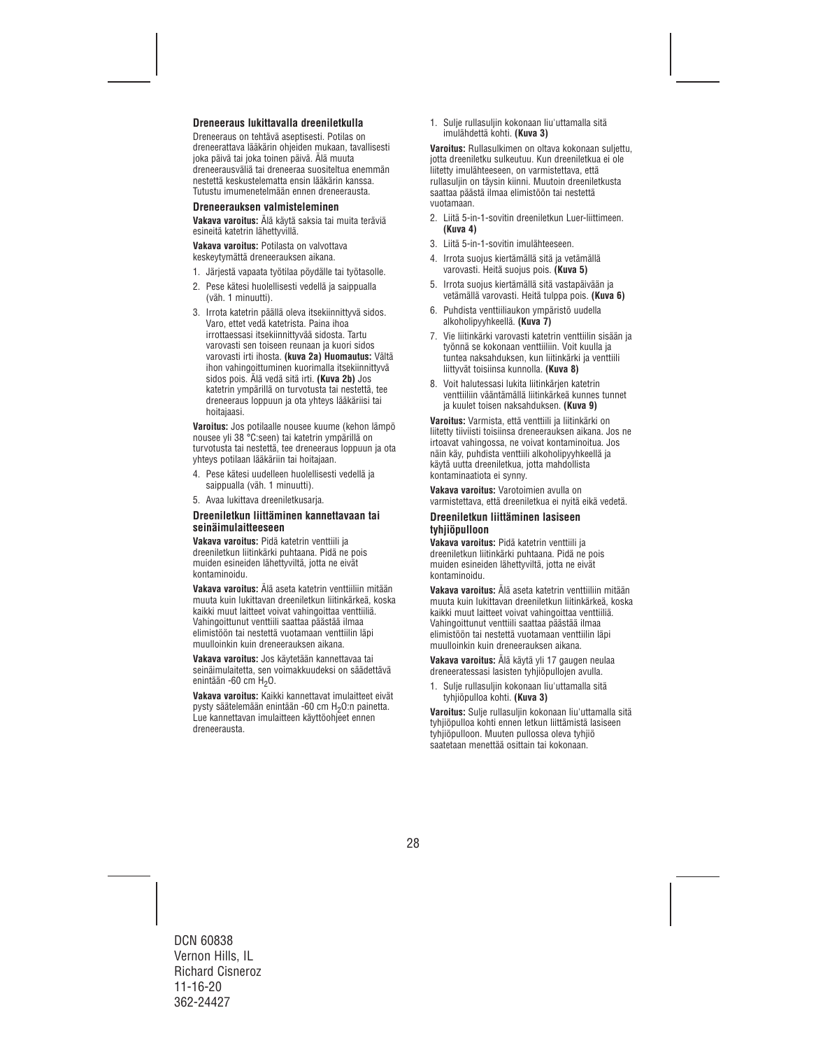### Dreneeraus lukittavalla dreeniletkulla

Dreneeraus on tehtävä aseptisesti. Potilas on dreneerattava lääkärin ohjeiden mukaan, tavallisesti joka päivä tai joka toinen päivä. Älä muuta dreneerausväliä tai dreneeraa suositeltua enemmän nestettä keskustelematta ensin lääkärin kanssa. Tutustu imumenetelmään ennen dreneerausta.

### Dreneerauksen valmisteleminen

**Vakava varoitus:** Älä käytä saksia tai muita teräviä esineitä katetrin lähettyvillä.

**Vakava varoitus:** Potilasta on valvottava keskeytymättä dreneerauksen aikana.

1. Järjestä vapaata työtilaa pöydälle tai työtasolle.
2. Pese kätesi huolellisesti vedellä ja saippualla (väh. 1 minuutti).
3. Irrota katetrin päällä oleva itsekiinnittyvä sidos. Varo, ettet vedä katetrista. Paina ihoa irrottaessasi itsekiinnittyvää sidosta. Tartu varovasti sen toiseen reunaan ja kuori sidos varovasti irti ihosta. **(kuva 2a) Huomautus:** Vältä ihon vahingoittuminen kuorimalla itsekiinnittyvä sidos pois. Älä vedä sitä irti. **(Kuva 2b)** Jos katetrin ympärillä on turvotusta tai nestettä, tee dreneeraus loppuun ja ota yhteys lääkäriisi tai hoitajaasi.

**Varoitus:** Jos potilaalle nousee kuume (kehon lämpö nousee yli 38 °C:seen) tai katetrin ympärillä on turvotusta tai nestettä, tee dreneeraus loppuun ja ota yhteys potilaan lääkäriin tai hoitajaan.

4. Pese kätesi uudelleen huolellisesti vedellä ja saippualla (väh. 1 minuutti).
5. Avaa lukittava dreeniletkusarja.

### Dreeniletkun liittäminen kannettavaan tai seinäimulaitteeseen

**Vakava varoitus:** Pidä katetrin venttiili ja dreeniletkun liitinkärki puhtaana. Pidä ne pois muiden esineiden lähettyviltä, jotta ne eivät kontaminoidu.

**Vakava varoitus:** Älä aseta katetrin venttiiliin mitään muuta kuin lukittavan dreeniletkun liitinkärkeä, koska kaikki muut laitteet voivat vahingoittaa venttiiliä. Vahingoittunut venttiili saattaa päästää ilmaa elimistöön tai nestettä vuotamaan venttiilin läpi muulloinkin kuin dreneerauksen aikana.

**Vakava varoitus:** Jos käytetään kannettavaa tai seinäimulaitetta, sen voimakkuudeksi on säädettävä enintään -60 cm $H_2O$.

**Vakava varoitus:** Kaikki kannettavat imulaitteet eivät pysty säätelemään enintään -60 cm $H_2O$:n painetta. Lue kannettavan imulaitteen käyttöohjeet ennen dreneerausta.

1. Sulje rullasuljin kokonaan liu'uttamalla sitä imulähdettä kohti. **(Kuva 3)**

**Varoitus:** Rullasulkimen on oltava kokonaan suljettu, jotta dreeniletku sulkeutuu. Kun dreeniletkua ei ole liitetty imulähteeseen, on varmistettava, että rullasuljin on täysin kiinni. Muutoin dreeniletkusta saattaa päästä ilmaa elimistöön tai nestettä vuotamaan.

2. Liitä 5-in-1-sovitin dreeniletkun Luer-liittimeen. **(Kuva 4)**
3. Liitä 5-in-1-sovitin imulähteeseen.
4. Irrota suojus kiertämällä sitä ja vetämällä varovasti. Heitä suojus pois. **(Kuva 5)**
5. Irrota suojus kiertämällä sitä vastapäivään ja vetämällä varovasti. Heitä tulppa pois. **(Kuva 6)**
6. Puhdista venttiiliaukon ympäristö uudella alkoholipyyhkeellä. **(Kuva 7)**
7. Vie liitinkärki varovasti katetrin venttiilin sisään ja työnnä se kokonaan venttiiliin. Voit kuulla ja tuntea naksahduksen, kun liitinkärki ja venttiili liittyvät toisiinsa kunnolla. **(Kuva 8)**
8. Voit halutessasi lukita liitinkärjen katetrin venttiiliin vääntämällä liitinkärkeä kunnes tunnet ja kuulet toisen naksahduksen. **(Kuva 9)**

**Varoitus:** Varmista, että venttiili ja liitinkärki on liitetty tiiviisti toisiinsa dreneerauksen aikana. Jos ne irtoavat vahingossa, ne voivat kontaminoitua. Jos näin käy, puhdista venttiili alkoholipyyhkeellä ja käytä uutta dreeniletkua, jotta mahdollista kontaminaatiota ei synny.

**Vakava varoitus:** Varotoimien avulla on varmistettava, että dreeniletkua ei nyitä eikä vedetä.

### Dreeniletkun liittäminen lasiseen tyhjiöpulloon

**Vakava varoitus:** Pidä katetrin venttiili ja dreeniletkun liitinkärki puhtaana. Pidä ne pois muiden esineiden lähettyviltä, jotta ne eivät kontaminoidu.

**Vakava varoitus:** Älä aseta katetrin venttiiliin mitään muuta kuin lukittavan dreeniletkun liitinkärkeä, koska kaikki muut laitteet voivat vahingoittaa venttiiliä. Vahingoittunut venttiili saattaa päästää ilmaa elimistöön tai nestettä vuotamaan venttiilin läpi muulloinkin kuin dreneerauksen aikana.

**Vakava varoitus:** Älä käytä yli 17 gaugen neulaa dreneeratessasi lasisten tyhjiöpullojen avulla.

1. Sulje rullasuljin kokonaan liu'uttamalla sitä tyhjiöpulloa kohti. **(Kuva 3)**

**Varoitus:** Sulje rullasuljin kokonaan liu'uttamalla sitä tyhjiöpulloa kohti ennen letkun liittämistä lasiseen tyhjiöpulloon. Muuten pullossa oleva tyhjiö saatetaan menettää osittain tai kokonaan.

DCN 60838
Vernon Hills, IL
Richard Cisneroz
11-16-20
362-24427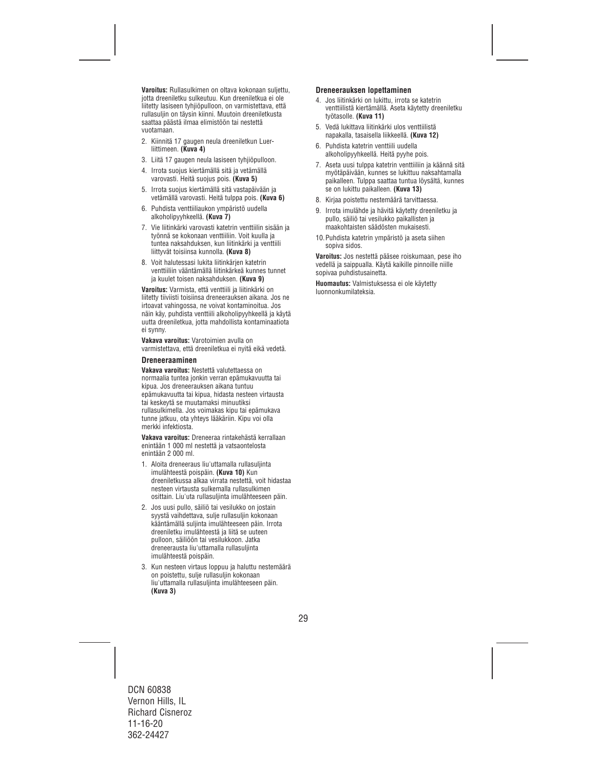**Varoitus:** Rullasulkimen on oltava kokonaan suljettu, jotta dreeniletku sulkeutuu. Kun dreeniletkua ei ole liitetty lasiseen tyhjiöpulloon, on varmistettava, että rullasuljin on täysin kiinni. Muutoin dreeniletkusta saattaa päästä ilmaa elimistöön tai nestettä vuotamaan.

2. Kiinnitä 17 gaugen neula dreeniletkun Luer-liittimeen. **(Kuva 4)**
3. Liitä 17 gaugen neula lasiseen tyhjiöpulloon.
4. Irrota suojus kiertämällä sitä ja vetämällä varovasti. Heitä suojus pois. **(Kuva 5)**
5. Irrota suojus kiertämällä sitä vastapäivään ja vetämällä varovasti. Heitä tulppa pois. **(Kuva 6)**
6. Puhdista venttiiliaukon ympäristö uudella alkoholipyyhkeellä. **(Kuva 7)**
7. Vie liitinkärki varovasti katetrin venttiilin sisään ja työnnä se kokonaan venttiiliin. Voit kuulla ja tuntea naksahduksen, kun liitinkärki ja venttiili liittyvät toisiinsa kunnolla. **(Kuva 8)**
8. Voit halutessasi lukita liitinkärjen katetrin venttiiliin vääntämällä liitinkärkeä kunnes tunnet ja kuulet toisen naksahduksen. **(Kuva 9)**

**Varoitus:** Varmista, että venttiili ja liitinkärki on liitetty tiiviisti toisiinsa dreenerauksen aikana. Jos ne irtoavat vahingossa, ne voivat kontaminoitua. Jos näin käy, puhdista venttiili alkoholipyyhkeellä ja käytä uutta dreeniletkua, jotta mahdollista kontaminaatiota ei synny.

**Vakava varoitus:** Varotoimien avulla on varmistettava, että dreeniletkua ei nyitä eikä vedetä.

### Dreeneeraaminen

**Vakava varoitus:** Nestettä valutettaessa on normaalia tuntea jonkin verran epämukavuutta tai kipua. Jos dreneerauksen aikana tuntuu epämukavuutta tai kipua, hidasta nesteen virtausta tai keskeytä se muutamaksi minuutiksi rullasulkimella. Jos voimakas kipu tai epämukava tunne jatkuu, ota yhteys lääkäriin. Kipu voi olla merkki infektiosta.

**Vakava varoitus:** Dreneeraa rintakehästä kerrallaan enintään 1 000 ml nestettä ja vatsaontelosta enintään 2 000 ml.

1. Aloita dreneeraus liu'uttamalla rullasuljinta imulähteestä poispäin. **(Kuva 10)** Kun dreeniletkussa alkaa virrata nestettä, voit hidastaa nesteen virtausta sulkemalla rullasulkimen osittain. Liu'uta rullasuljinta imulähteeseen päin.
2. Jos uusi pullo, säiliö tai vesilukko on jostain syystä vaihdettava, sulje rullasuljin kokonaan kääntämällä suljinta imulähteeseen päin. Irrota dreeniletku imulähteestä ja liitä se uuteen pulloon, säiliöön tai vesilukkoon. Jatka dreneerausta liu'uttamalla rullasuljinta imulähteestä poispäin.
3. Kun nesteen virtaus loppuu ja haluttu nestemäärä on poistettu, sulje rullasuljin kokonaan liu'uttamalla rullasuljinta imulähteeseen päin. **(Kuva 3)**

### Dreneerauksen lopettaminen

4. Jos liitinkärki on lukittu, irrota se katetrin venttiilistä kiertämällä. Aseta käytetty dreeniletku työtasolle. **(Kuva 11)**
5. Vedä lukittava liitinkärki ulos venttiilistä napakalla, tasaisella liikkeellä. **(Kuva 12)**
6. Puhdista katetrin venttiili uudella alkoholipyyhkeellä. Heitä pyyhe pois.
7. Aseta uusi tulppa katetrin venttiiliin ja käännä sitä myötäpäivään, kunnes se lukittuu naksahtamalla paikalleen. Tulppa saattaa tuntua löysältä, kunnes se on lukittu paikalleen. **(Kuva 13)**
8. Kirjaa poistettu nestemäärä tarvittaessa.
9. Irrota imulähde ja hävitä käytetty dreeniletku ja pullo, säiliö tai vesilukko paikallisten ja maakohtaisten säädösten mukaisesti.
10. Puhdista katetrin ympäristö ja aseta siihen sopiva sidos.

**Varoitus:** Jos nestettä pääsee roiskumaan, pese iho vedellä ja saippualla. Käytä kaikille pinnoille niille sopivaa puhdistusainetta.

**Huomautus:** Valmistuksessa ei ole käytetty luonnonkumilateksia.

DCN 60838
Vernon Hills, IL
Richard Cisneroz
11-16-20
362-24427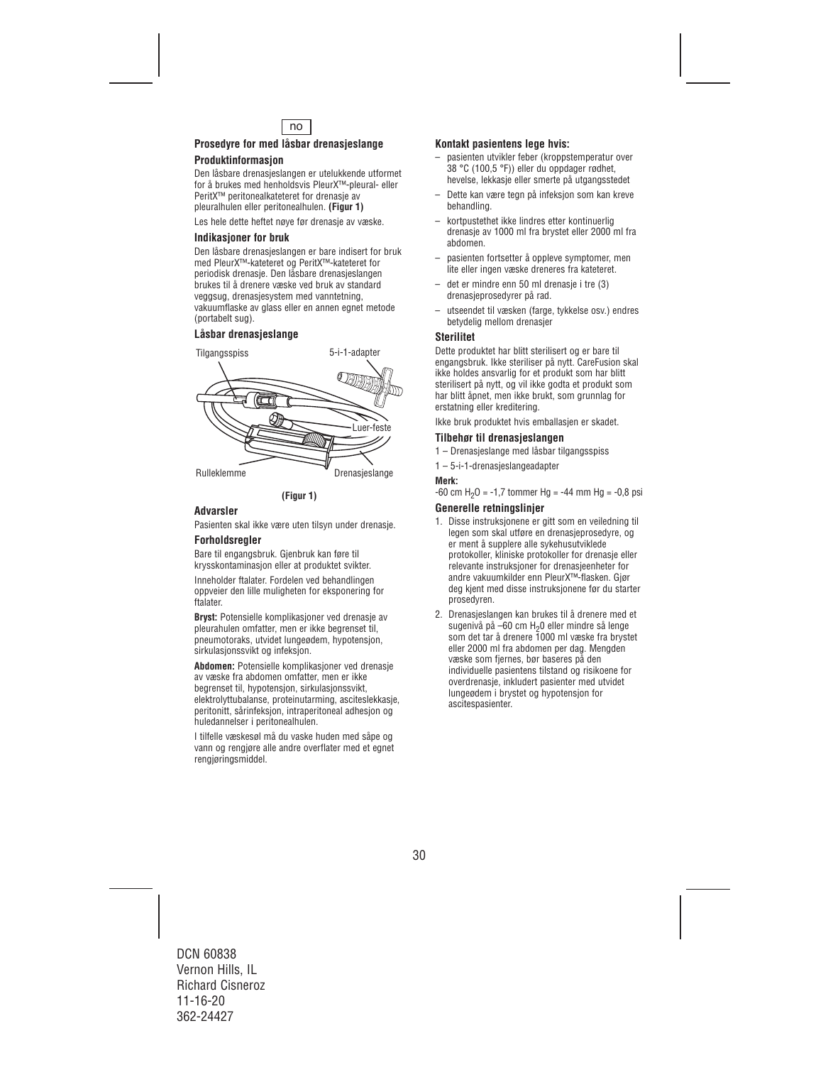no

## Prosedyre for med låsbar drenasjeslange

### Produktinformasjon

Den låsbare drenasjeslangen er utelukkende utformet for å brukes med henholdsvis PleurX™-pleural- eller PeritX™ peritonealkateteret for drenasje av pleuralhulen eller peritonealhulen. **(Figur 1)**

Les hele dette heftet nøye før drenasje av væske.

### Indikasjoner for bruk

Den låsbare drenasjeslangen er bare indisert for bruk med PleurX™-kateteret og PeritX™-kateteret for periodisk drenasje. Den låsbare drenasjeslangen brukes til å drenere væske ved bruk av standard veggsug, drenasjesystem med vanntetning, vakuumflaske av glass eller en annen egnet metode (portabelt sug).

### Låsbar drenasjeslange

Tilgangsspiss

5-i-1-adapter

Luer-feste

Rulleklemme

Drenasjeslange

**(Figur 1)**

### Advarsler

Pasienten skal ikke være uten tilsyn under drenasje.

### Forholdsregler

Bare til engangsbruk. Gjenbruk kan føre til krysskontaminasjon eller at produktet svikter.

Inneholder ftalater. Fordelen ved behandlingen oppveier den lille muligheten for eksponering for ftalater.

**Bryst:** Potensielle komplikasjoner ved drenasje av pleurahulen omfatter, men er ikke begrenset til, pneumotoraks, utvidet lungeødem, hypotensjon, sirkulasjonssvikt og infeksjon.

**Abdomen:** Potensielle komplikasjoner ved drenasje av væske fra abdomen omfatter, men er ikke begrenset til, hypotensjon, sirkulasjonssvikt, elektrolyttubalanse, proteinutarming, asciteslekkasje, peritonitt, sårinfeksjon, intraperitoneal adhesjon og huledannelser i peritonealhulen.

I tilfelle væskesøl må du vaske huden med såpe og vann og rengjøre alle andre overflater med et egnet rengjøringsmiddel.

### Kontakt pasientens lege hvis:

- pasienten utvikler feber (kroppstemperatur over 38 °C (100,5 °F)) eller du oppdager rødhet, hevelse, lekkasje eller smerte på utgangsstedet
- Dette kan være tegn på infeksjon som kan kreve behandling.
- kortpustethet ikke lindres etter kontinuerlig drenasje av 1000 ml fra brystet eller 2000 ml fra abdomen.
- pasienten fortsetter å oppleve symptomer, men lite eller ingen væske dreneres fra kateteret.
- det er mindre enn 50 ml drenasje i tre (3) drenasjeprosedyrer på rad.
- utseendet til væsken (farge, tykkelse osv.) endres betydelig mellom drenasjer

### Sterilitet

Dette produktet har blitt sterilisert og er bare til engangsbruk. Ikke steriliser på nytt. CareFusion skal ikke holdes ansvarlig for et produkt som har blitt sterilisert på nytt, og vil ikke godta et produkt som har blitt åpnet, men ikke brukt, som grunnlag for erstatning eller kreditering.

Ikke bruk produktet hvis emballasjen er skadet.

### Tilbehør til drenasjeslangen

1 – Drenasjeslange med låsbar tilgangsspiss

1 – 5-i-1-drenasjeslangeadapter

**Merk:**

-60 cm $H_2O$ = -1,7 tommer Hg = -44 mm Hg = -0,8 psi

### Generelle retningslinjer

1. Disse instruksjonene er gitt som en veiledning til legen som skal utføre en drenasjeprosedyre, og er ment å supplere alle sykehusutviklede protokoller, kliniske protokoller for drenasje eller relevante instruksjoner for drenasjeenheter for andre vakuumkilder enn PleurX™-flasken. Gjør deg kjent med disse instruksjonene før du starter prosedyren.
2. Drenasjeslangen kan brukes til å drenere med et sugenivå på –60 cm $H_20$ eller mindre så lenge som det tar å drenere 1000 ml væske fra brystet eller 2000 ml fra abdomen per dag. Mengden væske som fjernes, bør baseres på den individuelle pasientens tilstand og risikoene for overdrenasje, inkludert pasienter med utvidet lungeødem i brystet og hypotensjon for ascitespasienter.

DCN 60838
Vernon Hills, IL
Richard Cisneroz
11-16-20
362-24427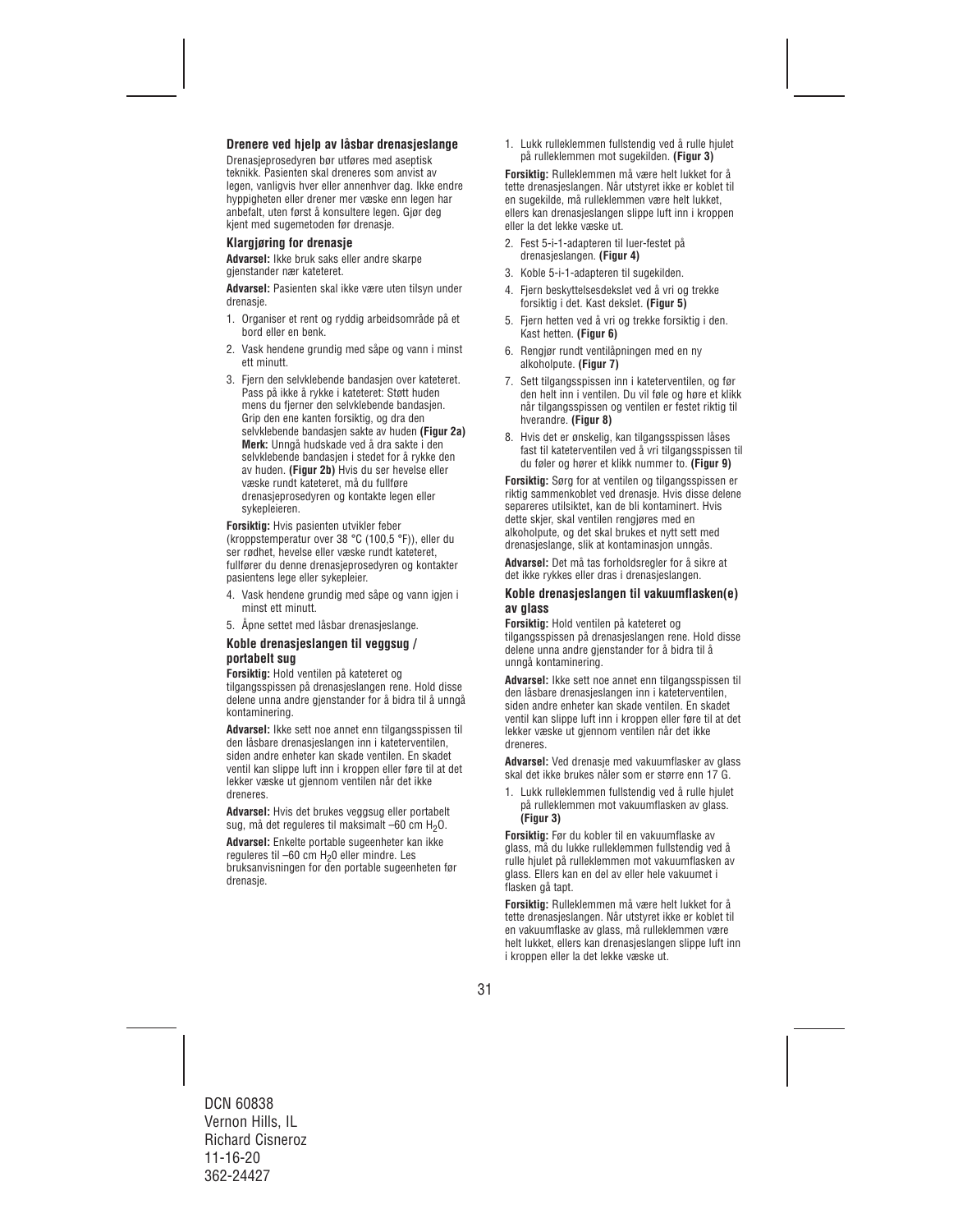### Drenere ved hjelp av låsbar drenasjeslange

Drenasjeprosedyren bør utføres med aseptisk teknikk. Pasienten skal dreneres som anvist av legen, vanligvis hver eller annenhver dag. Ikke endre hyppigheten eller drener mer væske enn legen har anbefalt, uten først å konsultere legen. Gjør deg kjent med sugemetoden før drenasje.

### Klargjøring for drenasje

**Advarsel:** Ikke bruk saks eller andre skarpe gjenstander nær kateteret.

**Advarsel:** Pasienten skal ikke være uten tilsyn under drenasje.

1. Organiser et rent og ryddig arbeidsområde på et bord eller en benk.
2. Vask hendene grundig med såpe og vann i minst ett minutt.
3. Fjern den selvklebende bandasjen over kateteret. Pass på ikke å rykke i kateteret: Støtt huden mens du fjerner den selvklebende bandasjen. Grip den ene kanten forsiktig, og dra den selvklebende bandasjen sakte av huden **(Figur 2a)** **Merk:** Unngå hudskade ved å dra sakte i den selvklebende bandasjen i stedet for å rykke den av huden. **(Figur 2b)** Hvis du ser hevelse eller væske rundt kateteret, må du fullføre drenasjeprosedyren og kontakte legen eller sykepleieren.

**Forsiktig:** Hvis pasienten utvikler feber (kroppstemperatur over 38 °C (100,5 °F)), eller du ser rødhet, hevelse eller væske rundt kateteret, fullfører du denne drenasjeprosedyren og kontakter pasientens lege eller sykepleier.

4. Vask hendene grundig med såpe og vann igjen i minst ett minutt.
5. Åpne settet med låsbar drenasjeslange.

### Koble drenasjeslangen til veggsug / portabelt sug

**Forsiktig:** Hold ventilen på kateteret og tilgangsspissen på drenasjeslangen rene. Hold disse delene unna andre gjenstander for å bidra til å unngå kontaminering.

**Advarsel:** Ikke sett noe annet enn tilgangsspissen til den låsbare drenasjeslangen inn i kateterventilen, siden andre enheter kan skade ventilen. En skadet ventil kan slippe luft inn i kroppen eller føre til at det lekker væske ut gjennom ventilen når det ikke dreneres.

**Advarsel:** Hvis det brukes veggsug eller portabelt sug, må det reguleres til maksimalt –60 cm $H_2O$.

**Advarsel:** Enkelte portable sugeenheter kan ikke reguleres til –60 cm $H_20$ eller mindre. Les bruksanvisningen for den portable sugeenheten før drenasje.

1. Lukk rulleklemmen fullstendig ved å rulle hjulet på rulleklemmen mot sugekilden. **(Figur 3)**

**Forsiktig:** Rulleklemmen må være helt lukket for å tette drenasjeslangen. Når utstyret ikke er koblet til en sugekilde, må rulleklemmen være helt lukket, ellers kan drenasjeslangen slippe luft inn i kroppen eller la det lekke væske ut.

2. Fest 5-i-1-adapteren til luer-festet på drenasjeslangen. **(Figur 4)**
3. Koble 5-i-1-adapteren til sugekilden.
4. Fjern beskyttelsesdekslet ved å vri og trekke forsiktig i det. Kast dekslet. **(Figur 5)**
5. Fjern hetten ved å vri og trekke forsiktig i den. Kast hetten. **(Figur 6)**
6. Rengjør rundt ventilåpningen med en ny alkoholpute. **(Figur 7)**
7. Sett tilgangsspissen inn i kateterventilen, og før den helt inn i ventilen. Du vil føle og høre et klikk når tilgangsspissen og ventilen er festet riktig til hverandre. **(Figur 8)**
8. Hvis det er ønskelig, kan tilgangsspissen låses fast til kateterventilen ved å vri tilgangsspissen til du føler og hører et klikk nummer to. **(Figur 9)**

**Forsiktig:** Sørg for at ventilen og tilgangsspissen er riktig sammenkoblet ved drenasje. Hvis disse delene separeres utilsiktet, kan de bli kontaminert. Hvis dette skjer, skal ventilen rengjøres med en alkoholpute, og det skal brukes et nytt sett med drenasjeslange, slik at kontaminasjon unngås.

**Advarsel:** Det må tas forholdsregler for å sikre at det ikke rykkes eller dras i drenasjeslangen.

### Koble drenasjeslangen til vakuumflasken(e) av glass

**Forsiktig:** Hold ventilen på kateteret og tilgangsspissen på drenasjeslangen rene. Hold disse delene unna andre gjenstander for å bidra til å unngå kontaminering.

**Advarsel:** Ikke sett noe annet enn tilgangsspissen til den låsbare drenasjeslangen inn i kateterventilen, siden andre enheter kan skade ventilen. En skadet ventil kan slippe luft inn i kroppen eller føre til at det lekker væske ut gjennom ventilen når det ikke dreneres.

**Advarsel:** Ved drenasje med vakuumflasker av glass skal det ikke brukes nåler som er større enn 17 G.

1. Lukk rulleklemmen fullstendig ved å rulle hjulet på rulleklemmen mot vakuumflasken av glass. **(Figur 3)**

**Forsiktig:** Før du kobler til en vakuumflaske av glass, må du lukke rulleklemmen fullstendig ved å rulle hjulet på rulleklemmen mot vakuumflasken av glass. Ellers kan en del av eller hele vakuumet i flasken gå tapt.

**Forsiktig:** Rulleklemmen må være helt lukket for å tette drenasjeslangen. Når utstyret ikke er koblet til en vakuumflaske av glass, må rulleklemmen være helt lukket, ellers kan drenasjeslangen slippe luft inn i kroppen eller la det lekke væske ut.

DCN 60838
Vernon Hills, IL
Richard Cisneroz
11-16-20
362-24427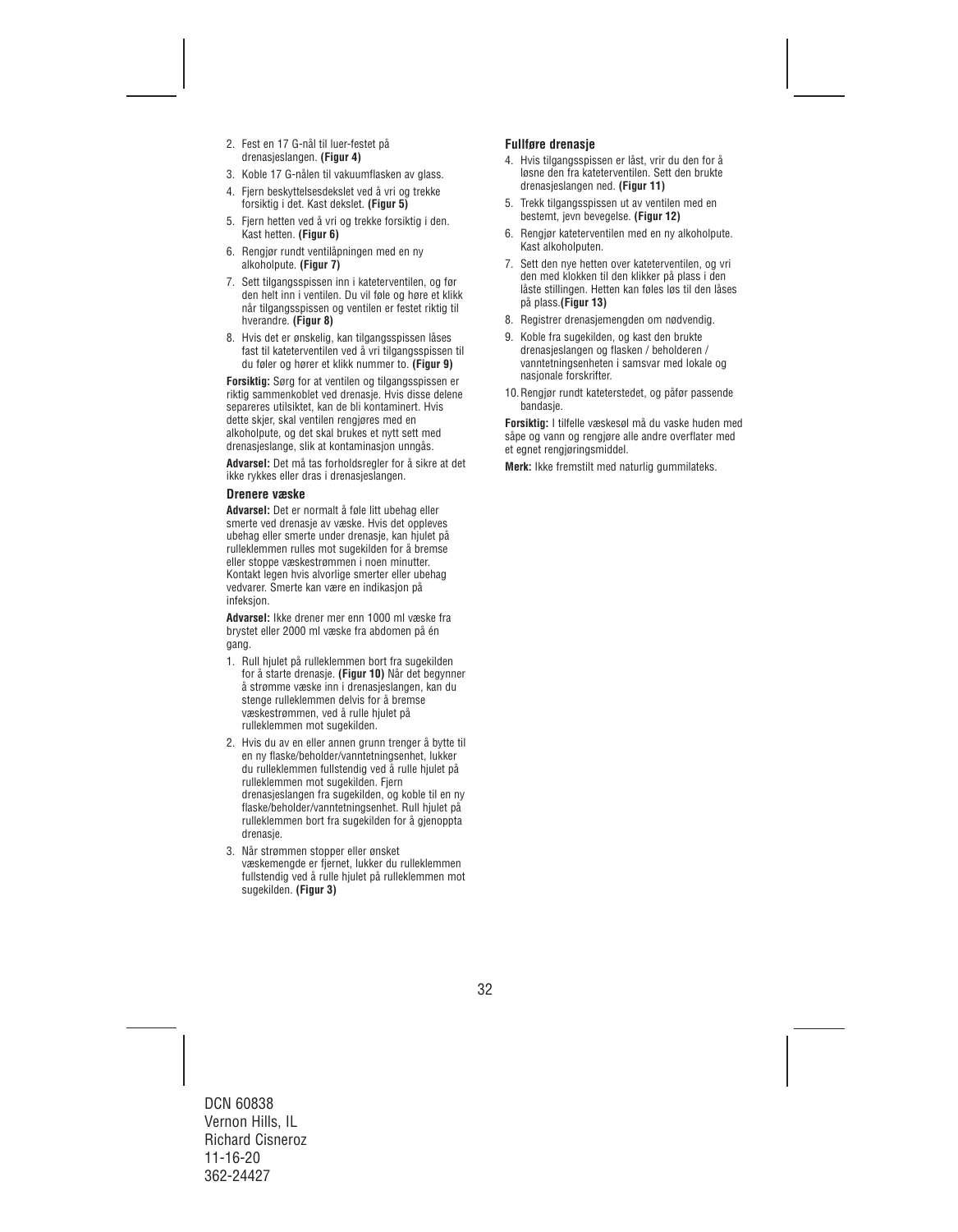2. Fest en 17 G-nål til luer-festet på drenasjeslangen. **(Figur 4)**
3. Koble 17 G-nålen til vakuumflasken av glass.
4. Fjern beskyttelsesdekslet ved å vri og trekke forsiktig i det. Kast dekslet. **(Figur 5)**
5. Fjern hetten ved å vri og trekke forsiktig i den. Kast hetten. **(Figur 6)**
6. Rengjør rundt ventilåpningen med en ny alkoholpute. **(Figur 7)**
7. Sett tilgangsspissen inn i kateterventilen, og før den helt inn i ventilen. Du vil føle og høre et klikk når tilgangsspissen og ventilen er festet riktig til hverandre. **(Figur 8)**
8. Hvis det er ønskelig, kan tilgangsspissen låses fast til kateterventilen ved å vri tilgangsspissen til du føler og hører et klikk nummer to. **(Figur 9)**

**Forsiktig:** Sørg for at ventilen og tilgangsspissen er riktig sammenkoblet ved drenasje. Hvis disse delene separeres utilsiktet, kan de bli kontaminert. Hvis dette skjer, skal ventilen rengjøres med en alkoholpute, og det skal brukes et nytt sett med drenasjeslange, slik at kontaminasjon unngås.

**Advarsel:** Det må tas forholdsregler for å sikre at det ikke rykkes eller dras i drenasjeslangen.

### Drenere væske

**Advarsel:** Det er normalt å føle litt ubehag eller smerte ved drenasje av væske. Hvis det oppleves ubehag eller smerte under drenasje, kan hjulet på rulleklemmen rulles mot sugekilden for å bremse eller stoppe væskestrømmen i noen minutter. Kontakt legen hvis alvorlige smerter eller ubehag vedvarer. Smerte kan være en indikasjon på infeksjon.

**Advarsel:** Ikke dren­er mer enn 1000 ml væske fra brystet eller 2000 ml væske fra abdomen på én gang.

1. Rull hjulet på rulleklemmen bort fra sugekilden for å starte drenasje. **(Figur 10)** Når det begynner å strømme væske inn i drenasjeslangen, kan du stenge rulleklemmen delvis for å bremse væskestrømmen, ved å rulle hjulet på rulleklemmen mot sugekilden.
2. Hvis du av en eller annen grunn trenger å bytte til en ny flaske/beholder/vanntetningsenhet, lukker du rulleklemmen fullstendig ved å rulle hjulet på rulleklemmen mot sugekilden. Fjern drenasjeslangen fra sugekilden, og koble til en ny flaske/beholder/vanntetningsenhet. Rull hjulet på rulleklemmen bort fra sugekilden for å gjenoppta drenasje.
3. Når strømmen stopper eller ønsket væskemengde er fjernet, lukker du rulleklemmen fullstendig ved å rulle hjulet på rulleklemmen mot sugekilden. **(Figur 3)**

### Fullføre drenasje

4. Hvis tilgangsspissen er låst, vrir du den for å løsne den fra kateterventilen. Sett den brukte drenasjeslangen ned. **(Figur 11)**
5. Trekk tilgangsspissen ut av ventilen med en bestemt, jevn bevegelse. **(Figur 12)**
6. Rengjør kateterventilen med en ny alkoholpute. Kast alkoholputen.
7. Sett den nye hetten over kateterventilen, og vri den med klokken til den klikker på plass i den låste stillingen. Hetten kan føles løs til den låses på plass.**(Figur 13)**
8. Registrer drenasjemengden om nødvendig.
9. Koble fra sugekilden, og kast den brukte drenasjeslangen og flasken / beholderen / vanntetningsenheten i samsvar med lokale og nasjonale forskrifter.
10. Rengjør rundt kateterstedet, og påfør passende bandasje.

**Forsiktig:** I tilfelle væskesøl må du vaske huden med såpe og vann og rengjøre alle andre overflater med et egnet rengjøringsmiddel.

**Merk:** Ikke fremstilt med naturlig gummilateks.

DCN 60838
Vernon Hills, IL
Richard Cisneroz
11-16-20
362-24427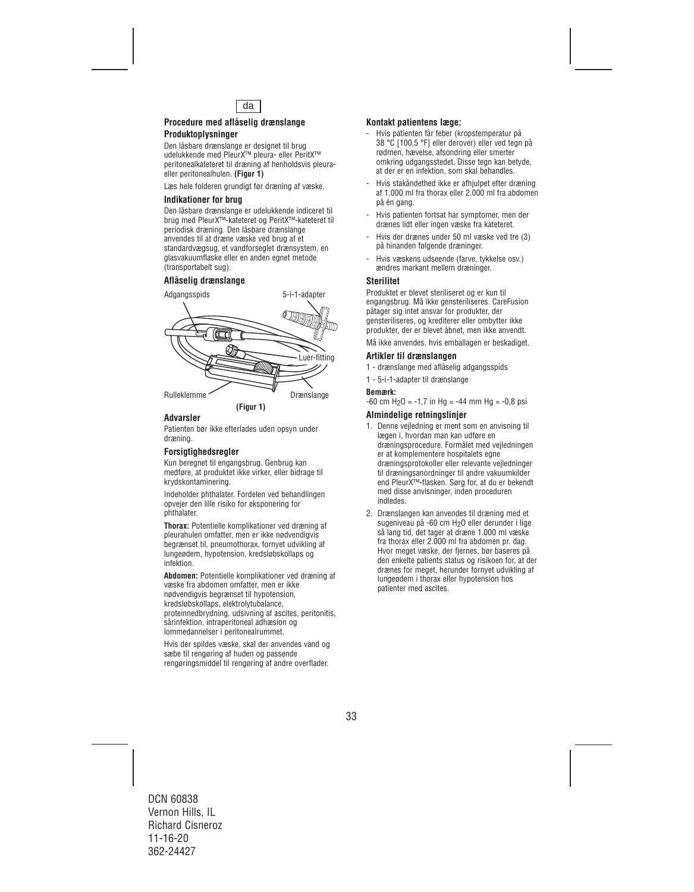da

### Procedure med aflåselig drænslange

#### Produktoplysninger

Den låsbare drænslange er designet til brug udelukkende med PleurX™ pleura- eller PeritX™ peritonealkateteret til dræning af henholdsvis pleura- eller peritonealhulen. **(Figur 1)**

Læs hele folderen grundigt før dræning af væske.

#### Indikationer for brug

Den låsbare drænslange er udelukkende indiceret til brug med PleurX™-kateteret og PeritX™-kateteret til periodisk dræning. Den låsbare drænslange anvendes til at dræne væske ved brug af et standardvægsug, et vandforseglet drænsystem, en glasvakuumflaske eller en anden egnet metode (transportabelt sug).

#### Aflåselig drænslange

Adgangsspids

5-i-1-adapter

Luer-fitting

Rulleklemme

Drænslange

**(Figur 1)**

#### Advarsler

Patienten bør ikke efterlades uden opsyn under dræning.

#### Forsigtighedsregler

Kun beregnet til engangsbrug. Genbrug kan medføre, at produktet ikke virker, eller bidrage til krydskontaminering.

Indeholder phthalater. Fordelen ved behandlingen opvejer den lille risiko for eksponering for phthalater.

**Thorax:** Potentielle komplikationer ved dræning af pleurahulen omfatter, men er ikke nødvendigvis begrænset til, pneumothorax, fornyet udvikling af lungeødem, hypotension, kredsløbskollaps og infektion.

**Abdomen:** Potentielle komplikationer ved dræning af væske fra abdomen omfatter, men er ikke nødvendigvis begrænset til hypotension, kredsløbskollaps, elektrolytubalance, proteinnedbrydning, udsivning af ascites, peritonitis, sårinfektion, intraperitoneal adhæsion og lommedannelser i peritonealrummet.

Hvis der spildes væske, skal der anvendes vand og sæbe til rengøring af huden og passende rengøringsmiddel til rengøring af andre overflader.

#### Kontakt patientens læge:

- Hvis patienten får feber (kropstemperatur på 38 °C [100,5 °F] eller derover) eller ved tegn på rødmen, hævelse, afsondring eller smerter omkring udgangsstedet. Disse tegn kan betyde, at der er en infektion, som skal behandles.
- Hvis stakåndethed ikke er afhjulpet efter dræning af 1.000 ml fra thorax eller 2.000 ml fra abdomen på én gang.
- Hvis patienten fortsat har symptomer, men der drænes lidt eller ingen væske fra kateteret.
- Hvis der drænes under 50 ml væske ved tre (3) på hinanden følgende dræninger.
- Hvis væskens udseende (farve, tykkelse osv.) ændres markant mellem dræninger.

#### Sterilitet

Produktet er blevet steriliseret og er kun til engangsbrug. Må ikke gensteriliseres. CareFusion påtager sig intet ansvar for produkter, der gensteriliseres, og krediterer eller ombytter ikke produkter, der er blevet åbnet, men ikke anvendt.

Må ikke anvendes, hvis emballagen er beskadiget.

#### Artikler til drænslangen

1 - drænslange med aflåselig adgangsspids

1 - 5-i-1-adapter til drænslange

**Bemærk:**

-60 cm $H_2O$ = -1,7 in Hg = -44 mm Hg = -0,8 psi

#### Almindelige retningslinjer

1. Denne vejledning er ment som en anvisning til lægen i, hvordan man kan udføre en dræningsprocedure. Formålet med vejledningen er at komplementere hospitalets egne dræningsprotokoller eller relevante vejledninger til dræningsanordninger til andre vakuumkilder end PleurX™-flasken. Sørg for, at du er bekendt med disse anvisninger, inden proceduren indledes.
2. Drænslangen kan anvendes til dræning med et sugeniveau på -60 cm $H_2O$ eller derunder i lige så lang tid, det tager at dræne 1.000 ml væske fra thorax eller 2.000 ml fra abdomen pr. dag. Hvor meget væske, der fjernes, bør baseres på den enkelte patients status og risikoen for, at der drænes for meget, herunder fornyet udvikling af lungeødem i thorax eller hypotension hos patienter med ascites.

DCN 60838
Vernon Hills, IL
Richard Cisneroz
11-16-20
362-24427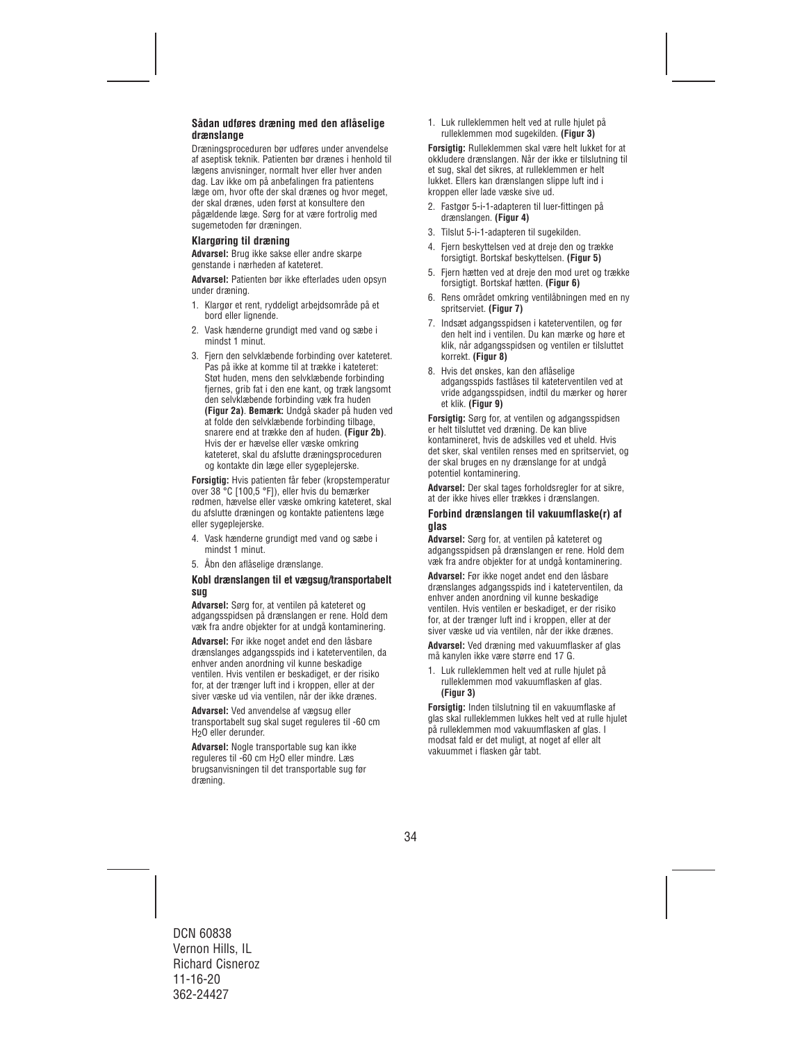### Sådan udføres dræning med den aflåselige drænslange

Dræningsproceduren bør udføres under anvendelse af aseptisk teknik. Patienten bør drænes i henhold til lægens anvisninger, normalt hver eller hver anden dag. Lav ikke om på anbefalingen fra patientens læge om, hvor ofte der skal drænes og hvor meget, der skal drænes, uden først at konsultere den pågældende læge. Sørg for at være fortrolig med sugemetoden før dræningen.

#### Klargøring til dræning

**Advarsel:** Brug ikke sakse eller andre skarpe genstande i nærheden af kateteret.

**Advarsel:** Patienten bør ikke efterlades uden opsyn under dræning.

1. Klargør et rent, ryddeligt arbejdsområde på et bord eller lignende.
2. Vask hænderne grundigt med vand og sæbe i mindst 1 minut.
3. Fjern den selvklæbende forbinding over kateteret. Pas på ikke at komme til at trække i kateteret: Støt huden, mens den selvklæbende forbinding fjernes, grib fat i den ene kant, og træk langsomt den selvklæbende forbinding væk fra huden **(Figur 2a)**. **Bemærk:** Undgå skader på huden ved at folde den selvklæbende forbinding tilbage, snarere end at trække den af huden. **(Figur 2b)**. Hvis der er hævelse eller væske omkring kateteret, skal du afslutte dræningsproceduren og kontakte din læge eller sygeplejerske.

**Forsigtig:** Hvis patienten får feber (kropstemperatur over 38 °C [100,5 °F]), eller hvis du bemærker rødmen, hævelse eller væske omkring kateteret, skal du afslutte dræningen og kontakte patientens læge eller sygeplejerske.

4. Vask hænderne grundigt med vand og sæbe i mindst 1 minut.
5. Åbn den aflåselige drænslange.

#### Kobl drænslangen til et vægsug/transportabelt sug

**Advarsel:** Sørg for, at ventilen på kateteret og adgangsspidsen på drænslangen er rene. Hold dem væk fra andre objekter for at undgå kontaminering.

**Advarsel:** Før ikke noget andet end den låsbare drænslanges adgangsspids ind i kateterventilen, da enhver anden anordning vil kunne beskadige ventilen. Hvis ventilen er beskadiget, er der risiko for, at der trænger luft ind i kroppen, eller at der siver væske ud via ventilen, når der ikke drænes.

**Advarsel:** Ved anvendelse af vægsug eller transportabelt sug skal suget reguleres til -60 cm $H_2O$ eller derunder.

**Advarsel:** Nogle transportable sug kan ikke reguleres til -60 cm $H_2O$ eller mindre. Læs brugsanvisningen til det transportable sug før dræning.

1. Luk rulleklemmen helt ved at rulle hjulet på rulleklemmen mod sugekilden. **(Figur 3)**

**Forsigtig:** Rulleklemmen skal være helt lukket for at okkludere drænslangen. Når der ikke er tilslutning til et sug, skal det sikres, at rulleklemmen er helt lukket. Ellers kan drænslangen slippe luft ind i kroppen eller lade væske sive ud.

2. Fastgør 5-i-1-adapteren til luer-fittingen på drænslangen. **(Figur 4)**
3. Tilslut 5-i-1-adapteren til sugekilden.
4. Fjern beskyttelsen ved at dreje den og trække forsigtigt. Bortskaf beskyttelsen. **(Figur 5)**
5. Fjern hætten ved at dreje den mod uret og trække forsigtigt. Bortskaf hætten. **(Figur 6)**
6. Rens området omkring ventilåbningen med en ny spritserviet. **(Figur 7)**
7. Indsæt adgangsspidsen i kateterventilen, og før den helt ind i ventilen. Du kan mærke og høre et klik, når adgangsspidsen og ventilen er tilsluttet korrekt. **(Figur 8)**
8. Hvis det ønskes, kan den aflåselige adgangsspids fastlåses til kateterventilen ved at vride adgangsspidsen, indtil du mærker og hører et klik. **(Figur 9)**

**Forsigtig:** Sørg for, at ventilen og adgangsspidsen er helt tilsluttet ved dræning. De kan blive kontamineret, hvis de adskilles ved et uheld. Hvis det sker, skal ventilen renses med en spritserviet, og der skal bruges en ny drænslange for at undgå potentiel kontaminering.

**Advarsel:** Der skal tages forholdsregler for at sikre, at der ikke hives eller trækkes i drænslangen.

#### Forbind drænslangen til vakuumflaske(r) af glas

**Advarsel:** Sørg for, at ventilen på kateteret og adgangsspidsen på drænslangen er rene. Hold dem væk fra andre objekter for at undgå kontaminering.

**Advarsel:** Før ikke noget andet end den låsbare drænslanges adgangsspids ind i kateterventilen, da enhver anden anordning vil kunne beskadige ventilen. Hvis ventilen er beskadiget, er der risiko for, at der trænger luft ind i kroppen, eller at der siver væske ud via ventilen, når der ikke drænes.

**Advarsel:** Ved dræning med vakuumflasker af glas må kanylen ikke være større end 17 G.

1. Luk rulleklemmen helt ved at rulle hjulet på rulleklemmen mod vakuumflasken af glas. **(Figur 3)**

**Forsigtig:** Inden tilslutning til en vakuumflaske af glas skal rulleklemmen lukkes helt ved at rulle hjulet på rulleklemmen mod vakuumflasken af glas. I modsat fald er det muligt, at noget af eller alt vakuummet i flasken går tabt.

DCN 60838
Vernon Hills, IL
Richard Cisneroz
11-16-20
362-24427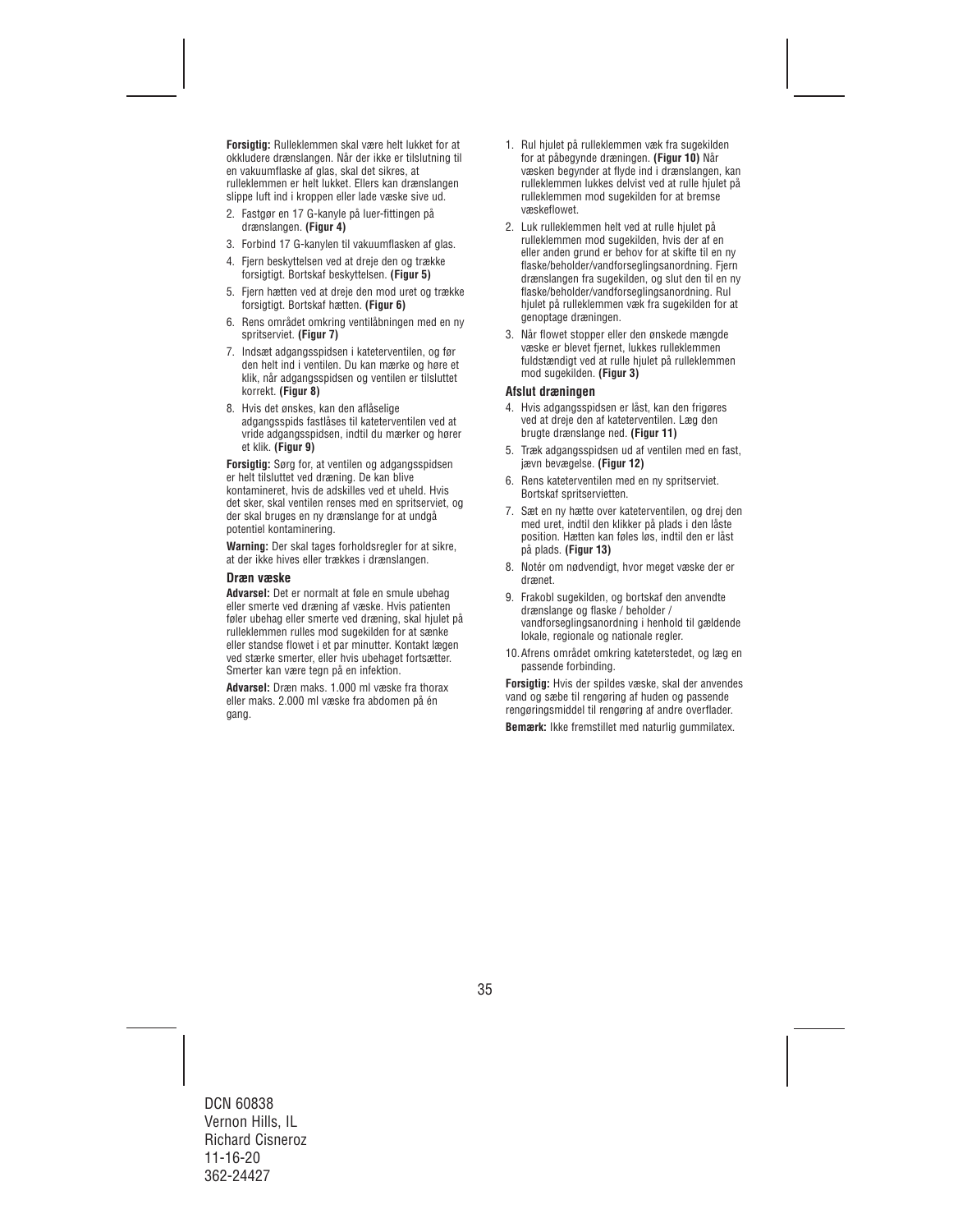**Forsigtig:** Rulleklemmen skal være helt lukket for at okkludere drænslangen. Når der ikke er tilslutning til en vakuumflaske af glas, skal det sikres, at rulleklemmen er helt lukket. Ellers kan drænslangen slippe luft ind i kroppen eller lade væske sive ud.

2. Fastgør en 17 G-kanyle på luer-fittingen på drænslangen. **(Figur 4)**
3. Forbind 17 G-kanylen til vakuumflasken af glas.
4. Fjern beskyttelsen ved at dreje den og trække forsigtigt. Bortskaf beskyttelsen. **(Figur 5)**
5. Fjern hætten ved at dreje den mod uret og trække forsigtigt. Bortskaf hætten. **(Figur 6)**
6. Rens området omkring ventilåbningen med en ny spritserviet. **(Figur 7)**
7. Indsæt adgangsspidsen i kateterventilen, og før den helt ind i ventilen. Du kan mærke og høre et klik, når adgangsspidsen og ventilen er tilsluttet korrekt. **(Figur 8)**
8. Hvis det ønskes, kan den aflåselige adgangsspids fastlåses til kateterventilen ved at vride adgangsspidsen, indtil du mærker og hører et klik. **(Figur 9)**

**Forsigtig:** Sørg for, at ventilen og adgangsspidsen er helt tilsluttet ved dræning. De kan blive kontamineret, hvis de adskilles ved et uheld. Hvis det sker, skal ventilen renses med en spritserviet, og der skal bruges en ny drænslange for at undgå potentiel kontaminering.

**Warning:** Der skal tages forholdsregler for at sikre, at der ikke hives eller trækkes i drænslangen.

### Dræn væske

**Advarsel:** Det er normalt at føle en smule ubehag eller smerte ved dræning af væske. Hvis patienten føler ubehag eller smerte ved dræning, skal hjulet på rulleklemmen rulles mod sugekilden for at sænke eller standse flowet i et par minutter. Kontakt lægen ved stærke smerter, eller hvis ubehaget fortsætter. Smerter kan være tegn på en infektion.

**Advarsel:** Dræn maks. 1.000 ml væske fra thorax eller maks. 2.000 ml væske fra abdomen på én gang.

1. Rul hjulet på rulleklemmen væk fra sugekilden for at påbegynde dræningen. **(Figur 10)** Når væsken begynder at flyde ind i drænslangen, kan rulleklemmen lukkes delvist ved at rulle hjulet på rulleklemmen mod sugekilden for at bremse væskeflowet.
2. Luk rulleklemmen helt ved at rulle hjulet på rulleklemmen mod sugekilden, hvis der af en eller anden grund er behov for at skifte til en ny flaske/beholder/vandforseglingsanordning. Fjern drænslangen fra sugekilden, og slut den til en ny flaske/beholder/vandforseglingsanordning. Rul hjulet på rulleklemmen væk fra sugekilden for at genoptage dræningen.
3. Når flowet stopper eller den ønskede mængde væske er blevet fjernet, lukkes rulleklemmen fuldstændigt ved at rulle hjulet på rulleklemmen mod sugekilden. **(Figur 3)**

### Afslut dræningen

4. Hvis adgangsspidsen er låst, kan den frigøres ved at dreje den af kateterventilen. Læg den brugte drænslange ned. **(Figur 11)**
5. Træk adgangsspidsen ud af ventilen med en fast, jævn bevægelse. **(Figur 12)**
6. Rens kateterventilen med en ny spritserviet. Bortskaf spritservietten.
7. Sæt en ny hætte over kateterventilen, og drej den med uret, indtil den klikker på plads i den låste position. Hætten kan føles løs, indtil den er låst på plads. **(Figur 13)**
8. Notér om nødvendigt, hvor meget væske der er drænet.
9. Frakobl sugekilden, og bortskaf den anvendte drænslange og flaske / beholder / vandforseglingsanordning i henhold til gældende lokale, regionale og nationale regler.
10. Afrens området omkring kateterstedet, og læg en passende forbinding.

**Forsigtig:** Hvis der spildes væske, skal der anvendes vand og sæbe til rengøring af huden og passende rengøringsmiddel til rengøring af andre overflader.

**Bemærk:** Ikke fremstillet med naturlig gummilatex.

DCN 60838
Vernon Hills, IL
Richard Cisneroz
11-16-20
362-24427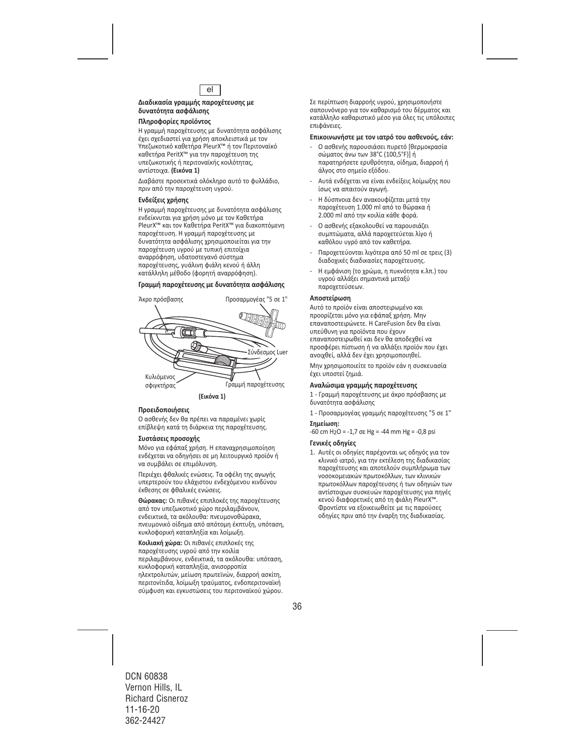el

### Διαδικασία γραμμής παροχέτευσης με δυνατότητα ασφάλισης

#### Πληροφορίες προϊόντος

Η γραμμή παροχέτευσης με δυνατότητα ασφάλισης έχει σχεδιαστεί για χρήση αποκλειστικά με τον Υπεζωκοτικό καθετήρα PleurX™ ή τον Περιτοναϊκό καθετήρα PeritX™ για την παροχέτευση της υπεζωκοτικής ή περιτοναϊκής κοιλότητας, αντίστοιχα. **(Εικόνα 1)**

Διαβάστε προσεκτικά ολόκληρο αυτό το φυλλάδιο, πριν από την παροχέτευση υγρού.

#### Ενδείξεις χρήσης

Η γραμμή παροχέτευσης με δυνατότητα ασφάλισης ενδείκνυται για χρήση μόνο με τον Καθετήρα PleurX™ και τον Καθετήρα PeritX™ για διακοπτόμενη παροχέτευση. Η γραμμή παροχέτευσης με δυνατότητα ασφάλισης χρησιμοποιείται για την παροχέτευση υγρού με τυπική επιτοίχια αναρρόφηση, υδατοστεγανό σύστημα παροχέτευσης, γυάλινη φιάλη κενού ή άλλη κατάλληλη μέθοδο (φορητή αναρρόφηση).

#### Γραμμή παροχέτευσης με δυνατότητα ασφάλισης

Άκρο πρόσβασης

Προσαρμογέας "5 σε 1"

Σύνδεσμος Luer

Κυλιόμενος σφιγκτήρας

Γραμμή παροχέτευσης

**(Εικόνα 1)**

#### Προειδοποιήσεις

Ο ασθενής δεν θα πρέπει να παραμένει χωρίς επίβλεψη κατά τη διάρκεια της παροχέτευσης.

#### Συστάσεις προσοχής

Μόνο για εφάπαξ χρήση. Η επαναχρησιμοποίηση ενδέχεται να οδηγήσει σε μη λειτουργικό προϊόν ή να συμβάλει σε επιμόλυνση.

Περιέχει φθαλικές ενώσεις. Τα οφέλη της αγωγής υπερτερούν του ελάχιστου ενδεχόμενου κινδύνου έκθεσης σε φθαλικές ενώσεις.

**Θώρακας:** Οι πιθανές επιπλοκές της παροχέτευσης από τον υπεζωκοτικό χώρο περιλαμβάνουν, ενδεικτικά, τα ακόλουθα: πνευμονοθώρακα, πνευμονικό οίδημα από απότομη έκπτυξη, υπόταση, κυκλοφορική καταπληξία και λοίμωξη.

**Κοιλιακή χώρα:** Οι πιθανές επιπλοκές της παροχέτευσης υγρού από την κοιλία περιλαμβάνουν, ενδεικτικά, τα ακόλουθα: υπόταση, κυκλοφορική καταπληξία, ανισορροπία ηλεκτρολυτών, μείωση πρωτεϊνών, διαρροή ασκίτη, περιτονίτιδα, λοίμωξη τραύματος, ενδοπεριτοναϊκή σύμφυση και εγκυστώσεις του περιτοναϊκού χώρου.

Σε περίπτωση διαρροής υγρού, χρησιμοποιήστε σαπουνόνερο για τον καθαρισμό του δέρματος και κατάλληλο καθαριστικό μέσο για όλες τις υπόλοιπες επιφάνειες.

#### Επικοινωνήστε με τον ιατρό του ασθενούς, εάν:

- Ο ασθενής παρουσιάσει πυρετό [θερμοκρασία σώματος άνω των 38°C (100,5°F)] ή παρατηρήσετε ερυθρότητα, οίδημα, διαρροή ή άλγος στο σημείο εξόδου.
- Αυτά ενδέχεται να είναι ενδείξεις λοίμωξης που ίσως να απαιτούν αγωγή.
- Η δύσπνοια δεν ανακουφίζεται μετά την παροχέτευση 1.000 ml από το θώρακα ή 2.000 ml από την κοιλία κάθε φορά.
- Ο ασθενής εξακολουθεί να παρουσιάζει συμπτώματα, αλλά παροχετεύεται λίγο ή καθόλου υγρό από τον καθετήρα.
- Παροχετεύονται λιγότερα από 50 ml σε τρεις (3) διαδοχικές διαδικασίες παροχέτευσης.
- Η εμφάνιση (το χρώμα, η πυκνότητα κ.λπ.) του υγρού αλλάξει σημαντικά μεταξύ παροχετεύσεων.

#### Αποστείρωση

Αυτό το προϊόν είναι αποστειρωμένο και προορίζεται μόνο για εφάπαξ χρήση. Μην επαναποστειρώνετε. Η CareFusion δεν θα είναι υπεύθυνη για προϊόντα που έχουν επαναποστειρωθεί και δεν θα αποδεχθεί να προσφέρει πίστωση ή να αλλάξει προϊόν που έχει ανοιχθεί, αλλά δεν έχει χρησιμοποιηθεί.

Μην χρησιμοποιείτε το προϊόν εάν η συσκευασία έχει υποστεί ζημιά.

#### Αναλώσιμα γραμμής παροχέτευσης

1 - Γραμμή παροχέτευσης με άκρο πρόσβασης με δυνατότητα ασφάλισης

1 - Προσαρμογέας γραμμής παροχέτευσης "5 σε 1"

**Σημείωση:**

-60 cm $H_2O$ = -1,7 σε Hg = -44 mm Hg = -0,8 psi

#### Γενικές οδηγίες

1. Αυτές οι οδηγίες παρέχονται ως οδηγός για τον κλινικό ιατρό, για την εκτέλεση της διαδικασίας παροχέτευσης και αποτελούν συμπλήρωμα των νοσοκομειακών πρωτοκόλλων, των κλινικών πρωτοκόλλων παροχέτευσης ή των οδηγιών των αντίστοιχων συσκευών παροχέτευσης για πηγές κενού διαφορετικές από τη φιάλη PleurX™. Φροντίστε να εξοικειωθείτε με τις παρούσες οδηγίες πριν από την έναρξη της διαδικασίας.

DCN 60838
Vernon Hills, IL
Richard Cisneroz
11-16-20
362-24427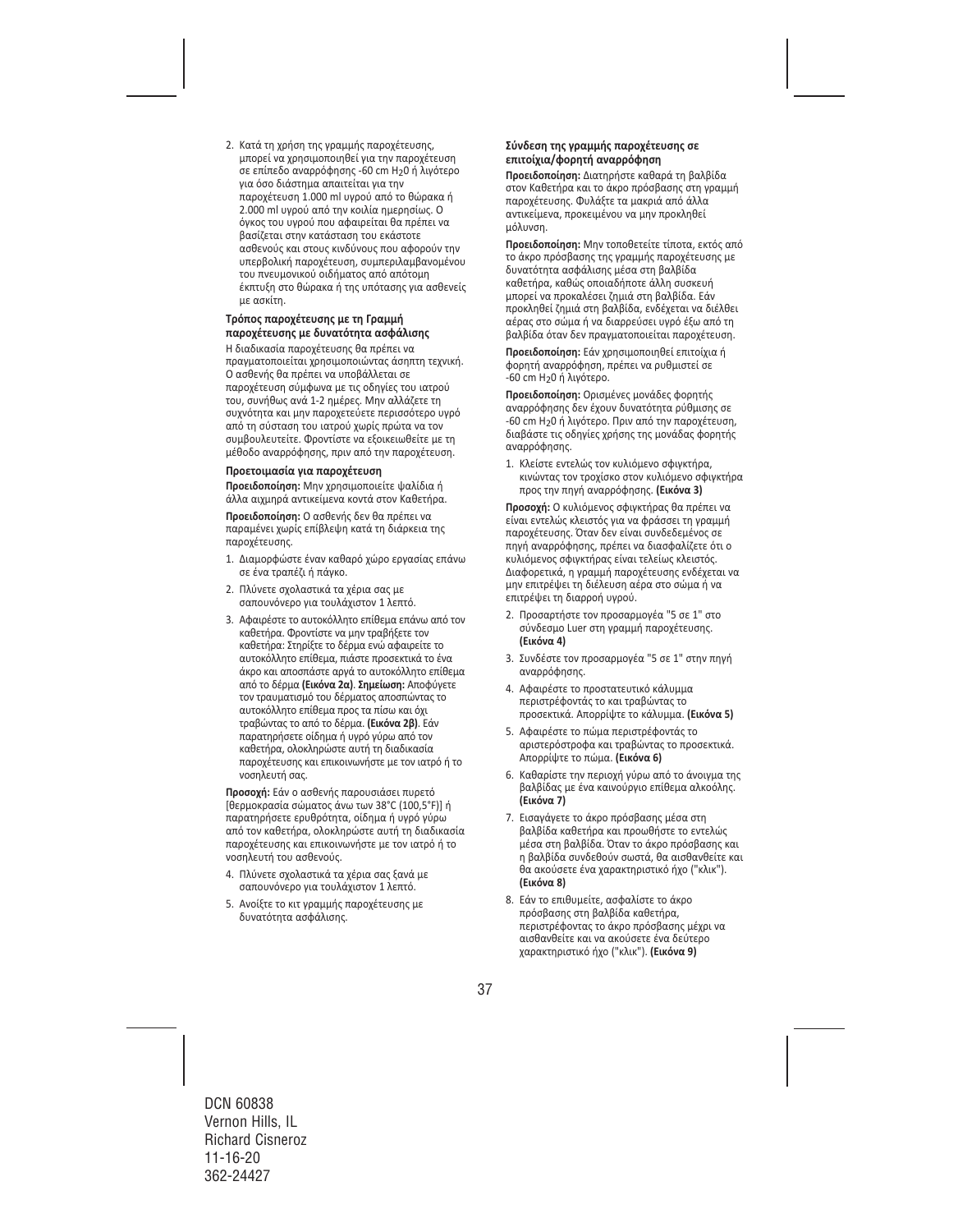2. Κατά τη χρήση της γραμμής παροχέτευσης, μπορεί να χρησιμοποιηθεί για την παροχέτευση σε επίπεδο αναρρόφησης -60 cm $H_2O$ ή λιγότερο για όσο διάστημα απαιτείται για την παροχέτευση 1.000 ml υγρού από το θώρακα ή 2.000 ml υγρού από την κοιλία ημερησίως. Ο όγκος του υγρού που αφαιρείται θα πρέπει να βασίζεται στην κατάσταση του εκάστοτε ασθενούς και στους κινδύνους που αφορούν την υπερβολική παροχέτευση, συμπεριλαμβανομένου του πνευμονικού οιδήματος από απότομη έκπτυξη στο θώρακα ή της υπότασης για ασθενείς με ασκίτη.

**Τρόπος παροχέτευσης με τη Γραμμή παροχέτευσης με δυνατότητα ασφάλισης**

Η διαδικασία παροχέτευσης θα πρέπει να πραγματοποιείται χρησιμοποιώντας άσηπτη τεχνική. Ο ασθενής θα πρέπει να υποβάλλεται σε παροχέτευση σύμφωνα με τις οδηγίες του ιατρού του, συνήθως ανά 1-2 ημέρες. Μην αλλάζετε τη συχνότητα και μην παροχετεύετε περισσότερο υγρό από τη σύσταση του ιατρού χωρίς πρώτα να τον συμβουλευτείτε. Φροντίστε να εξοικειωθείτε με τη μέθοδο αναρρόφησης, πριν από την παροχέτευση.

**Προετοιμασία για παροχέτευση**

**Προειδοποίηση:** Μην χρησιμοποιείτε ψαλίδια ή άλλα αιχμηρά αντικείμενα κοντά στον Καθετήρα.

**Προειδοποίηση:** Ο ασθενής δεν θα πρέπει να παραμένει χωρίς επίβλεψη κατά τη διάρκεια της παροχέτευσης.

1. Διαμορφώστε έναν καθαρό χώρο εργασίας επάνω σε ένα τραπέζι ή πάγκο.
2. Πλύνετε σχολαστικά τα χέρια σας με σαπουνόνερο για τουλάχιστον 1 λεπτό.
3. Αφαιρέστε το αυτοκόλλητο επίθεμα επάνω από τον καθετήρα. Φροντίστε να μην τραβήξετε τον καθετήρα: Στηρίξτε το δέρμα ενώ αφαιρείτε το αυτοκόλλητο επίθεμα, πιάστε προσεκτικά το ένα άκρο και αποσπάστε αργά το αυτοκόλλητο επίθεμα από το δέρμα **(Εικόνα 2α)**. **Σημείωση:** Αποφύγετε τον τραυματισμό του δέρματος αποσπώντας το αυτοκόλλητο επίθεμα προς τα πίσω και όχι τραβώντας το από το δέρμα. **(Εικόνα 2β)**. Εάν παρατηρήσετε οίδημα ή υγρό γύρω από τον καθετήρα, ολοκληρώστε αυτή τη διαδικασία παροχέτευσης και επικοινωνήστε με τον ιατρό ή το νοσηλευτή σας.

**Προσοχή:** Εάν ο ασθενής παρουσιάσει πυρετό [θερμοκρασία σώματος άνω των 38°C (100,5°F)] ή παρατηρήσετε ερυθρότητα, οίδημα ή υγρό γύρω από τον καθετήρα, ολοκληρώστε αυτή τη διαδικασία παροχέτευσης και επικοινωνήστε με τον ιατρό ή το νοσηλευτή του ασθενούς.

4. Πλύνετε σχολαστικά τα χέρια σας ξανά με σαπουνόνερο για τουλάχιστον 1 λεπτό.
5. Ανοίξτε το κιτ γραμμής παροχέτευσης με δυνατότητα ασφάλισης.

**Σύνδεση της γραμμής παροχέτευσης σε επιτοίχια/φορητή αναρρόφηση**

**Προειδοποίηση:** Διατηρήστε καθαρά τη βαλβίδα στον Καθετήρα και το άκρο πρόσβασης στη γραμμή παροχέτευσης. Φυλάξτε τα μακριά από άλλα αντικείμενα, προκειμένου να μην προκληθεί μόλυνση.

**Προειδοποίηση:** Μην τοποθετείτε τίποτα, εκτός από το άκρο πρόσβασης της γραμμής παροχέτευσης με δυνατότητα ασφάλισης μέσα στη βαλβίδα καθετήρα, καθώς οποιαδήποτε άλλη συσκευή μπορεί να προκαλέσει ζημιά στη βαλβίδα. Εάν προκληθεί ζημιά στη βαλβίδα, ενδέχεται να διέλθει αέρας στο σώμα ή να διαρρεύσει υγρό έξω από τη βαλβίδα όταν δεν πραγματοποιείται παροχέτευση.

**Προειδοποίηση:** Εάν χρησιμοποιηθεί επιτοίχια ή φορητή αναρρόφηση, πρέπει να ρυθμιστεί σε -60 cm $H_2O$ ή λιγότερο.

**Προειδοποίηση:** Ορισμένες μονάδες φορητής αναρρόφησης δεν έχουν δυνατότητα ρύθμισης σε -60 cm $H_2O$ ή λιγότερο. Πριν από την παροχέτευση, διαβάστε τις οδηγίες χρήσης της μονάδας φορητής αναρρόφησης.

1. Κλείστε εντελώς τον κυλιόμενο σφιγκτήρα, κινώντας τον τροχίσκο στον κυλιόμενο σφιγκτήρα προς την πηγή αναρρόφησης. **(Εικόνα 3)**

**Προσοχή:** Ο κυλιόμενος σφιγκτήρας θα πρέπει να είναι εντελώς κλειστός για να φράσσει τη γραμμή παροχέτευσης. Όταν δεν είναι συνδεδεμένος σε πηγή αναρρόφησης, πρέπει να διασφαλίζετε ότι ο κυλιόμενος σφιγκτήρας είναι τελείως κλειστός. Διαφορετικά, η γραμμή παροχέτευσης ενδέχεται να μην επιτρέψει τη διέλευση αέρα στο σώμα ή να επιτρέψει τη διαρροή υγρού.

2. Προσαρτήστε τον προσαρμογέα "5 σε 1" στο σύνδεσμο Luer στη γραμμή παροχέτευσης. **(Εικόνα 4)**
3. Συνδέστε τον προσαρμογέα "5 σε 1" στην πηγή αναρρόφησης.
4. Αφαιρέστε το προστατευτικό κάλυμμα περιστρέφοντάς το και τραβώντας το προσεκτικά. Απορρίψτε το κάλυμμα. **(Εικόνα 5)**
5. Αφαιρέστε το πώμα περιστρέφοντάς το αριστερόστροφα και τραβώντας το προσεκτικά. Απορρίψτε το πώμα. **(Εικόνα 6)**
6. Καθαρίστε την περιοχή γύρω από το άνοιγμα της βαλβίδας με ένα καινούργιο επίθεμα αλκοόλης. **(Εικόνα 7)**
7. Εισαγάγετε το άκρο πρόσβασης μέσα στη βαλβίδα καθετήρα και προωθήστε το εντελώς μέσα στη βαλβίδα. Όταν το άκρο πρόσβασης και η βαλβίδα συνδεθούν σωστά, θα αισθανθείτε και θα ακούσετε ένα χαρακτηριστικό ήχο ("κλικ"). **(Εικόνα 8)**
8. Εάν το επιθυμείτε, ασφαλίστε το άκρο πρόσβασης στη βαλβίδα καθετήρα, περιστρέφοντας το άκρο πρόσβασης μέχρι να αισθανθείτε και να ακούσετε ένα δεύτερο χαρακτηριστικό ήχο ("κλικ"). **(Εικόνα 9)**

DCN 60838
Vernon Hills, IL
Richard Cisneroz
11-16-20
362-24427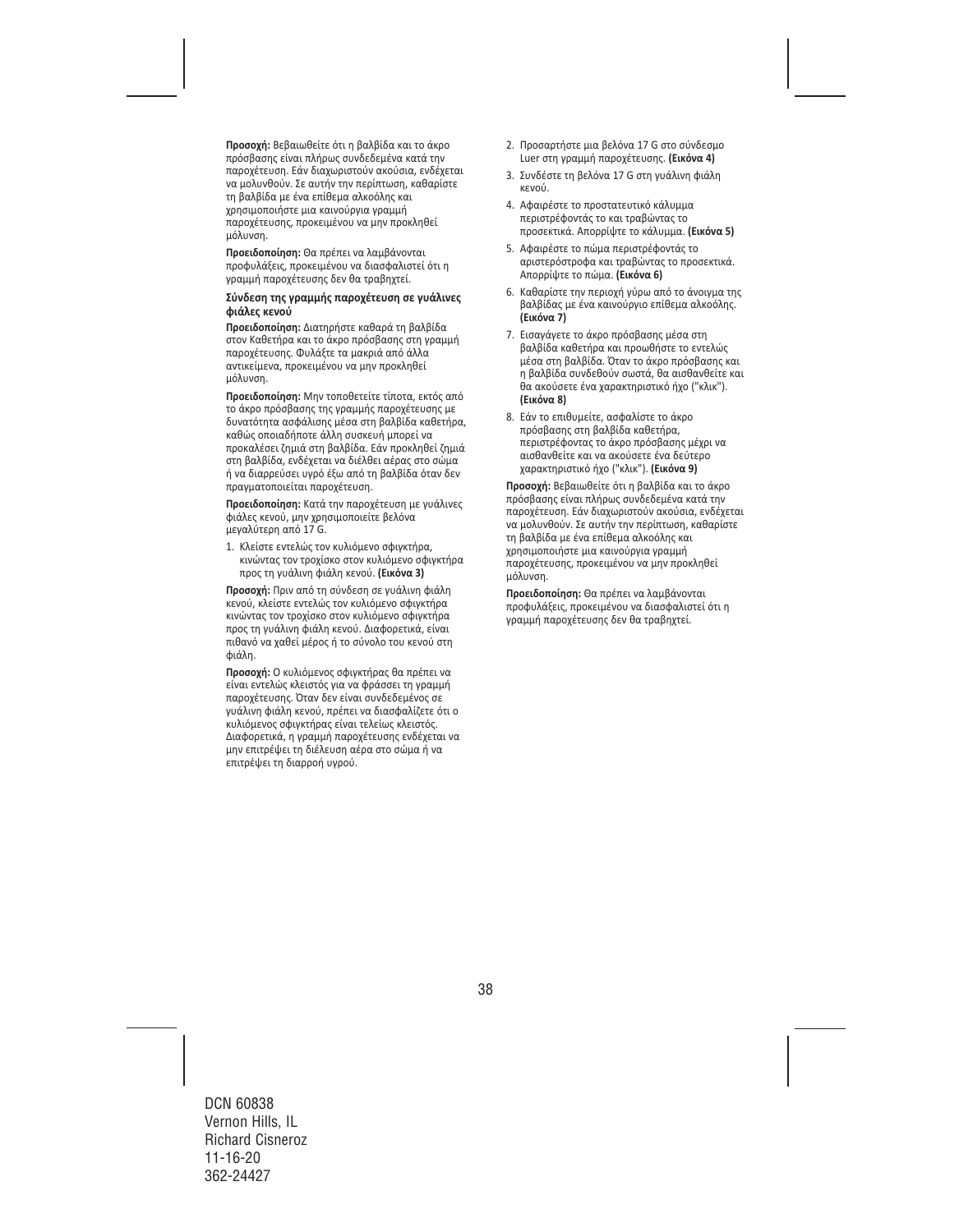**Προσοχή:** Βεβαιωθείτε ότι η βαλβίδα και το άκρο πρόσβασης είναι πλήρως συνδεδεμένα κατά την παροχέτευση. Εάν διαχωριστούν ακούσια, ενδέχεται να μολυνθούν. Σε αυτήν την περίπτωση, καθαρίστε τη βαλβίδα με ένα επίθεμα αλκοόλης και χρησιμοποιήστε μια καινούργια γραμμή παροχέτευσης, προκειμένου να μην προκληθεί μόλυνση.

**Προειδοποίηση:** Θα πρέπει να λαμβάνονται προφυλάξεις, προκειμένου να διασφαλιστεί ότι η γραμμή παροχέτευσης δεν θα τραβηχτεί.

**Σύνδεση της γραμμής παροχέτευση σε γυάλινες φιάλες κενού**

**Προειδοποίηση:** Διατηρήστε καθαρά τη βαλβίδα στον Καθετήρα και το άκρο πρόσβασης στη γραμμή παροχέτευσης. Φυλάξτε τα μακριά από άλλα αντικείμενα, προκειμένου να μην προκληθεί μόλυνση.

**Προειδοποίηση:** Μην τοποθετείτε τίποτα, εκτός από το άκρο πρόσβασης της γραμμής παροχέτευσης με δυνατότητα ασφάλισης μέσα στη βαλβίδα καθετήρα, καθώς οποιαδήποτε άλλη συσκευή μπορεί να προκαλέσει ζημιά στη βαλβίδα. Εάν προκληθεί ζημιά στη βαλβίδα, ενδέχεται να διέλθει αέρας στο σώμα ή να διαρρεύσει υγρό έξω από τη βαλβίδα όταν δεν πραγματοποιείται παροχέτευση.

**Προειδοποίηση:** Κατά την παροχέτευση με γυάλινες φιάλες κενού, μην χρησιμοποιείτε βελόνα μεγαλύτερη από 17 G.

1. Κλείστε εντελώς τον κυλιόμενο σφιγκτήρα, κινώντας τον τροχίσκο στον κυλιόμενο σφιγκτήρα προς τη γυάλινη φιάλη κενού. **(Εικόνα 3)**

**Προσοχή:** Πριν από τη σύνδεση σε γυάλινη φιάλη κενού, κλείστε εντελώς τον κυλιόμενο σφιγκτήρα κινώντας τον τροχίσκο στον κυλιόμενο σφιγκτήρα προς τη γυάλινη φιάλη κενού. Διαφορετικά, είναι πιθανό να χαθεί μέρος ή το σύνολο του κενού στη φιάλη.

**Προσοχή:** Ο κυλιόμενος σφιγκτήρας θα πρέπει να είναι εντελώς κλειστός για να φράσσει τη γραμμή παροχέτευσης. Όταν δεν είναι συνδεδεμένος σε γυάλινη φιάλη κενού, πρέπει να διασφαλίζετε ότι ο κυλιόμενος σφιγκτήρας είναι τελείως κλειστός. Διαφορετικά, η γραμμή παροχέτευσης ενδέχεται να μην επιτρέψει τη διέλευση αέρα στο σώμα ή να επιτρέψει τη διαρροή υγρού.

2. Προσαρτήστε μια βελόνα 17 G στο σύνδεσμο Luer στη γραμμή παροχέτευσης. **(Εικόνα 4)**
3. Συνδέστε τη βελόνα 17 G στη γυάλινη φιάλη κενού.
4. Αφαιρέστε το προστατευτικό κάλυμμα περιστρέφοντάς το και τραβώντας το προσεκτικά. Απορρίψτε το κάλυμμα. **(Εικόνα 5)**
5. Αφαιρέστε το πώμα περιστρέφοντάς το αριστερόστροφα και τραβώντας το προσεκτικά. Απορρίψτε το πώμα. **(Εικόνα 6)**
6. Καθαρίστε την περιοχή γύρω από το άνοιγμα της βαλβίδας με ένα καινούργιο επίθεμα αλκοόλης. **(Εικόνα 7)**
7. Εισαγάγετε το άκρο πρόσβασης μέσα στη βαλβίδα καθετήρα και προωθήστε το εντελώς μέσα στη βαλβίδα. Όταν το άκρο πρόσβασης και η βαλβίδα συνδεθούν σωστά, θα αισθανθείτε και θα ακούσετε ένα χαρακτηριστικό ήχο ("κλικ"). **(Εικόνα 8)**
8. Εάν το επιθυμείτε, ασφαλίστε το άκρο πρόσβασης στη βαλβίδα καθετήρα, περιστρέφοντας το άκρο πρόσβασης μέχρι να αισθανθείτε και να ακούσετε ένα δεύτερο χαρακτηριστικό ήχο ("κλικ"). **(Εικόνα 9)**

**Προσοχή:** Βεβαιωθείτε ότι η βαλβίδα και το άκρο πρόσβασης είναι πλήρως συνδεδεμένα κατά την παροχέτευση. Εάν διαχωριστούν ακούσια, ενδέχεται να μολυνθούν. Σε αυτήν την περίπτωση, καθαρίστε τη βαλβίδα με ένα επίθεμα αλκοόλης και χρησιμοποιήστε μια καινούργια γραμμή παροχέτευσης, προκειμένου να μην προκληθεί μόλυνση.

**Προειδοποίηση:** Θα πρέπει να λαμβάνονται προφυλάξεις, προκειμένου να διασφαλιστεί ότι η γραμμή παροχέτευσης δεν θα τραβηχτεί.

DCN 60838
Vernon Hills, IL
Richard Cisneroz
11-16-20
362-24427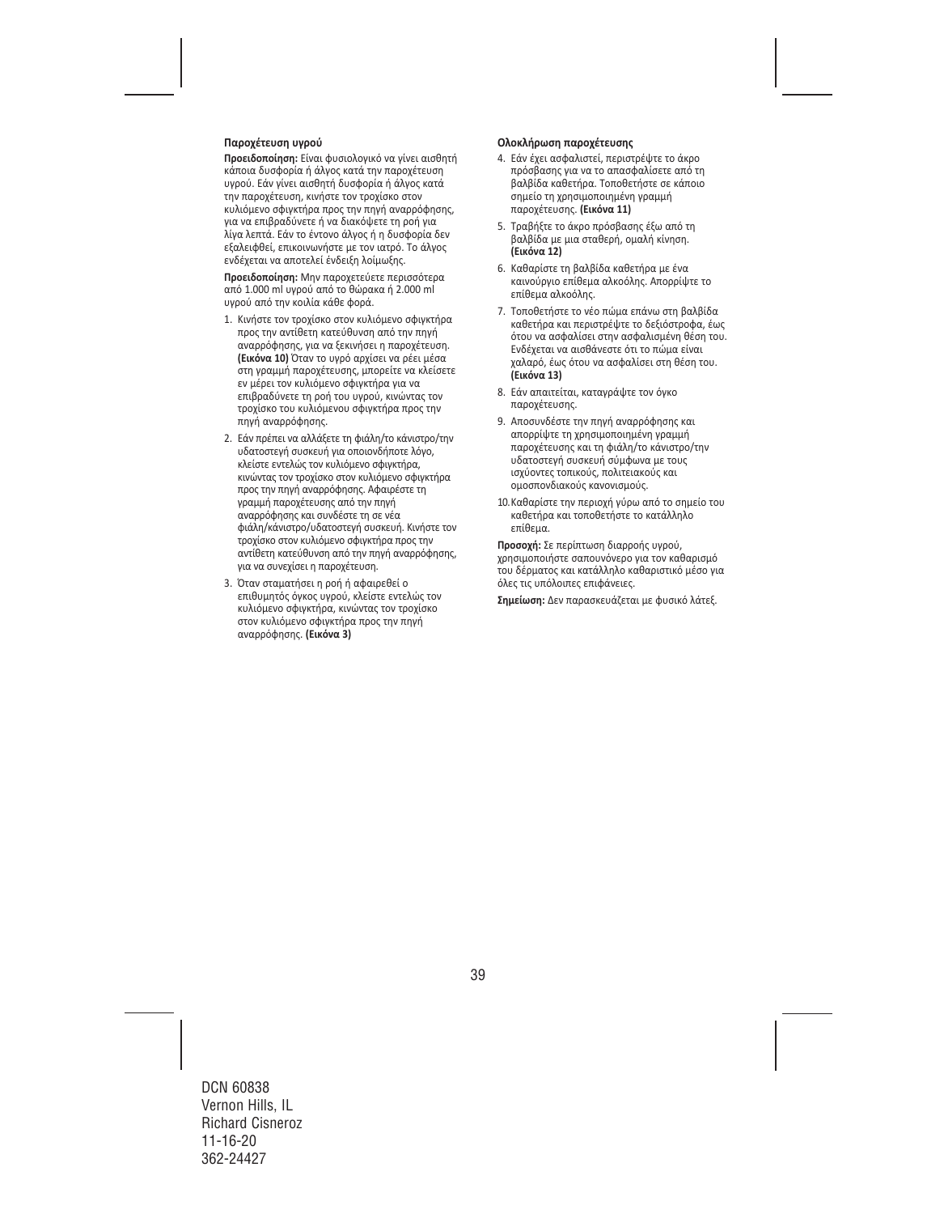### Παροχέτευση υγρού

**Προειδοποίηση:** Είναι φυσιολογικό να γίνει αισθητή κάποια δυσφορία ή άλγος κατά την παροχέτευση υγρού. Εάν γίνει αισθητή δυσφορία ή άλγος κατά την παροχέτευση, κινήστε τον τροχίσκο στον κυλιόμενο σφιγκτήρα προς την πηγή αναρρόφησης, για να επιβραδύνετε ή να διακόψετε τη ροή για λίγα λεπτά. Εάν το έντονο άλγος ή η δυσφορία δεν εξαλειφθεί, επικοινωνήστε με τον ιατρό. Το άλγος ενδέχεται να αποτελεί ένδειξη λοίμωξης.

**Προειδοποίηση:** Μην παροχετεύετε περισσότερα από 1.000 ml υγρού από το θώρακα ή 2.000 ml υγρού από την κοιλία κάθε φορά.

1. Κινήστε τον τροχίσκο στον κυλιόμενο σφιγκτήρα προς την αντίθετη κατεύθυνση από την πηγή αναρρόφησης, για να ξεκινήσει η παροχέτευση. **(Εικόνα 10)** Όταν το υγρό αρχίσει να ρέει μέσα στη γραμμή παροχέτευσης, μπορείτε να κλείσετε εν μέρει τον κυλιόμενο σφιγκτήρα για να επιβραδύνετε τη ροή του υγρού, κινώντας τον τροχίσκο του κυλιόμενου σφιγκτήρα προς την πηγή αναρρόφησης.
2. Εάν πρέπει να αλλάξετε τη φιάλη/το κάνιστρο/την υδατοστεγή συσκευή για οποιονδήποτε λόγο, κλείστε εντελώς τον κυλιόμενο σφιγκτήρα, κινώντας τον τροχίσκο στον κυλιόμενο σφιγκτήρα προς την πηγή αναρρόφησης. Αφαιρέστε τη γραμμή παροχέτευσης από την πηγή αναρρόφησης και συνδέστε τη σε νέα φιάλη/κάνιστρο/υδατοστεγή συσκευή. Κινήστε τον τροχίσκο στον κυλιόμενο σφιγκτήρα προς την αντίθετη κατεύθυνση από την πηγή αναρρόφησης, για να συνεχίσει η παροχέτευση.
3. Όταν σταματήσει η ροή ή αφαιρεθεί ο επιθυμητός όγκος υγρού, κλείστε εντελώς τον κυλιόμενο σφιγκτήρα, κινώντας τον τροχίσκο στον κυλιόμενο σφιγκτήρα προς την πηγή αναρρόφησης. **(Εικόνα 3)**

### Ολοκλήρωση παροχέτευσης

4. Εάν έχει ασφαλιστεί, περιστρέψτε το άκρο πρόσβασης για να το απασφαλίσετε από τη βαλβίδα καθετήρα. Τοποθετήστε σε κάποιο σημείο τη χρησιμοποιημένη γραμμή παροχέτευσης. **(Εικόνα 11)**
5. Τραβήξτε το άκρο πρόσβασης έξω από τη βαλβίδα με μια σταθερή, ομαλή κίνηση. **(Εικόνα 12)**
6. Καθαρίστε τη βαλβίδα καθετήρα με ένα καινούργιο επίθεμα αλκοόλης. Απορρίψτε το επίθεμα αλκοόλης.
7. Τοποθετήστε το νέο πώμα επάνω στη βαλβίδα καθετήρα και περιστρέψτε το δεξιόστροφα, έως ότου να ασφαλίσει στην ασφαλισμένη θέση του. Ενδέχεται να αισθάνεστε ότι το πώμα είναι χαλαρό, έως ότου να ασφαλίσει στη θέση του. **(Εικόνα 13)**
8. Εάν απαιτείται, καταγράψτε τον όγκο παροχέτευσης.
9. Αποσυνδέστε την πηγή αναρρόφησης και απορρίψτε τη χρησιμοποιημένη γραμμή παροχέτευσης και τη φιάλη/το κάνιστρο/την υδατοστεγή συσκευή σύμφωνα με τους ισχύοντες τοπικούς, πολιτειακούς και ομοσπονδιακούς κανονισμούς.
10. Καθαρίστε την περιοχή γύρω από το σημείο του καθετήρα και τοποθετήστε το κατάλληλο επίθεμα.

**Προσοχή:** Σε περίπτωση διαρροής υγρού, χρησιμοποιήστε σαπουνόνερο για τον καθαρισμό του δέρματος και κατάλληλο καθαριστικό μέσο για όλες τις υπόλοιπες επιφάνειες.

**Σημείωση:** Δεν παρασκευάζεται με φυσικό λάτεξ.

DCN 60838
Vernon Hills, IL
Richard Cisneroz
11-16-20
362-24427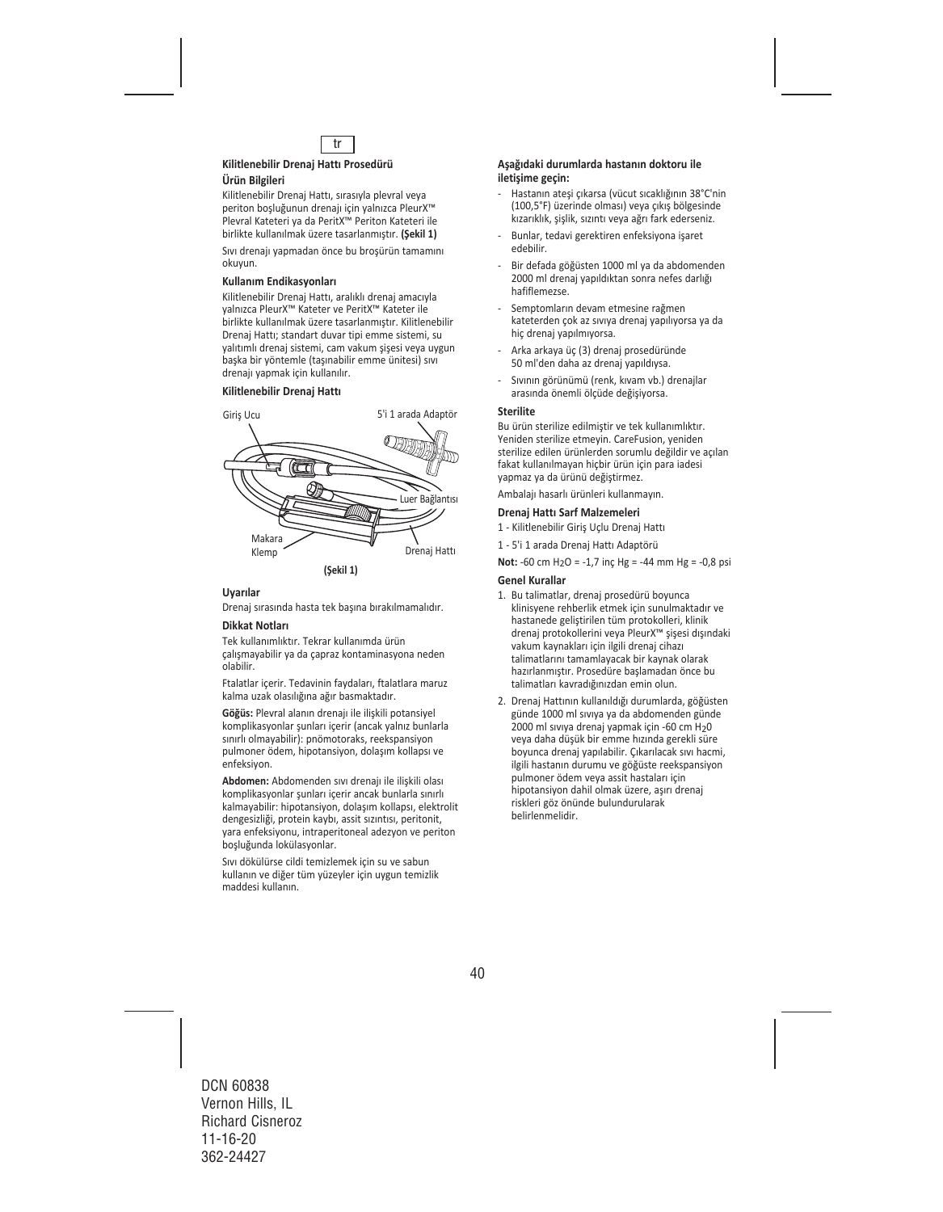tr

### Kilitlenebilir Drenaj Hattı Prosedürü

#### Ürün Bilgileri

Kilitlenebilir Drenaj Hattı, sırasıyla plevral veya periton boşluğunun drenajı için yalnızca PleurX™ Plevral Kateteri ya da PeritX™ Periton Kateteri ile birlikte kullanılmak üzere tasarlanmıştır. **(Şekil 1)**

Sıvı drenajı yapmadan önce bu broşürün tamamını okuyun.

#### Kullanım Endikasyonları

Kilitlenebilir Drenaj Hattı, aralıklı drenaj amacıyla yalnızca PleurX™ Kateter ve PeritX™ Kateter ile birlikte kullanılmak üzere tasarlanmıştır. Kilitlenebilir Drenaj Hattı; standart duvar tipi emme sistemi, su yalıtımlı drenaj sistemi, cam vakum şişesi veya uygun başka bir yöntemle (taşınabilir emme ünitesi) sıvı drenajı yapmak için kullanılır.

#### Kilitlenebilir Drenaj Hattı

Giriş Ucu

5'i 1 arada Adaptör

Luer Bağlantısı

Makara Klemp

Drenaj Hattı

**(Şekil 1)**

#### Uyarılar

Drenaj sırasında hasta tek başına bırakılmamalıdır.

#### Dikkat Notları

Tek kullanımlıktır. Tekrar kullanımda ürün çalışmayabilir ya da çapraz kontaminasyona neden olabilir.

Ftalatlar içerir. Tedavinin faydaları, ftalatlara maruz kalma uzak olasılığına ağır basmaktadır.

**Göğüs:** Plevral alanın drenajı ile ilişkili potansiyel komplikasyonlar şunları içerir (ancak yalnız bunlarla sınırlı olmayabilir): pnömotoraks, reekspansiyon pulmoner ödem, hipotansiyon, dolaşım kollapsı ve enfeksiyon.

**Abdomen:** Abdomenden sıvı drenajı ile ilişkili olası komplikasyonlar şunları içerir ancak bunlarla sınırlı kalmayabilir: hipotansiyon, dolaşım kollapsı, elektrolit dengesizliği, protein kaybı, assit sızıntısı, peritonit, yara enfeksiyonu, intraperitoneal adezyon ve periton boşluğunda lokülasyonlar.

Sıvı dökülürse cildi temizlemek için su ve sabun kullanın ve diğer tüm yüzeyler için uygun temizlik maddesi kullanın.

#### Aşağıdaki durumlarda hastanın doktoru ile iletişime geçin:

- Hastanın ateşi çıkarsa (vücut sıcaklığının 38°C'nin (100,5°F) üzerinde olması) veya çıkış bölgesinde kızarıklık, şişlik, sızıntı veya ağrı fark ederseniz.
- Bunlar, tedavi gerektiren enfeksiyona işaret edebilir.
- Bir defada göğüsten 1000 ml ya da abdomenden 2000 ml drenaj yapıldıktan sonra nefes darlığı hafiflemezse.
- Semptomların devam etmesine rağmen kateterden çok az sıvıya drenaj yapılıyorsa ya da hiç drenaj yapılmıyorsa.
- Arka arkaya üç (3) drenaj prosedüründe 50 ml'den daha az drenaj yapıldıysa.
- Sıvının görünümü (renk, kıvam vb.) drenajlar arasında önemli ölçüde değişiyorsa.

#### Sterilite

Bu ürün sterilize edilmiştir ve tek kullanımlıktır. Yeniden sterilize etmeyin. CareFusion, yeniden sterilize edilen ürünlerden sorumlu değildir ve açılan fakat kullanılmayan hiçbir ürün için para iadesi yapmaz ya da ürünü değiştirmez.

Ambalajı hasarlı ürünleri kullanmayın.

#### Drenaj Hattı Sarf Malzemeleri

1 - Kilitlenebilir Giriş Uçlu Drenaj Hattı

1 - 5'i 1 arada Drenaj Hattı Adaptörü

**Not:** -60 cm $H_2O$ = -1,7 inç Hg = -44 mm Hg = -0,8 psi

#### Genel Kurallar

1. Bu talimatlar, drenaj prosedürü boyunca klinisyene rehberlik etmek için sunulmaktadır ve hastanede geliştirilen tüm protokolleri, klinik drenaj protokollerini veya PleurX™ şişesi dışındaki vakum kaynakları için ilgili drenaj cihazı talimatlarını tamamlayacak bir kaynak olarak hazırlanmıştır. Prosedüre başlamadan önce bu talimatları kavradığınızdan emin olun.
2. Drenaj Hattının kullanıldığı durumlarda, göğüsten günde 1000 ml sıvıya ya da abdomenden günde 2000 ml sıvıya drenaj yapmak için -60 cm $H_2O$ veya daha düşük bir emme hızında gerekli süre boyunca drenaj yapılabilir. Çıkarılacak sıvı hacmi, ilgili hastanın durumu ve göğüste reekspansiyon pulmoner ödem veya assit hastaları için hipotansiyon dahil olmak üzere, aşırı drenaj riskleri göz önünde bulundurularak belirlenmelidir.

DCN 60838
Vernon Hills, IL
Richard Cisneroz
11-16-20
362-24427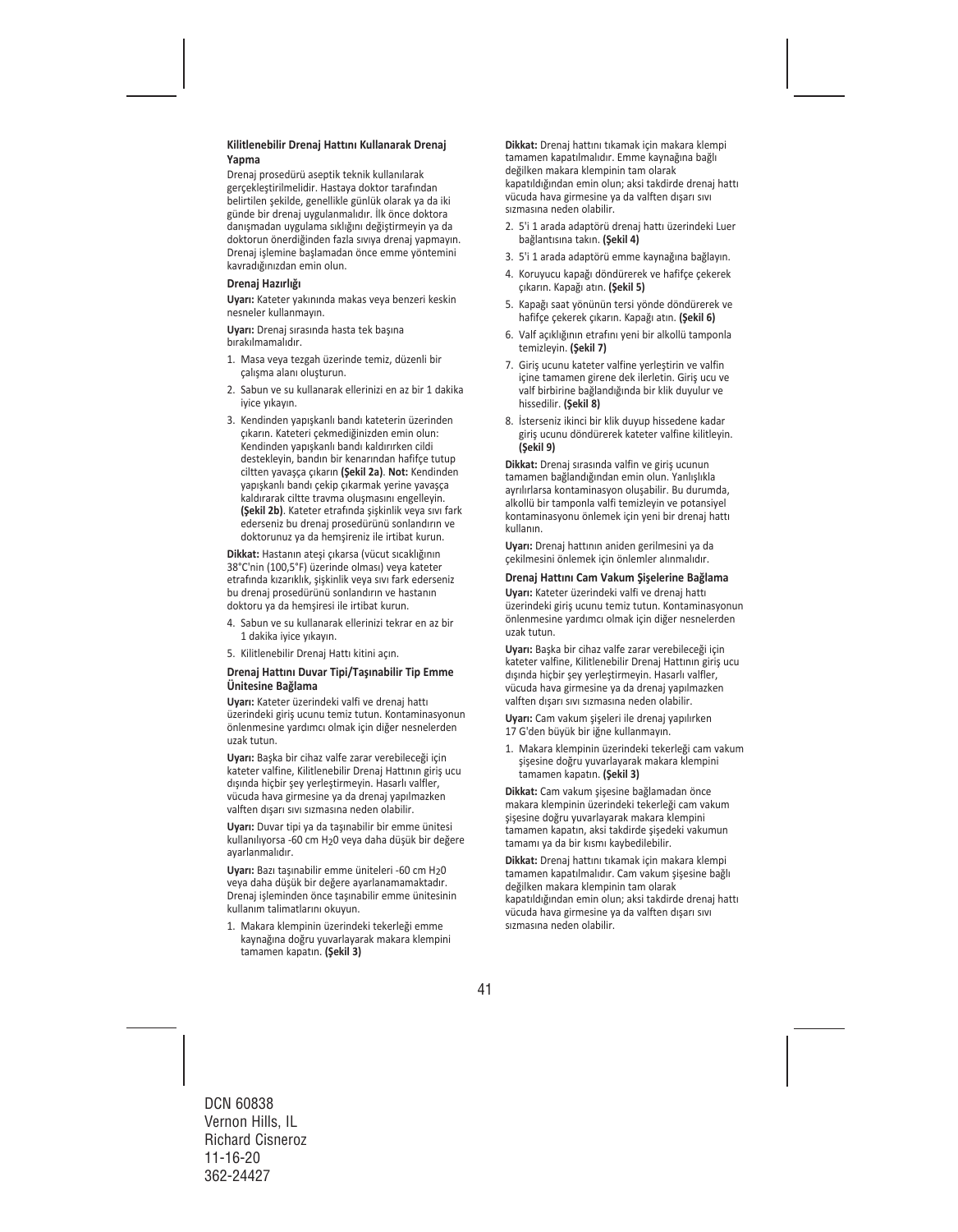**Kilitlenebilir Drenaj Hattını Kullanarak Drenaj Yapma**

Drenaj prosedürü aseptik teknik kullanılarak gerçekleştirilmelidir. Hastaya doktor tarafından belirtilen şekilde, genellikle günlük olarak ya da iki günde bir drenaj uygulanmalıdır. İlk önce doktora danışmadan uygulama sıklığını değiştirmeyin ya da doktorun önerdiğinden fazla sıvıya drenaj yapmayın. Drenaj işlemine başlamadan önce emme yöntemini kavradığınızdan emin olun.

**Drenaj Hazırlığı**

**Uyarı:** Kateter yakınında makas veya benzeri keskin nesneler kullanmayın.

**Uyarı:** Drenaj sırasında hasta tek başına bırakılmamalıdır.

1. Masa veya tezgah üzerinde temiz, düzenli bir çalışma alanı oluşturun.
2. Sabun ve su kullanarak ellerinizi en az bir 1 dakika iyice yıkayın.
3. Kendinden yapışkanlı bandı kateterin üzerinden çıkarın. Kateteri çekmediğinizden emin olun: Kendinden yapışkanlı bandı kaldırırken cildi destekleyin, bandın bir kenarından hafifçe tutup ciltten yavaşça çıkarın **(Şekil 2a)**. **Not:** Kendinden yapışkanlı bandı çekip çıkarmak yerine yavaşça kaldırarak ciltte travma oluşmasını engelleyin. **(Şekil 2b)**. Kateter etrafında şişkinlik veya sıvı fark ederseniz bu drenaj prosedürünü sonlandırın ve doktorunuz ya da hemşireniz ile irtibat kurun.

**Dikkat:** Hastanın ateşi çıkarsa (vücut sıcaklığının 38°C'nin (100,5°F) üzerinde olması) veya kateter etrafında kızarıklık, şişkinlik veya sıvı fark ederseniz bu drenaj prosedürünü sonlandırın ve hastanın doktoru ya da hemşiresi ile irtibat kurun.

4. Sabun ve su kullanarak ellerinizi tekrar en az bir 1 dakika iyice yıkayın.
5. Kilitlenebilir Drenaj Hattı kitini açın.

**Drenaj Hattını Duvar Tipi/Taşınabilir Tip Emme Ünitesine Bağlama**

**Uyarı:** Kateter üzerindeki valfi ve drenaj hattı üzerindeki giriş ucunu temiz tutun. Kontaminasyonun önlenmesine yardımcı olmak için diğer nesnelerden uzak tutun.

**Uyarı:** Başka bir cihaz valfe zarar verebileceği için kateter valfine, Kilitlenebilir Drenaj Hattının giriş ucu dışında hiçbir şey yerleştirmeyin. Hasarlı valfler, vücuda hava girmesine ya da drenaj yapılmazken valften dışarı sıvı sızmasına neden olabilir.

**Uyarı:** Duvar tipi ya da taşınabilir bir emme ünitesi kullanılıyorsa -60 cm $H_2O$ veya daha düşük bir değere ayarlanmalıdır.

**Uyarı:** Bazı taşınabilir emme üniteleri -60 cm $H_2O$ veya daha düşük bir değere ayarlanamamaktadır. Drenaj işleminden önce taşınabilir emme ünitesinin kullanım talimatlarını okuyun.

1. Makara klempinin üzerindeki tekerleği emme kaynağına doğru yuvarlayarak makara klempini tamamen kapatın. **(Şekil 3)**

**Dikkat:** Drenaj hattını tıkamak için makara klempi tamamen kapatılmalıdır. Emme kaynağına bağlı değilken makara klempinin tam olarak kapatıldığından emin olun; aksi takdirde drenaj hattı vücuda hava girmesine ya da valften dışarı sıvı sızmasına neden olabilir.

2. 5'i 1 arada adaptörü drenaj hattı üzerindeki Luer bağlantısına takın. **(Şekil 4)**
3. 5'i 1 arada adaptörü emme kaynağına bağlayın.
4. Koruyucu kapağı döndürerek ve hafifçe çekerek çıkarın. Kapağı atın. **(Şekil 5)**
5. Kapağı saat yönünün tersi yönde döndürerek ve hafifçe çekerek çıkarın. Kapağı atın. **(Şekil 6)**
6. Valf açıklığının etrafını yeni bir alkollü tamponla temizleyin. **(Şekil 7)**
7. Giriş ucunu kateter valfine yerleştirin ve valfin içine tamamen girene dek ilerletin. Giriş ucu ve valf birbirine bağlandığında bir klik duyulur ve hissedilir. **(Şekil 8)**
8. İsterseniz ikinci bir klik duyup hissedene kadar giriş ucunu döndürerek kateter valfine kilitleyin. **(Şekil 9)**

**Dikkat:** Drenaj sırasında valfin ve giriş ucunun tamamen bağlandığından emin olun. Yanlışlıkla ayrılırlarsa kontaminasyon oluşabilir. Bu durumda, alkollü bir tamponla valfi temizleyin ve potansiyel kontaminasyonu önlemek için yeni bir drenaj hattı kullanın.

**Uyarı:** Drenaj hattının aniden gerilmesini ya da çekilmesini önlemek için önlemler alınmalıdır.

**Drenaj Hattını Cam Vakum Şişelerine Bağlama**

**Uyarı:** Kateter üzerindeki valfi ve drenaj hattı üzerindeki giriş ucunu temiz tutun. Kontaminasyonun önlenmesine yardımcı olmak için diğer nesnelerden uzak tutun.

**Uyarı:** Başka bir cihaz valfe zarar verebileceği için kateter valfine, Kilitlenebilir Drenaj Hattının giriş ucu dışında hiçbir şey yerleştirmeyin. Hasarlı valfler, vücuda hava girmesine ya da drenaj yapılmazken valften dışarı sıvı sızmasına neden olabilir.

**Uyarı:** Cam vakum şişeleri ile drenaj yapılırken 17 G'den büyük bir iğne kullanmayın.

1. Makara klempinin üzerindeki tekerleği cam vakum şişesine doğru yuvarlayarak makara klempini tamamen kapatın. **(Şekil 3)**

**Dikkat:** Cam vakum şişesine bağlamadan önce makara klempinin üzerindeki tekerleği cam vakum şişesine doğru yuvarlayarak makara klempini tamamen kapatın, aksi takdirde şişedeki vakumun tamamı ya da bir kısmı kaybedilebilir.

**Dikkat:** Drenaj hattını tıkamak için makara klempi tamamen kapatılmalıdır. Cam vakum şişesine bağlı değilken makara klempinin tam olarak kapatıldığından emin olun; aksi takdirde drenaj hattı vücuda hava girmesine ya da valften dışarı sıvı sızmasına neden olabilir.

DCN 60838
Vernon Hills, IL
Richard Cisneroz
11-16-20
362-24427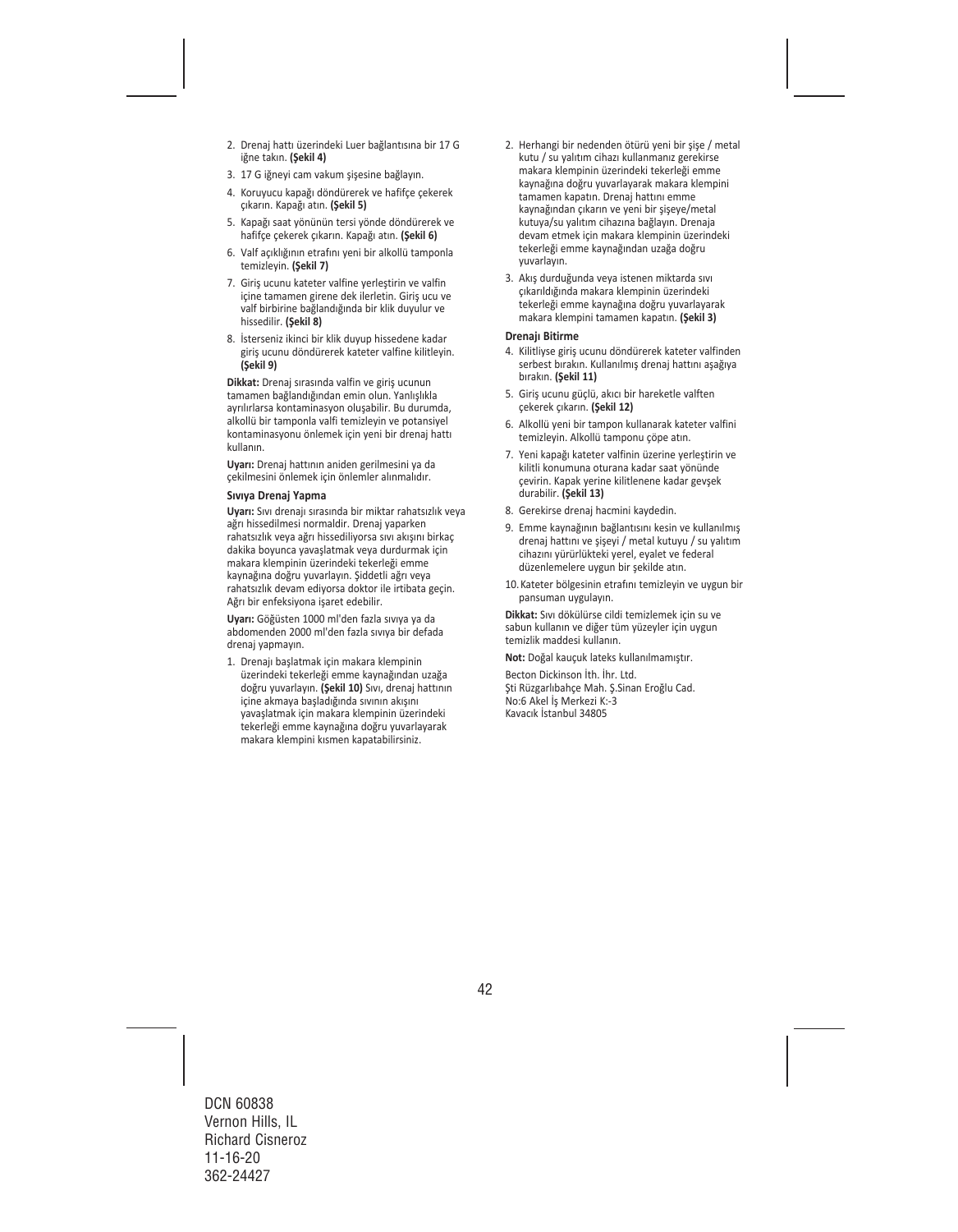2. Drenaj hattı üzerindeki Luer bağlantısına bir 17 G iğne takın. **(Şekil 4)**
3. 17 G iğneyi cam vakum şişesine bağlayın.
4. Koruyucu kapağı döndürerek ve hafifçe çekerek çıkarın. Kapağı atın. **(Şekil 5)**
5. Kapağı saat yönünün tersi yönde döndürerek ve hafifçe çekerek çıkarın. Kapağı atın. **(Şekil 6)**
6. Valf açıklığının etrafını yeni bir alkollü tamponla temizleyin. **(Şekil 7)**
7. Giriş ucunu kateter valfine yerleştirin ve valfin içine tamamen girene dek ilerletin. Giriş ucu ve valf birbirine bağlandığında bir klik duyulur ve hissedilir. **(Şekil 8)**
8. İsterseniz ikinci bir klik duyup hissedene kadar giriş ucunu döndürerek kateter valfine kilitleyin. **(Şekil 9)**

**Dikkat:** Drenaj sırasında valfin ve giriş ucunun tamamen bağlandığından emin olun. Yanlışlıkla ayrılırlarsa kontaminasyon oluşabilir. Bu durumda, alkollü bir tamponla valfi temizleyin ve potansiyel kontaminasyonu önlemek için yeni bir drenaj hattı kullanın.

**Uyarı:** Drenaj hattının aniden gerilmesini ya da çekilmesini önlemek için önlemler alınmalıdır.

**Sıvıya Drenaj Yapma**

**Uyarı:** Sıvı drenajı sırasında bir miktar rahatsızlık veya ağrı hissedilmesi normaldir. Drenaj yaparken rahatsızlık veya ağrı hissediliyorsa sıvı akışını birkaç dakika boyunca yavaşlatmak veya durdurmak için makara klempinin üzerindeki tekerleği emme kaynağına doğru yuvarlayın. Şiddetli ağrı veya rahatsızlık devam ediyorsa doktor ile irtibata geçin. Ağrı bir enfeksiyona işaret edebilir.

**Uyarı:** Göğüsten 1000 ml'den fazla sıvıya ya da abdomenden 2000 ml'den fazla sıvıya bir defada drenaj yapmayın.

1. Drenajı başlatmak için makara klempinin üzerindeki tekerleği emme kaynağından uzağa doğru yuvarlayın. **(Şekil 10)** Sıvı, drenaj hattının içine akmaya başladığında sıvının akışını yavaşlatmak için makara klempinin üzerindeki tekerleği emme kaynağına doğru yuvarlayarak makara klempini kısmen kapatabilirsiniz.
2. Herhangi bir nedenden ötürü yeni bir şişe / metal kutu / su yalıtım cihazı kullanmanız gerekirse makara klempinin üzerindeki tekerleği emme kaynağına doğru yuvarlayarak makara klempini tamamen kapatın. Drenaj hattını emme kaynağından çıkarın ve yeni bir şişeye/metal kutuya/su yalıtım cihazına bağlayın. Drenaja devam etmek için makara klempinin üzerindeki tekerleği emme kaynağından uzağa doğru yuvarlayın.
3. Akış durduğunda veya istenen miktarda sıvı çıkarıldığında makara klempinin üzerindeki tekerleği emme kaynağına doğru yuvarlayarak makara klempini tamamen kapatın. **(Şekil 3)**

**Drenajı Bitirme**

4. Kilitliyse giriş ucunu döndürerek kateter valfinden serbest bırakın. Kullanılmış drenaj hattını aşağıya bırakın. **(Şekil 11)**
5. Giriş ucunu güçlü, akıcı bir hareketle valften çekerek çıkarın. **(Şekil 12)**
6. Alkollü yeni bir tampon kullanarak kateter valfini temizleyin. Alkollü tamponu çöpe atın.
7. Yeni kapağı kateter valfinin üzerine yerleştirin ve kilitli konumuna oturana kadar saat yönünde çevirin. Kapak yerine kilitlenene kadar gevşek durabilir. **(Şekil 13)**
8. Gerekirse drenaj hacmini kaydedin.
9. Emme kaynağının bağlantısını kesin ve kullanılmış drenaj hattını ve şişeyi / metal kutuyu / su yalıtım cihazını yürürlükteki yerel, eyalet ve federal düzenlemelere uygun bir şekilde atın.
10. Kateter bölgesinin etrafını temizleyin ve uygun bir pansuman uygulayın.

**Dikkat:** Sıvı dökülürse cildi temizlemek için su ve sabun kullanın ve diğer tüm yüzeyler için uygun temizlik maddesi kullanın.

**Not:** Doğal kauçuk lateks kullanılmamıştır.

Becton Dickinson İth. İhr. Ltd.
Şti Rüzgarlıbahçe Mah. Ş.Sinan Eroğlu Cad.
No:6 Akel İş Merkezi K:-3
Kavacık İstanbul 34805

DCN 60838
Vernon Hills, IL
Richard Cisneroz
11-16-20
362-24427